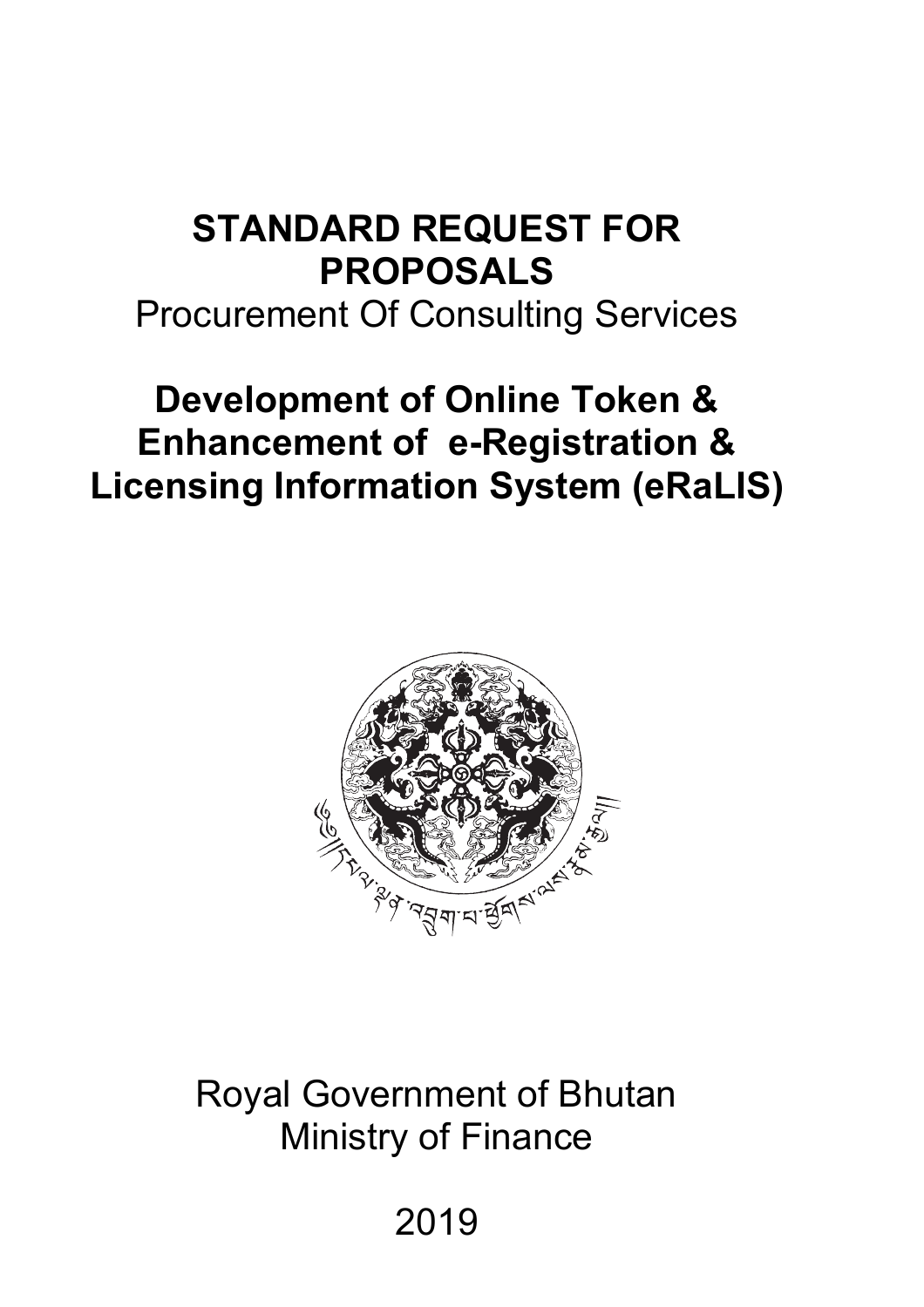# STANDARD REQUEST FOR PROPOSALS

Procurement Of Consulting Services

## Development of Online Token & Enhancement of e-Registration & Licensing Information System (eRaLIS)

Royal Government of Bhutan
Ministry of Finance

2019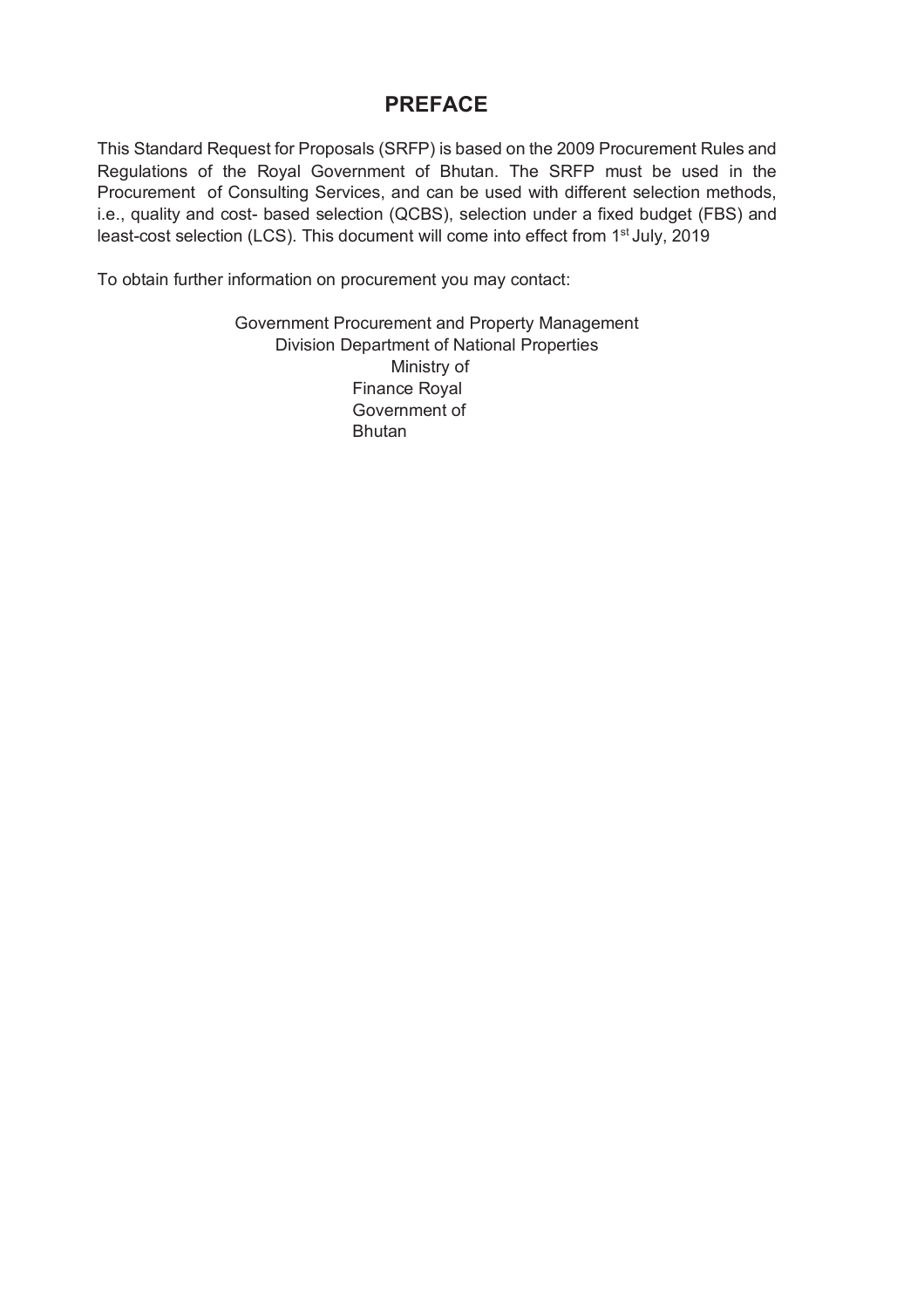# PREFACE

This Standard Request for Proposals (SRFP) is based on the 2009 Procurement Rules and Regulations of the Royal Government of Bhutan. The SRFP must be used in the Procurement of Consulting Services, and can be used with different selection methods, i.e., quality and cost- based selection (QCBS), selection under a fixed budget (FBS) and least-cost selection (LCS). This document will come into effect from 1st July, 2019

To obtain further information on procurement you may contact:

Government Procurement and Property Management
Division Department of National Properties
Ministry of
Finance Royal
Government of
Bhutan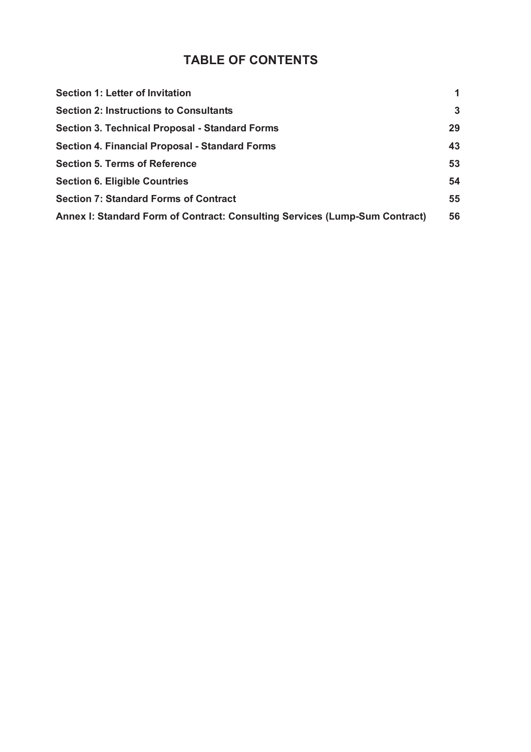# TABLE OF CONTENTS

| | |
|---|---|
| **Section 1: Letter of Invitation** | **1** |
| **Section 2: Instructions to Consultants** | **3** |
| **Section 3. Technical Proposal - Standard Forms** | **29** |
| **Section 4. Financial Proposal - Standard Forms** | **43** |
| **Section 5. Terms of Reference** | **53** |
| **Section 6. Eligible Countries** | **54** |
| **Section 7: Standard Forms of Contract** | **55** |
| **Annex I: Standard Form of Contract: Consulting Services (Lump-Sum Contract)** | **56** |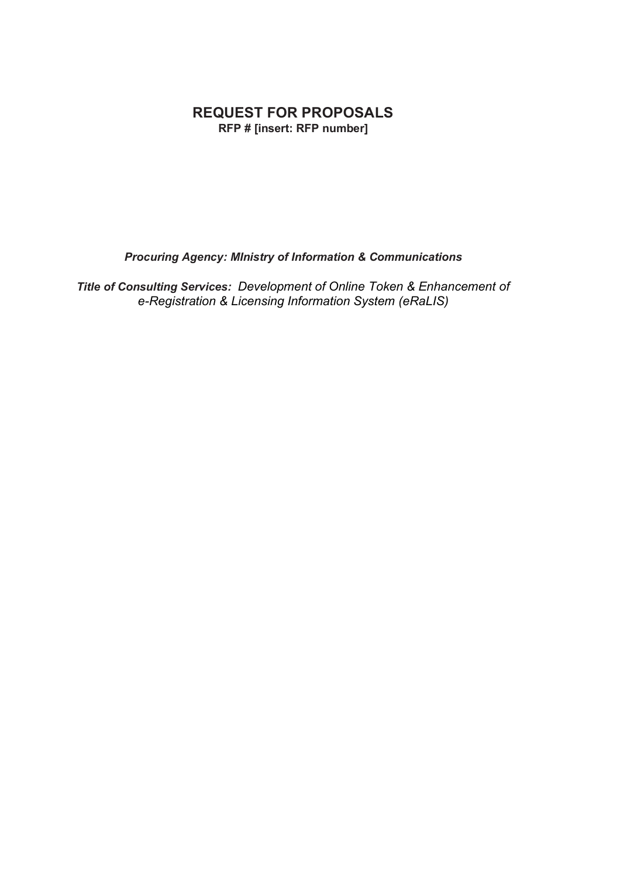# REQUEST FOR PROPOSALS

**RFP # [insert: RFP number]**

***Procuring Agency: MInistry of Information & Communications***

***Title of Consulting Services:*** *Development of Online Token & Enhancement of e-Registration & Licensing Information System (eRaLIS)*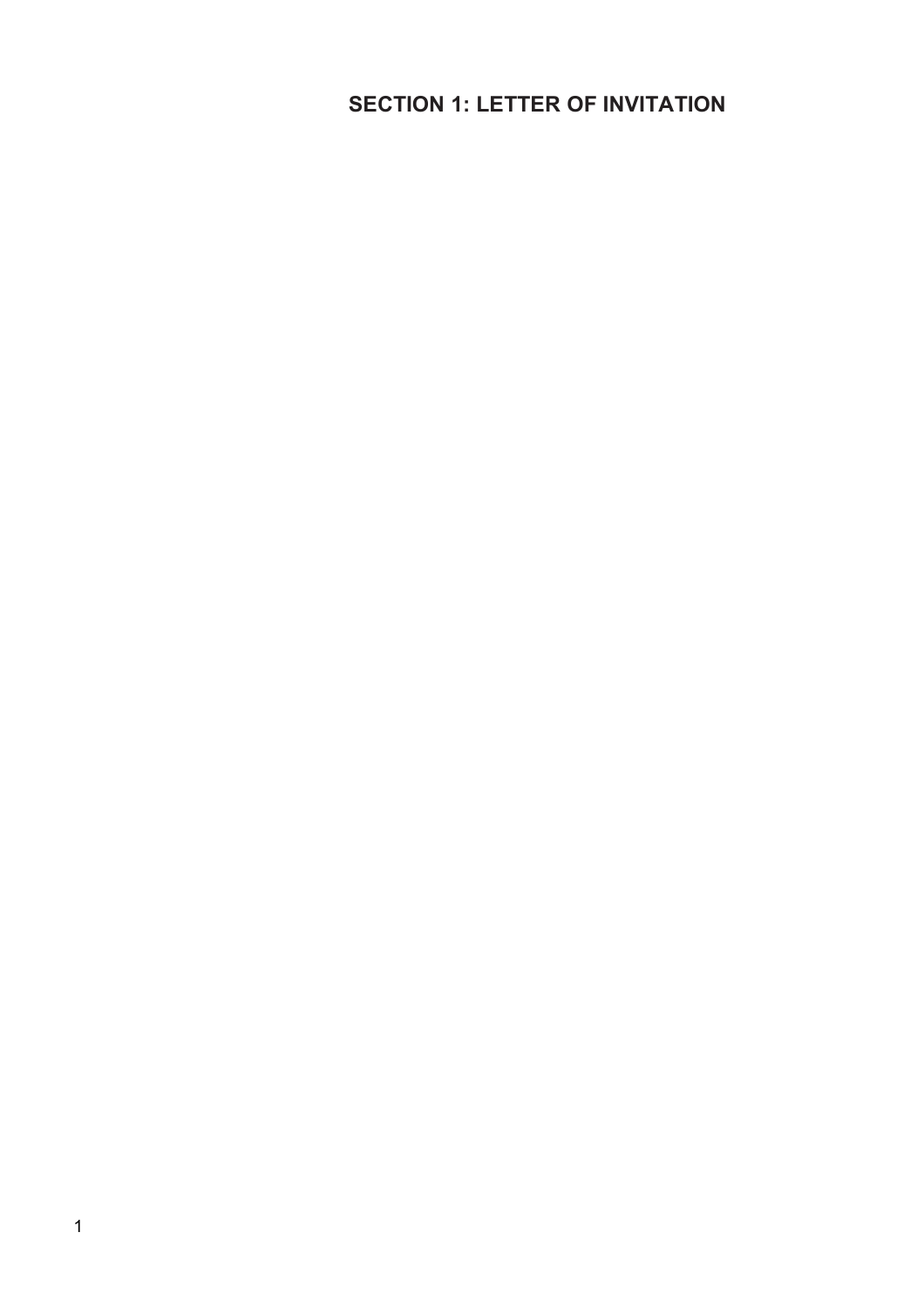# SECTION 1: LETTER OF INVITATION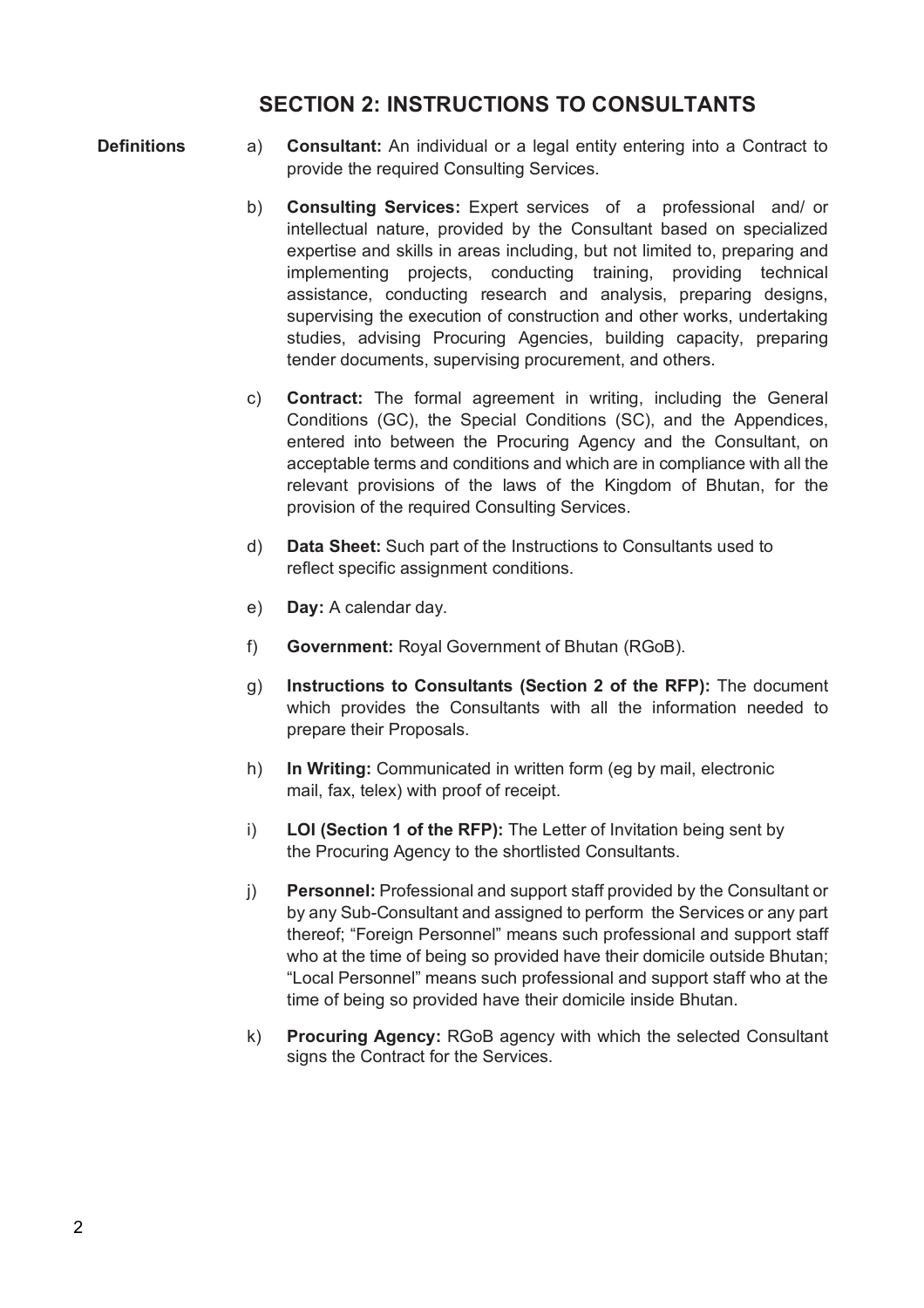## SECTION 2: INSTRUCTIONS TO CONSULTANTS

**Definitions**

a) **Consultant:** An individual or a legal entity entering into a Contract to provide the required Consulting Services.

b) **Consulting Services:** Expert services of a professional and/ or intellectual nature, provided by the Consultant based on specialized expertise and skills in areas including, but not limited to, preparing and implementing projects, conducting training, providing technical assistance, conducting research and analysis, preparing designs, supervising the execution of construction and other works, undertaking studies, advising Procuring Agencies, building capacity, preparing tender documents, supervising procurement, and others.

c) **Contract:** The formal agreement in writing, including the General Conditions (GC), the Special Conditions (SC), and the Appendices, entered into between the Procuring Agency and the Consultant, on acceptable terms and conditions and which are in compliance with all the relevant provisions of the laws of the Kingdom of Bhutan, for the provision of the required Consulting Services.

d) **Data Sheet:** Such part of the Instructions to Consultants used to reflect specific assignment conditions.

e) **Day:** A calendar day.

f) **Government:** Royal Government of Bhutan (RGoB).

g) **Instructions to Consultants (Section 2 of the RFP):** The document which provides the Consultants with all the information needed to prepare their Proposals.

h) **In Writing:** Communicated in written form (eg by mail, electronic mail, fax, telex) with proof of receipt.

i) **LOI (Section 1 of the RFP):** The Letter of Invitation being sent by the Procuring Agency to the shortlisted Consultants.

j) **Personnel:** Professional and support staff provided by the Consultant or by any Sub-Consultant and assigned to perform the Services or any part thereof; "Foreign Personnel" means such professional and support staff who at the time of being so provided have their domicile outside Bhutan; "Local Personnel" means such professional and support staff who at the time of being so provided have their domicile inside Bhutan.

k) **Procuring Agency:** RGoB agency with which the selected Consultant signs the Contract for the Services.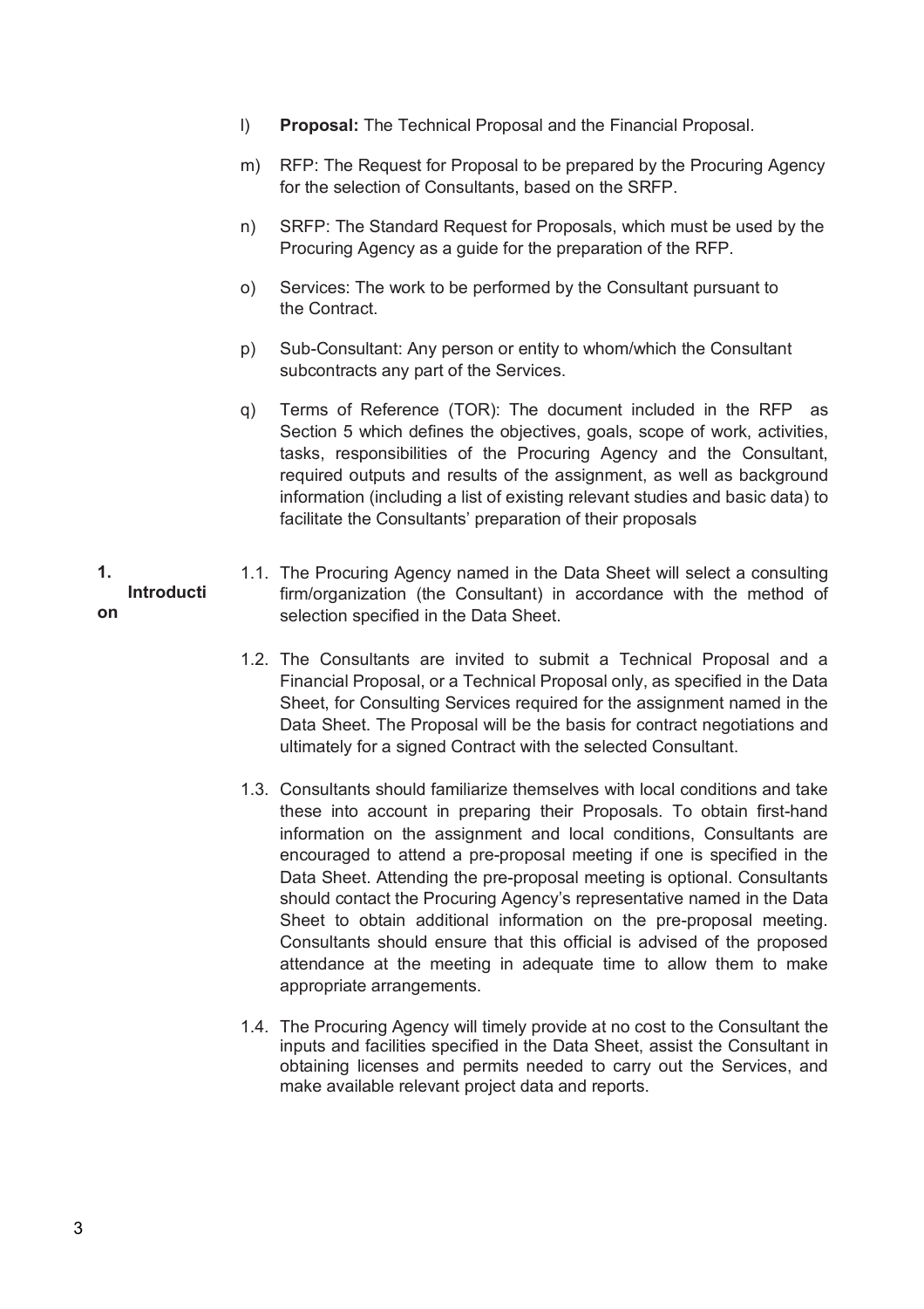l) **Proposal:** The Technical Proposal and the Financial Proposal.

m) RFP: The Request for Proposal to be prepared by the Procuring Agency for the selection of Consultants, based on the SRFP.

n) SRFP: The Standard Request for Proposals, which must be used by the Procuring Agency as a guide for the preparation of the RFP.

o) Services: The work to be performed by the Consultant pursuant to the Contract.

p) Sub-Consultant: Any person or entity to whom/which the Consultant subcontracts any part of the Services.

q) Terms of Reference (TOR): The document included in the RFP as Section 5 which defines the objectives, goals, scope of work, activities, tasks, responsibilities of the Procuring Agency and the Consultant, required outputs and results of the assignment, as well as background information (including a list of existing relevant studies and basic data) to facilitate the Consultants' preparation of their proposals

## 1. Introduction

1.1. The Procuring Agency named in the Data Sheet will select a consulting firm/organization (the Consultant) in accordance with the method of selection specified in the Data Sheet.

1.2. The Consultants are invited to submit a Technical Proposal and a Financial Proposal, or a Technical Proposal only, as specified in the Data Sheet, for Consulting Services required for the assignment named in the Data Sheet. The Proposal will be the basis for contract negotiations and ultimately for a signed Contract with the selected Consultant.

1.3. Consultants should familiarize themselves with local conditions and take these into account in preparing their Proposals. To obtain first-hand information on the assignment and local conditions, Consultants are encouraged to attend a pre-proposal meeting if one is specified in the Data Sheet. Attending the pre-proposal meeting is optional. Consultants should contact the Procuring Agency's representative named in the Data Sheet to obtain additional information on the pre-proposal meeting. Consultants should ensure that this official is advised of the proposed attendance at the meeting in adequate time to allow them to make appropriate arrangements.

1.4. The Procuring Agency will timely provide at no cost to the Consultant the inputs and facilities specified in the Data Sheet, assist the Consultant in obtaining licenses and permits needed to carry out the Services, and make available relevant project data and reports.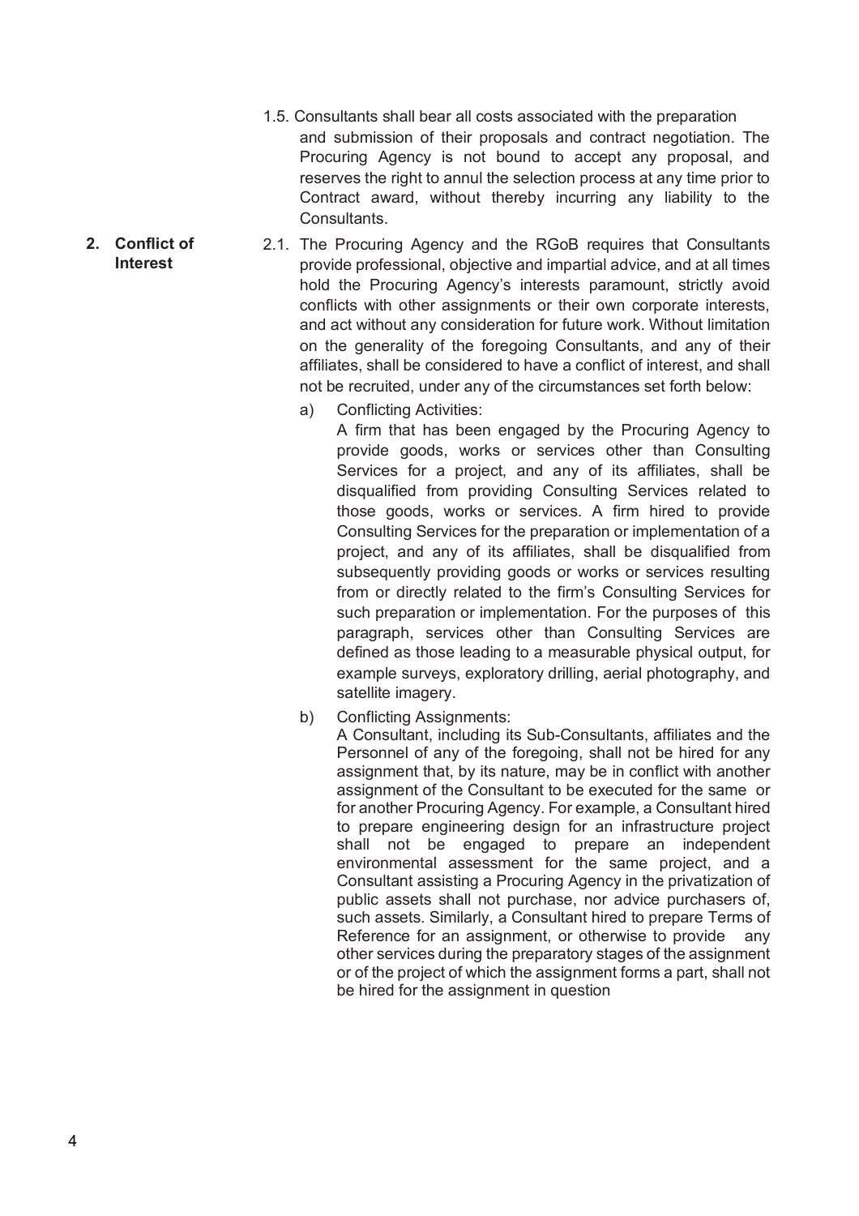1.5. Consultants shall bear all costs associated with the preparation and submission of their proposals and contract negotiation. The Procuring Agency is not bound to accept any proposal, and reserves the right to annul the selection process at any time prior to Contract award, without thereby incurring any liability to the Consultants.

**2. Conflict of Interest**

2.1. The Procuring Agency and the RGoB requires that Consultants provide professional, objective and impartial advice, and at all times hold the Procuring Agency's interests paramount, strictly avoid conflicts with other assignments or their own corporate interests, and act without any consideration for future work. Without limitation on the generality of the foregoing Consultants, and any of their affiliates, shall be considered to have a conflict of interest, and shall not be recruited, under any of the circumstances set forth below:

a) Conflicting Activities:
A firm that has been engaged by the Procuring Agency to provide goods, works or services other than Consulting Services for a project, and any of its affiliates, shall be disqualified from providing Consulting Services related to those goods, works or services. A firm hired to provide Consulting Services for the preparation or implementation of a project, and any of its affiliates, shall be disqualified from subsequently providing goods or works or services resulting from or directly related to the firm's Consulting Services for such preparation or implementation. For the purposes of this paragraph, services other than Consulting Services are defined as those leading to a measurable physical output, for example surveys, exploratory drilling, aerial photography, and satellite imagery.

b) Conflicting Assignments:
A Consultant, including its Sub-Consultants, affiliates and the Personnel of any of the foregoing, shall not be hired for any assignment that, by its nature, may be in conflict with another assignment of the Consultant to be executed for the same or for another Procuring Agency. For example, a Consultant hired to prepare engineering design for an infrastructure project shall not be engaged to prepare an independent environmental assessment for the same project, and a Consultant assisting a Procuring Agency in the privatization of public assets shall not purchase, nor advice purchasers of, such assets. Similarly, a Consultant hired to prepare Terms of Reference for an assignment, or otherwise to provide any other services during the preparatory stages of the assignment or of the project of which the assignment forms a part, shall not be hired for the assignment in question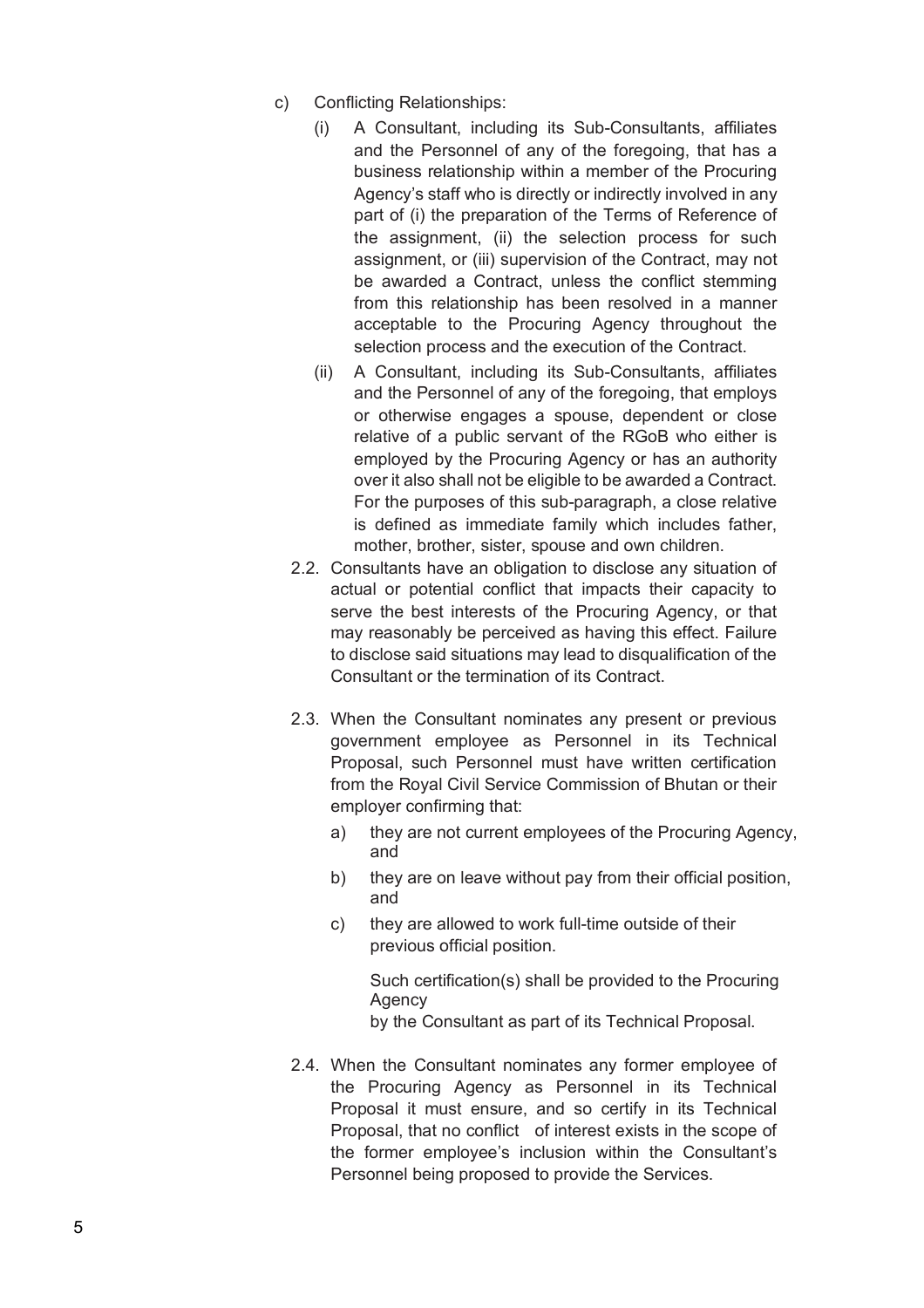c) Conflicting Relationships:

   (i) A Consultant, including its Sub-Consultants, affiliates and the Personnel of any of the foregoing, that has a business relationship within a member of the Procuring Agency's staff who is directly or indirectly involved in any part of (i) the preparation of the Terms of Reference of the assignment, (ii) the selection process for such assignment, or (iii) supervision of the Contract, may not be awarded a Contract, unless the conflict stemming from this relationship has been resolved in a manner acceptable to the Procuring Agency throughout the selection process and the execution of the Contract.

   (ii) A Consultant, including its Sub-Consultants, affiliates and the Personnel of any of the foregoing, that employs or otherwise engages a spouse, dependent or close relative of a public servant of the RGoB who either is employed by the Procuring Agency or has an authority over it also shall not be eligible to be awarded a Contract. For the purposes of this sub-paragraph, a close relative is defined as immediate family which includes father, mother, brother, sister, spouse and own children.

2.2. Consultants have an obligation to disclose any situation of actual or potential conflict that impacts their capacity to serve the best interests of the Procuring Agency, or that may reasonably be perceived as having this effect. Failure to disclose said situations may lead to disqualification of the Consultant or the termination of its Contract.

2.3. When the Consultant nominates any present or previous government employee as Personnel in its Technical Proposal, such Personnel must have written certification from the Royal Civil Service Commission of Bhutan or their employer confirming that:

   a) they are not current employees of the Procuring Agency, and

   b) they are on leave without pay from their official position, and

   c) they are allowed to work full-time outside of their previous official position.

   Such certification(s) shall be provided to the Procuring Agency by the Consultant as part of its Technical Proposal.

2.4. When the Consultant nominates any former employee of the Procuring Agency as Personnel in its Technical Proposal it must ensure, and so certify in its Technical Proposal, that no conflict of interest exists in the scope of the former employee's inclusion within the Consultant's Personnel being proposed to provide the Services.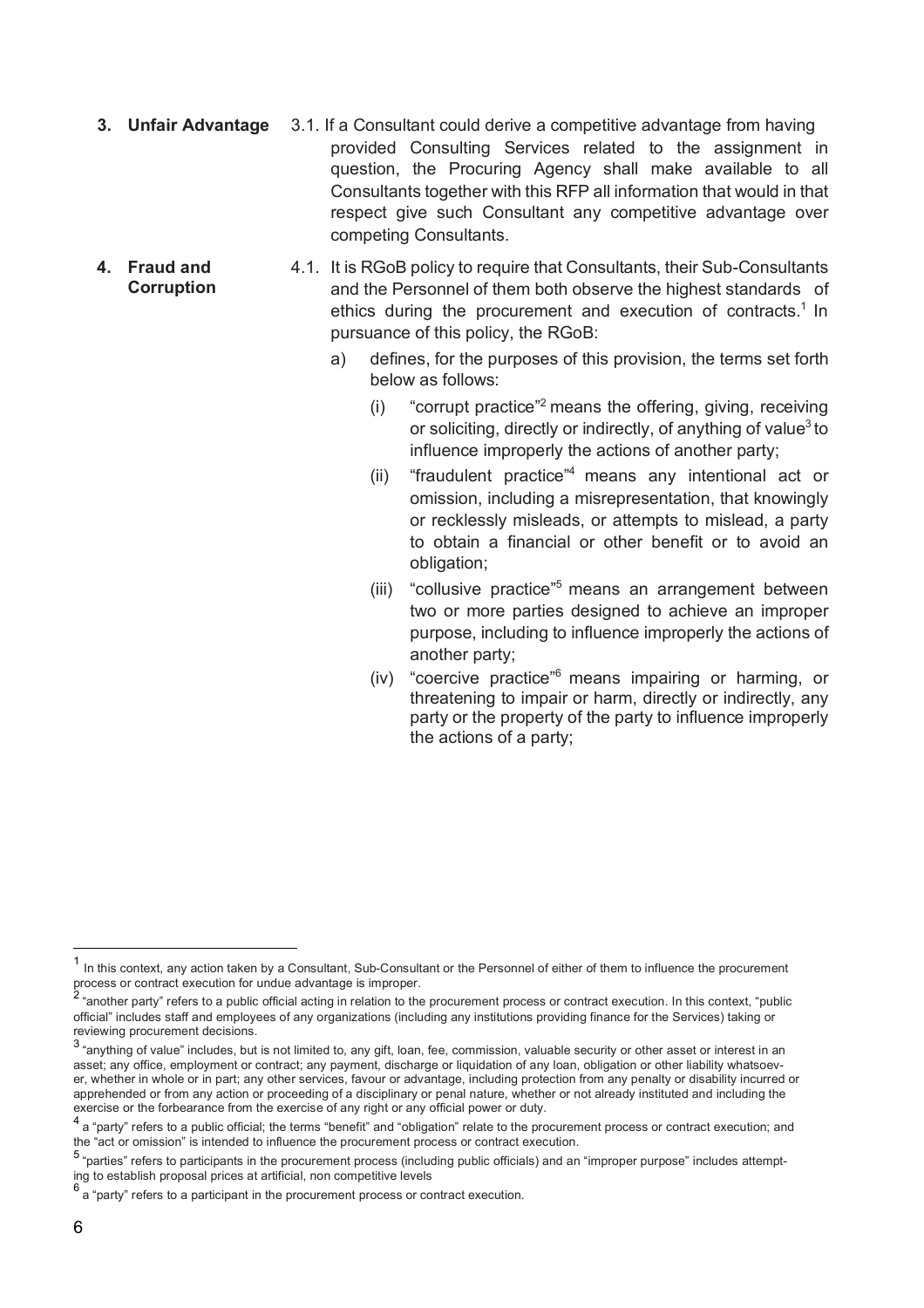**3. Unfair Advantage**

3.1. If a Consultant could derive a competitive advantage from having provided Consulting Services related to the assignment in question, the Procuring Agency shall make available to all Consultants together with this RFP all information that would in that respect give such Consultant any competitive advantage over competing Consultants.

**4. Fraud and Corruption**

4.1. It is RGoB policy to require that Consultants, their Sub-Consultants and the Personnel of them both observe the highest standards of ethics during the procurement and execution of contracts.[1] In pursuance of this policy, the RGoB:

a) defines, for the purposes of this provision, the terms set forth below as follows:

(i) "corrupt practice"[2] means the offering, giving, receiving or soliciting, directly or indirectly, of anything of value[3] to influence improperly the actions of another party;

(ii) "fraudulent practice"[4] means any intentional act or omission, including a misrepresentation, that knowingly or recklessly misleads, or attempts to mislead, a party to obtain a financial or other benefit or to avoid an obligation;

(iii) "collusive practice"[5] means an arrangement between two or more parties designed to achieve an improper purpose, including to influence improperly the actions of another party;

(iv) "coercive practice"[6] means impairing or harming, or threatening to impair or harm, directly or indirectly, any party or the property of the party to influence improperly the actions of a party;

---

[1] In this context, any action taken by a Consultant, Sub-Consultant or the Personnel of either of them to influence the procurement process or contract execution for undue advantage is improper.

[2] "another party" refers to a public official acting in relation to the procurement process or contract execution. In this context, "public official" includes staff and employees of any organizations (including any institutions providing finance for the Services) taking or reviewing procurement decisions.

[3] "anything of value" includes, but is not limited to, any gift, loan, fee, commission, valuable security or other asset or interest in an asset; any office, employment or contract; any payment, discharge or liquidation of any loan, obligation or other liability whatsoever, whether in whole or in part; any other services, favour or advantage, including protection from any penalty or disability incurred or apprehended or from any action or proceeding of a disciplinary or penal nature, whether or not already instituted and including the exercise or the forbearance from the exercise of any right or any official power or duty.

[4] a "party" refers to a public official; the terms "benefit" and "obligation" relate to the procurement process or contract execution; and the "act or omission" is intended to influence the procurement process or contract execution.

[5] "parties" refers to participants in the procurement process (including public officials) and an "improper purpose" includes attempting to establish proposal prices at artificial, non competitive levels

[6] a "party" refers to a participant in the procurement process or contract execution.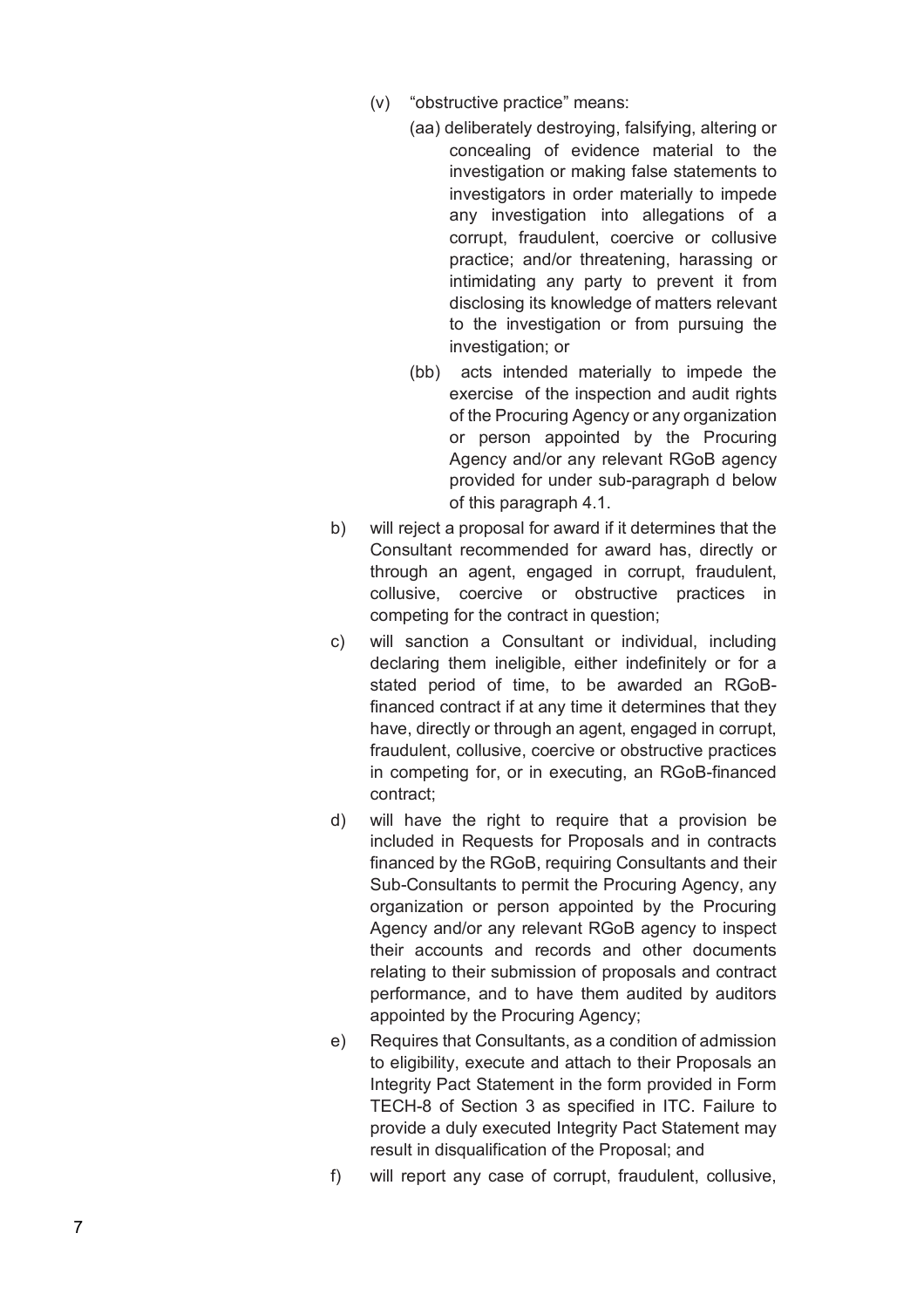(v) "obstructive practice" means:

(aa) deliberately destroying, falsifying, altering or concealing of evidence material to the investigation or making false statements to investigators in order materially to impede any investigation into allegations of a corrupt, fraudulent, coercive or collusive practice; and/or threatening, harassing or intimidating any party to prevent it from disclosing its knowledge of matters relevant to the investigation or from pursuing the investigation; or

(bb) acts intended materially to impede the exercise of the inspection and audit rights of the Procuring Agency or any organization or person appointed by the Procuring Agency and/or any relevant RGoB agency provided for under sub-paragraph d below of this paragraph 4.1.

b) will reject a proposal for award if it determines that the Consultant recommended for award has, directly or through an agent, engaged in corrupt, fraudulent, collusive, coercive or obstructive practices in competing for the contract in question;

c) will sanction a Consultant or individual, including declaring them ineligible, either indefinitely or for a stated period of time, to be awarded an RGoB-financed contract if at any time it determines that they have, directly or through an agent, engaged in corrupt, fraudulent, collusive, coercive or obstructive practices in competing for, or in executing, an RGoB-financed contract;

d) will have the right to require that a provision be included in Requests for Proposals and in contracts financed by the RGoB, requiring Consultants and their Sub-Consultants to permit the Procuring Agency, any organization or person appointed by the Procuring Agency and/or any relevant RGoB agency to inspect their accounts and records and other documents relating to their submission of proposals and contract performance, and to have them audited by auditors appointed by the Procuring Agency;

e) Requires that Consultants, as a condition of admission to eligibility, execute and attach to their Proposals an Integrity Pact Statement in the form provided in Form TECH-8 of Section 3 as specified in ITC. Failure to provide a duly executed Integrity Pact Statement may result in disqualification of the Proposal; and

f) will report any case of corrupt, fraudulent, collusive,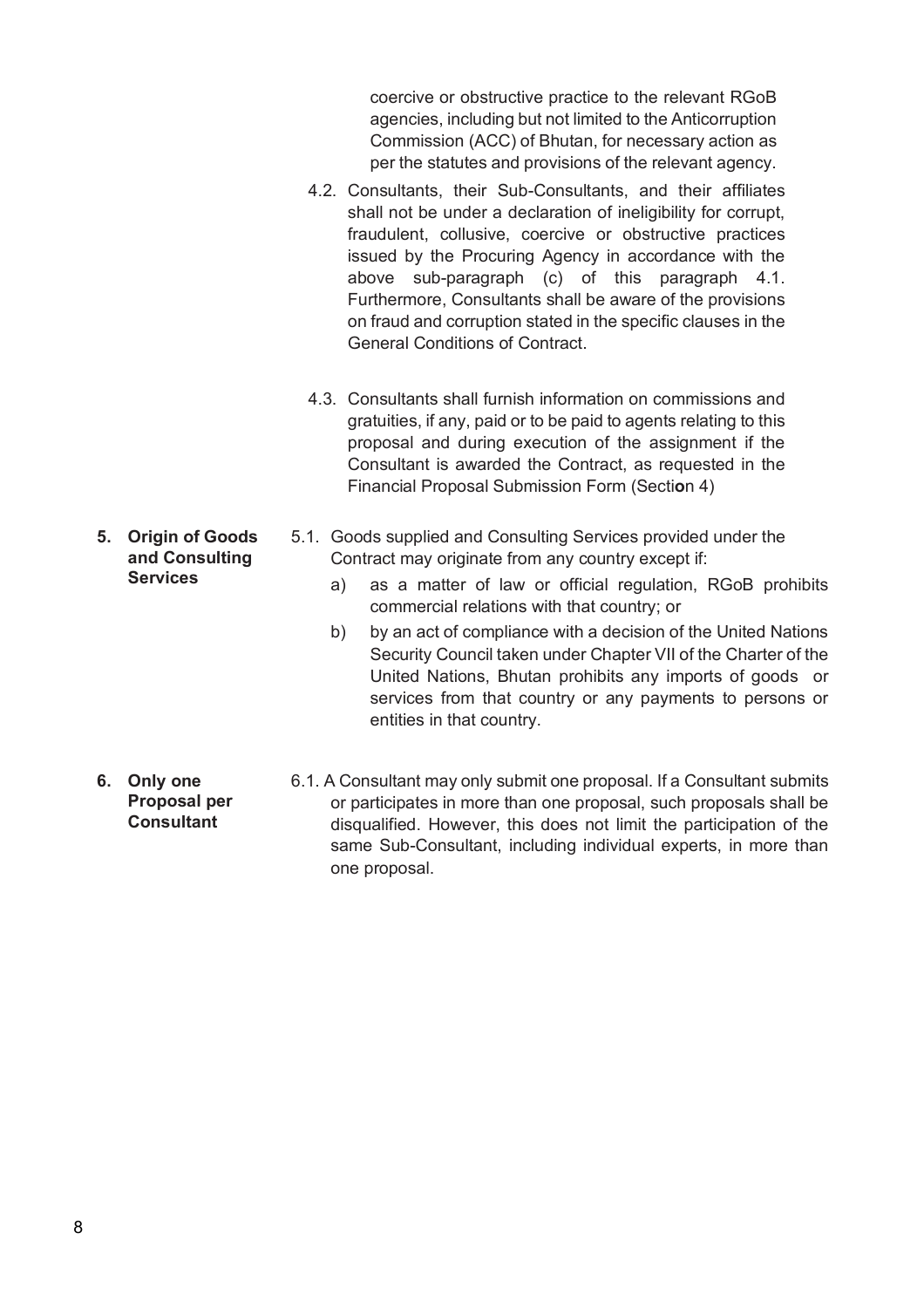coercive or obstructive practice to the relevant RGoB agencies, including but not limited to the Anticorruption Commission (ACC) of Bhutan, for necessary action as per the statutes and provisions of the relevant agency.

4.2. Consultants, their Sub-Consultants, and their affiliates shall not be under a declaration of ineligibility for corrupt, fraudulent, collusive, coercive or obstructive practices issued by the Procuring Agency in accordance with the above sub-paragraph (c) of this paragraph 4.1. Furthermore, Consultants shall be aware of the provisions on fraud and corruption stated in the specific clauses in the General Conditions of Contract.

4.3. Consultants shall furnish information on commissions and gratuities, if any, paid or to be paid to agents relating to this proposal and during execution of the assignment if the Consultant is awarded the Contract, as requested in the Financial Proposal Submission Form (Section 4)

**5. Origin of Goods and Consulting Services**

5.1. Goods supplied and Consulting Services provided under the Contract may originate from any country except if:

a) as a matter of law or official regulation, RGoB prohibits commercial relations with that country; or

b) by an act of compliance with a decision of the United Nations Security Council taken under Chapter VII of the Charter of the United Nations, Bhutan prohibits any imports of goods or services from that country or any payments to persons or entities in that country.

**6. Only one Proposal per Consultant**

6.1. A Consultant may only submit one proposal. If a Consultant submits or participates in more than one proposal, such proposals shall be disqualified. However, this does not limit the participation of the same Sub-Consultant, including individual experts, in more than one proposal.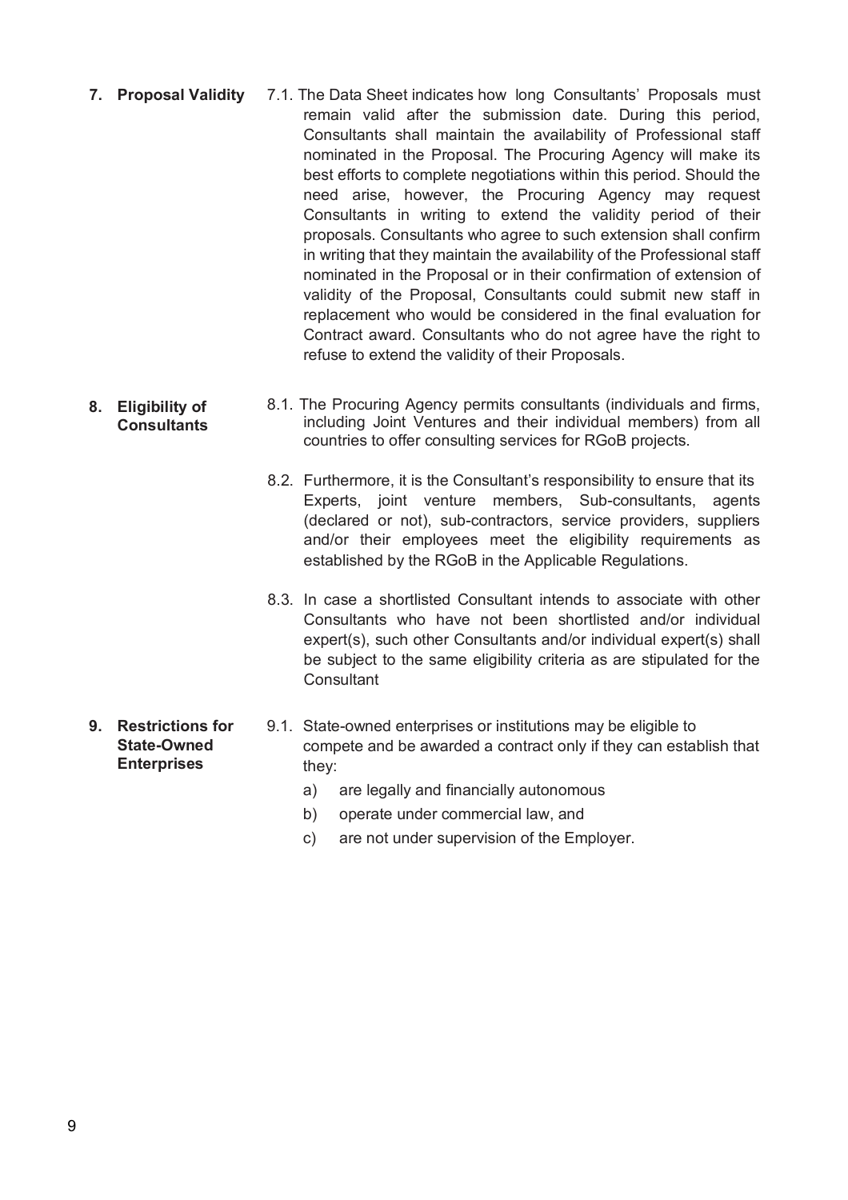**7. Proposal Validity**

7.1. The Data Sheet indicates how long Consultants' Proposals must remain valid after the submission date. During this period, Consultants shall maintain the availability of Professional staff nominated in the Proposal. The Procuring Agency will make its best efforts to complete negotiations within this period. Should the need arise, however, the Procuring Agency may request Consultants in writing to extend the validity period of their proposals. Consultants who agree to such extension shall confirm in writing that they maintain the availability of the Professional staff nominated in the Proposal or in their confirmation of extension of validity of the Proposal, Consultants could submit new staff in replacement who would be considered in the final evaluation for Contract award. Consultants who do not agree have the right to refuse to extend the validity of their Proposals.

**8. Eligibility of Consultants**

8.1. The Procuring Agency permits consultants (individuals and firms, including Joint Ventures and their individual members) from all countries to offer consulting services for RGoB projects.

8.2. Furthermore, it is the Consultant's responsibility to ensure that its Experts, joint venture members, Sub-consultants, agents (declared or not), sub-contractors, service providers, suppliers and/or their employees meet the eligibility requirements as established by the RGoB in the Applicable Regulations.

8.3. In case a shortlisted Consultant intends to associate with other Consultants who have not been shortlisted and/or individual expert(s), such other Consultants and/or individual expert(s) shall be subject to the same eligibility criteria as are stipulated for the Consultant

**9. Restrictions for State-Owned Enterprises**

9.1. State-owned enterprises or institutions may be eligible to compete and be awarded a contract only if they can establish that they:

a) are legally and financially autonomous

b) operate under commercial law, and

c) are not under supervision of the Employer.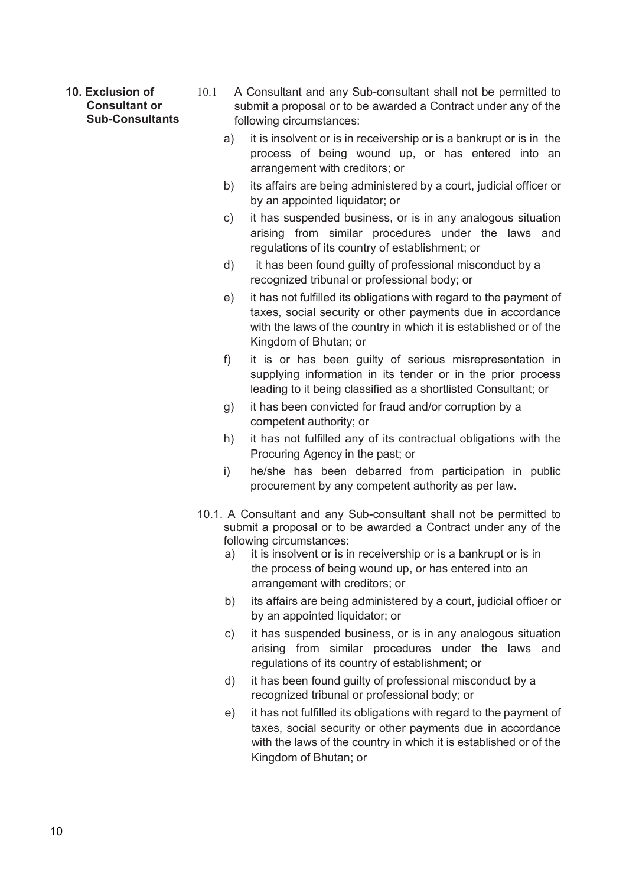**10. Exclusion of Consultant or Sub-Consultants**

10.1 A Consultant and any Sub-consultant shall not be permitted to submit a proposal or to be awarded a Contract under any of the following circumstances:

a) it is insolvent or is in receivership or is a bankrupt or is in the process of being wound up, or has entered into an arrangement with creditors; or

b) its affairs are being administered by a court, judicial officer or by an appointed liquidator; or

c) it has suspended business, or is in any analogous situation arising from similar procedures under the laws and regulations of its country of establishment; or

d) it has been found guilty of professional misconduct by a recognized tribunal or professional body; or

e) it has not fulfilled its obligations with regard to the payment of taxes, social security or other payments due in accordance with the laws of the country in which it is established or of the Kingdom of Bhutan; or

f) it is or has been guilty of serious misrepresentation in supplying information in its tender or in the prior process leading to it being classified as a shortlisted Consultant; or

g) it has been convicted for fraud and/or corruption by a competent authority; or

h) it has not fulfilled any of its contractual obligations with the Procuring Agency in the past; or

i) he/she has been debarred from participation in public procurement by any competent authority as per law.

10.1. A Consultant and any Sub-consultant shall not be permitted to submit a proposal or to be awarded a Contract under any of the following circumstances:

a) it is insolvent or is in receivership or is a bankrupt or is in the process of being wound up, or has entered into an arrangement with creditors; or

b) its affairs are being administered by a court, judicial officer or by an appointed liquidator; or

c) it has suspended business, or is in any analogous situation arising from similar procedures under the laws and regulations of its country of establishment; or

d) it has been found guilty of professional misconduct by a recognized tribunal or professional body; or

e) it has not fulfilled its obligations with regard to the payment of taxes, social security or other payments due in accordance with the laws of the country in which it is established or of the Kingdom of Bhutan; or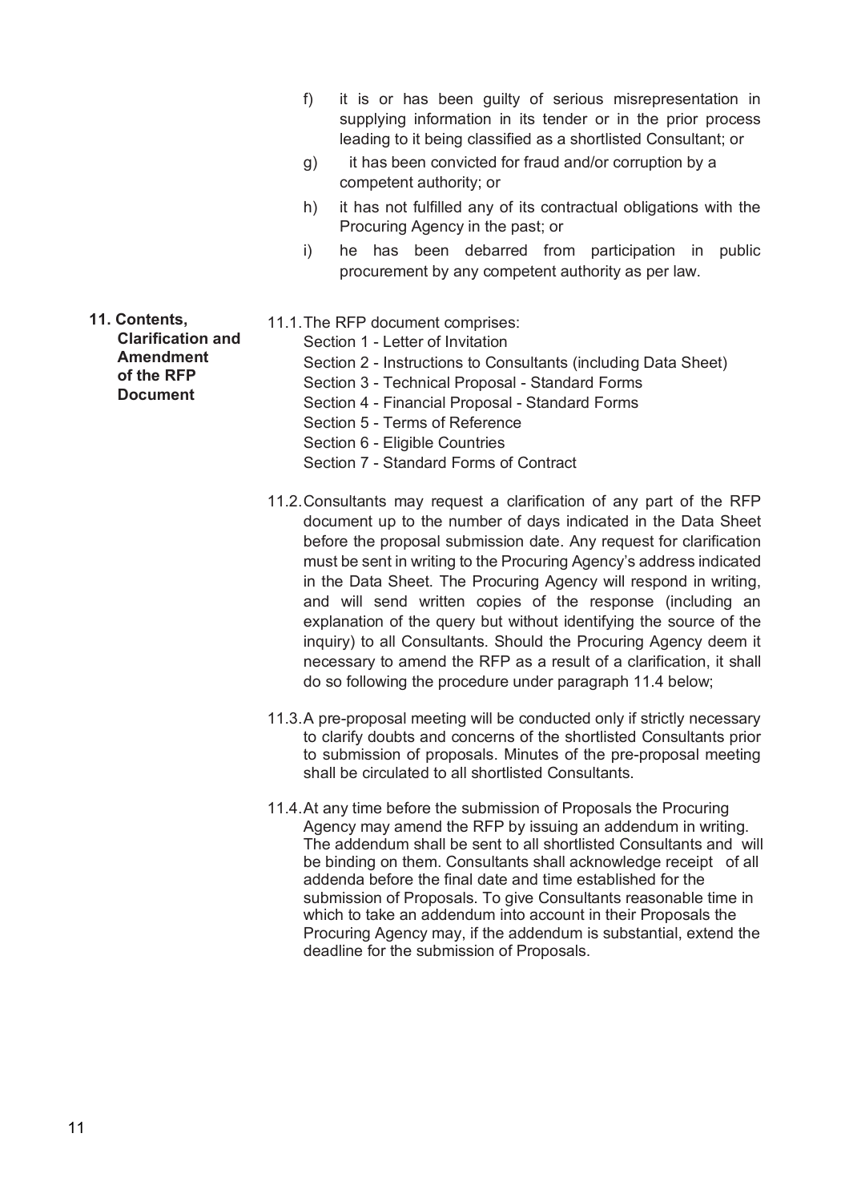f) it is or has been guilty of serious misrepresentation in supplying information in its tender or in the prior process leading to it being classified as a shortlisted Consultant; or

g) it has been convicted for fraud and/or corruption by a competent authority; or

h) it has not fulfilled any of its contractual obligations with the Procuring Agency in the past; or

i) he has been debarred from participation in public procurement by any competent authority as per law.

**11. Contents, Clarification and Amendment of the RFP Document**

11.1. The RFP document comprises:

Section 1 - Letter of Invitation
Section 2 - Instructions to Consultants (including Data Sheet)
Section 3 - Technical Proposal - Standard Forms
Section 4 - Financial Proposal - Standard Forms
Section 5 - Terms of Reference
Section 6 - Eligible Countries
Section 7 - Standard Forms of Contract

11.2. Consultants may request a clarification of any part of the RFP document up to the number of days indicated in the Data Sheet before the proposal submission date. Any request for clarification must be sent in writing to the Procuring Agency's address indicated in the Data Sheet. The Procuring Agency will respond in writing, and will send written copies of the response (including an explanation of the query but without identifying the source of the inquiry) to all Consultants. Should the Procuring Agency deem it necessary to amend the RFP as a result of a clarification, it shall do so following the procedure under paragraph 11.4 below;

11.3. A pre-proposal meeting will be conducted only if strictly necessary to clarify doubts and concerns of the shortlisted Consultants prior to submission of proposals. Minutes of the pre-proposal meeting shall be circulated to all shortlisted Consultants.

11.4. At any time before the submission of Proposals the Procuring Agency may amend the RFP by issuing an addendum in writing. The addendum shall be sent to all shortlisted Consultants and will be binding on them. Consultants shall acknowledge receipt of all addenda before the final date and time established for the submission of Proposals. To give Consultants reasonable time in which to take an addendum into account in their Proposals the Procuring Agency may, if the addendum is substantial, extend the deadline for the submission of Proposals.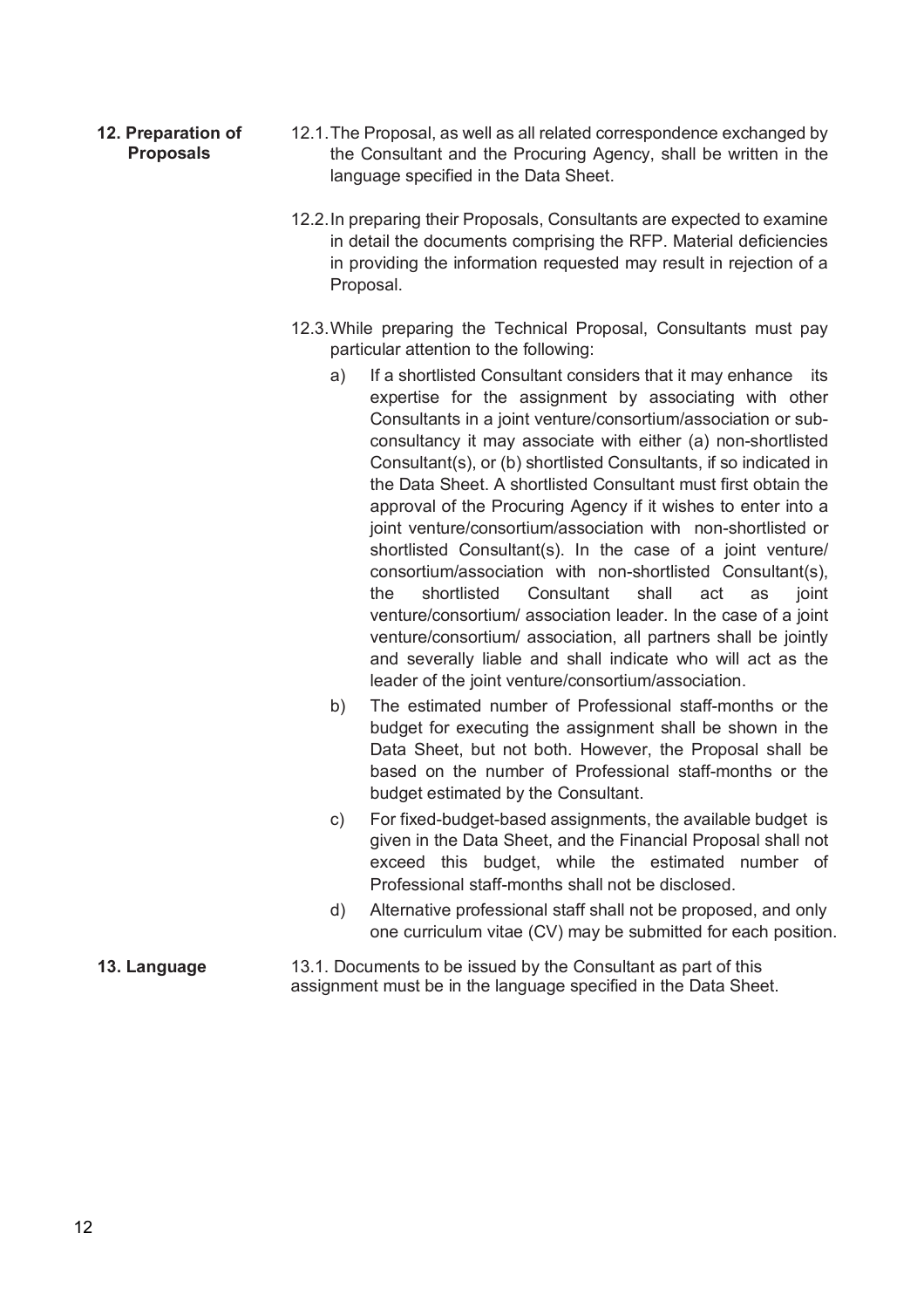**12. Preparation of Proposals**

12.1. The Proposal, as well as all related correspondence exchanged by the Consultant and the Procuring Agency, shall be written in the language specified in the Data Sheet.

12.2. In preparing their Proposals, Consultants are expected to examine in detail the documents comprising the RFP. Material deficiencies in providing the information requested may result in rejection of a Proposal.

12.3. While preparing the Technical Proposal, Consultants must pay particular attention to the following:

a) If a shortlisted Consultant considers that it may enhance its expertise for the assignment by associating with other Consultants in a joint venture/consortium/association or sub-consultancy it may associate with either (a) non-shortlisted Consultant(s), or (b) shortlisted Consultants, if so indicated in the Data Sheet. A shortlisted Consultant must first obtain the approval of the Procuring Agency if it wishes to enter into a joint venture/consortium/association with non-shortlisted or shortlisted Consultant(s). In the case of a joint venture/ consortium/association with non-shortlisted Consultant(s), the shortlisted Consultant shall act as joint venture/consortium/ association leader. In the case of a joint venture/consortium/ association, all partners shall be jointly and severally liable and shall indicate who will act as the leader of the joint venture/consortium/association.

b) The estimated number of Professional staff-months or the budget for executing the assignment shall be shown in the Data Sheet, but not both. However, the Proposal shall be based on the number of Professional staff-months or the budget estimated by the Consultant.

c) For fixed-budget-based assignments, the available budget is given in the Data Sheet, and the Financial Proposal shall not exceed this budget, while the estimated number of Professional staff-months shall not be disclosed.

d) Alternative professional staff shall not be proposed, and only one curriculum vitae (CV) may be submitted for each position.

**13. Language**

13.1. Documents to be issued by the Consultant as part of this assignment must be in the language specified in the Data Sheet.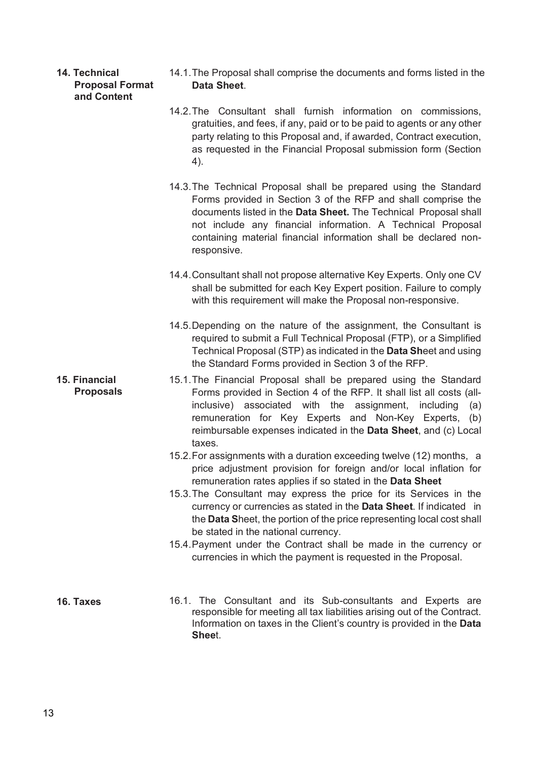**14. Technical Proposal Format and Content**

14.1. The Proposal shall comprise the documents and forms listed in the **Data Sheet**.

14.2. The Consultant shall furnish information on commissions, gratuities, and fees, if any, paid or to be paid to agents or any other party relating to this Proposal and, if awarded, Contract execution, as requested in the Financial Proposal submission form (Section 4).

14.3. The Technical Proposal shall be prepared using the Standard Forms provided in Section 3 of the RFP and shall comprise the documents listed in the **Data Sheet.** The Technical Proposal shall not include any financial information. A Technical Proposal containing material financial information shall be declared non-responsive.

14.4. Consultant shall not propose alternative Key Experts. Only one CV shall be submitted for each Key Expert position. Failure to comply with this requirement will make the Proposal non-responsive.

14.5. Depending on the nature of the assignment, the Consultant is required to submit a Full Technical Proposal (FTP), or a Simplified Technical Proposal (STP) as indicated in the **Data Sh**eet and using the Standard Forms provided in Section 3 of the RFP.

**15. Financial Proposals**

15.1. The Financial Proposal shall be prepared using the Standard Forms provided in Section 4 of the RFP. It shall list all costs (all-inclusive) associated with the assignment, including (a) remuneration for Key Experts and Non-Key Experts, (b) reimbursable expenses indicated in the **Data Sheet**, and (c) Local taxes.

15.2. For assignments with a duration exceeding twelve (12) months, a price adjustment provision for foreign and/or local inflation for remuneration rates applies if so stated in the **Data Sheet**

15.3. The Consultant may express the price for its Services in the currency or currencies as stated in the **Data Sheet**. If indicated in the **Data S**heet, the portion of the price representing local cost shall be stated in the national currency.

15.4. Payment under the Contract shall be made in the currency or currencies in which the payment is requested in the Proposal.

**16. Taxes**

16.1. The Consultant and its Sub-consultants and Experts are responsible for meeting all tax liabilities arising out of the Contract. Information on taxes in the Client's country is provided in the **Data Shee**t.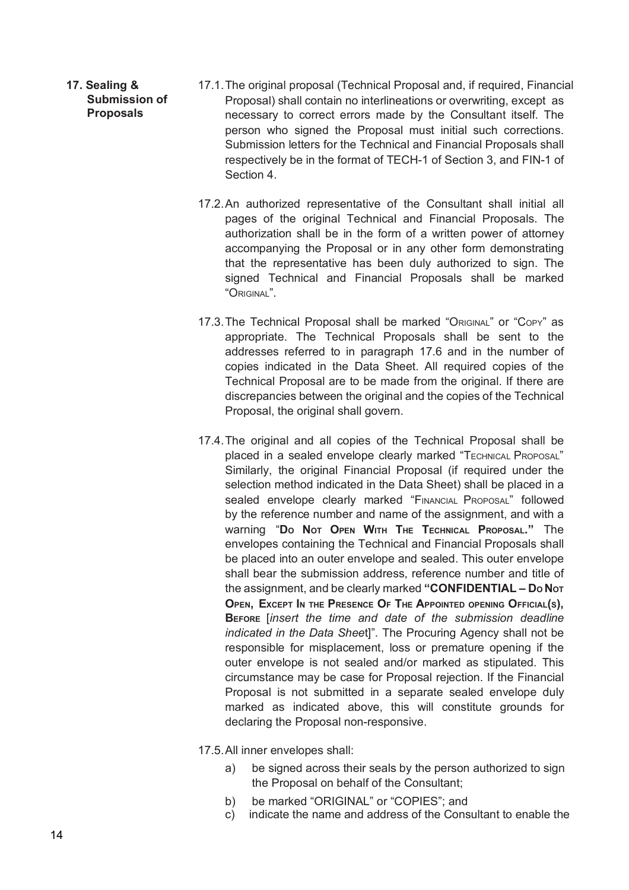**17. Sealing & Submission of Proposals**

17.1. The original proposal (Technical Proposal and, if required, Financial Proposal) shall contain no interlineations or overwriting, except as necessary to correct errors made by the Consultant itself. The person who signed the Proposal must initial such corrections. Submission letters for the Technical and Financial Proposals shall respectively be in the format of TECH-1 of Section 3, and FIN-1 of Section 4.

17.2. An authorized representative of the Consultant shall initial all pages of the original Technical and Financial Proposals. The authorization shall be in the form of a written power of attorney accompanying the Proposal or in any other form demonstrating that the representative has been duly authorized to sign. The signed Technical and Financial Proposals shall be marked "ORIGINAL".

17.3. The Technical Proposal shall be marked "ORIGINAL" or "COPY" as appropriate. The Technical Proposals shall be sent to the addresses referred to in paragraph 17.6 and in the number of copies indicated in the Data Sheet. All required copies of the Technical Proposal are to be made from the original. If there are discrepancies between the original and the copies of the Technical Proposal, the original shall govern.

17.4. The original and all copies of the Technical Proposal shall be placed in a sealed envelope clearly marked "TECHNICAL PROPOSAL" Similarly, the original Financial Proposal (if required under the selection method indicated in the Data Sheet) shall be placed in a sealed envelope clearly marked "FINANCIAL PROPOSAL" followed by the reference number and name of the assignment, and with a warning "**DO NOT OPEN WITH THE TECHNICAL PROPOSAL.**" The envelopes containing the Technical and Financial Proposals shall be placed into an outer envelope and sealed. This outer envelope shall bear the submission address, reference number and title of the assignment, and be clearly marked **"CONFIDENTIAL – DO NOT OPEN, EXCEPT IN THE PRESENCE OF THE APPOINTED OPENING OFFICIAL(S), BEFORE** [*insert the time and date of the submission deadline indicated in the Data Sheet*]". The Procuring Agency shall not be responsible for misplacement, loss or premature opening if the outer envelope is not sealed and/or marked as stipulated. This circumstance may be case for Proposal rejection. If the Financial Proposal is not submitted in a separate sealed envelope duly marked as indicated above, this will constitute grounds for declaring the Proposal non-responsive.

17.5. All inner envelopes shall:

a) be signed across their seals by the person authorized to sign the Proposal on behalf of the Consultant;

b) be marked "ORIGINAL" or "COPIES"; and

c) indicate the name and address of the Consultant to enable the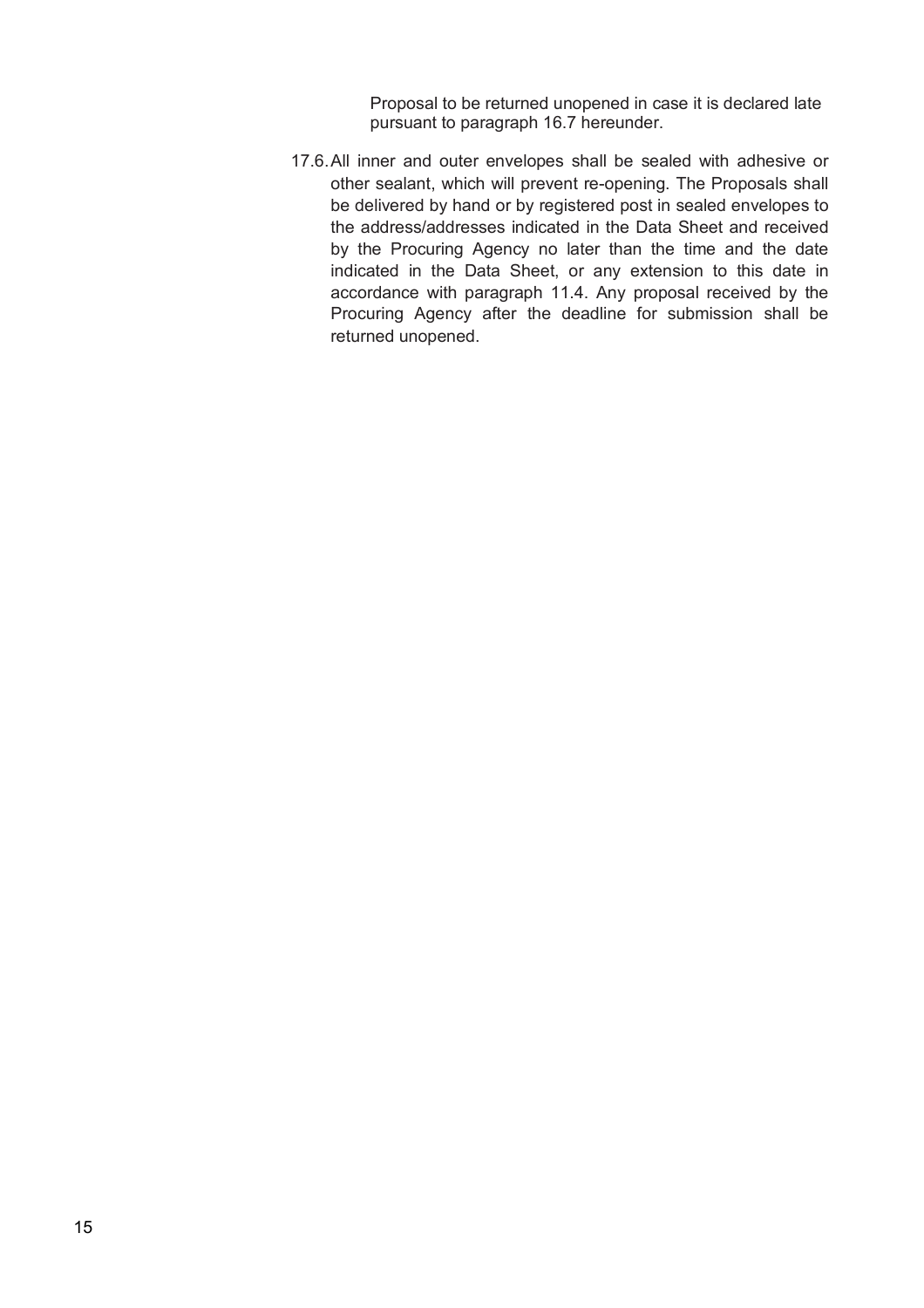Proposal to be returned unopened in case it is declared late pursuant to paragraph 16.7 hereunder.

17.6. All inner and outer envelopes shall be sealed with adhesive or other sealant, which will prevent re-opening. The Proposals shall be delivered by hand or by registered post in sealed envelopes to the address/addresses indicated in the Data Sheet and received by the Procuring Agency no later than the time and the date indicated in the Data Sheet, or any extension to this date in accordance with paragraph 11.4. Any proposal received by the Procuring Agency after the deadline for submission shall be returned unopened.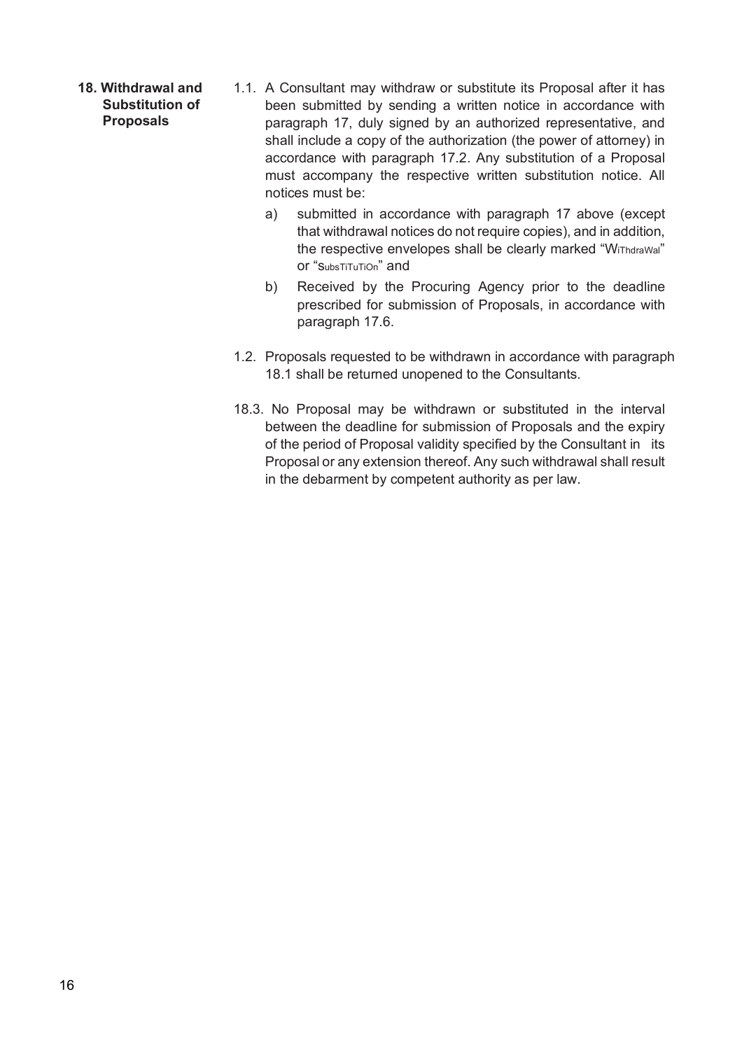**18. Withdrawal and Substitution of Proposals**

1.1. A Consultant may withdraw or substitute its Proposal after it has been submitted by sending a written notice in accordance with paragraph 17, duly signed by an authorized representative, and shall include a copy of the authorization (the power of attorney) in accordance with paragraph 17.2. Any substitution of a Proposal must accompany the respective written substitution notice. All notices must be:

a) submitted in accordance with paragraph 17 above (except that withdrawal notices do not require copies), and in addition, the respective envelopes shall be clearly marked "WiThdraWal" or "SubsTiTuTiOn" and

b) Received by the Procuring Agency prior to the deadline prescribed for submission of Proposals, in accordance with paragraph 17.6.

1.2. Proposals requested to be withdrawn in accordance with paragraph 18.1 shall be returned unopened to the Consultants.

18.3. No Proposal may be withdrawn or substituted in the interval between the deadline for submission of Proposals and the expiry of the period of Proposal validity specified by the Consultant in its Proposal or any extension thereof. Any such withdrawal shall result in the debarment by competent authority as per law.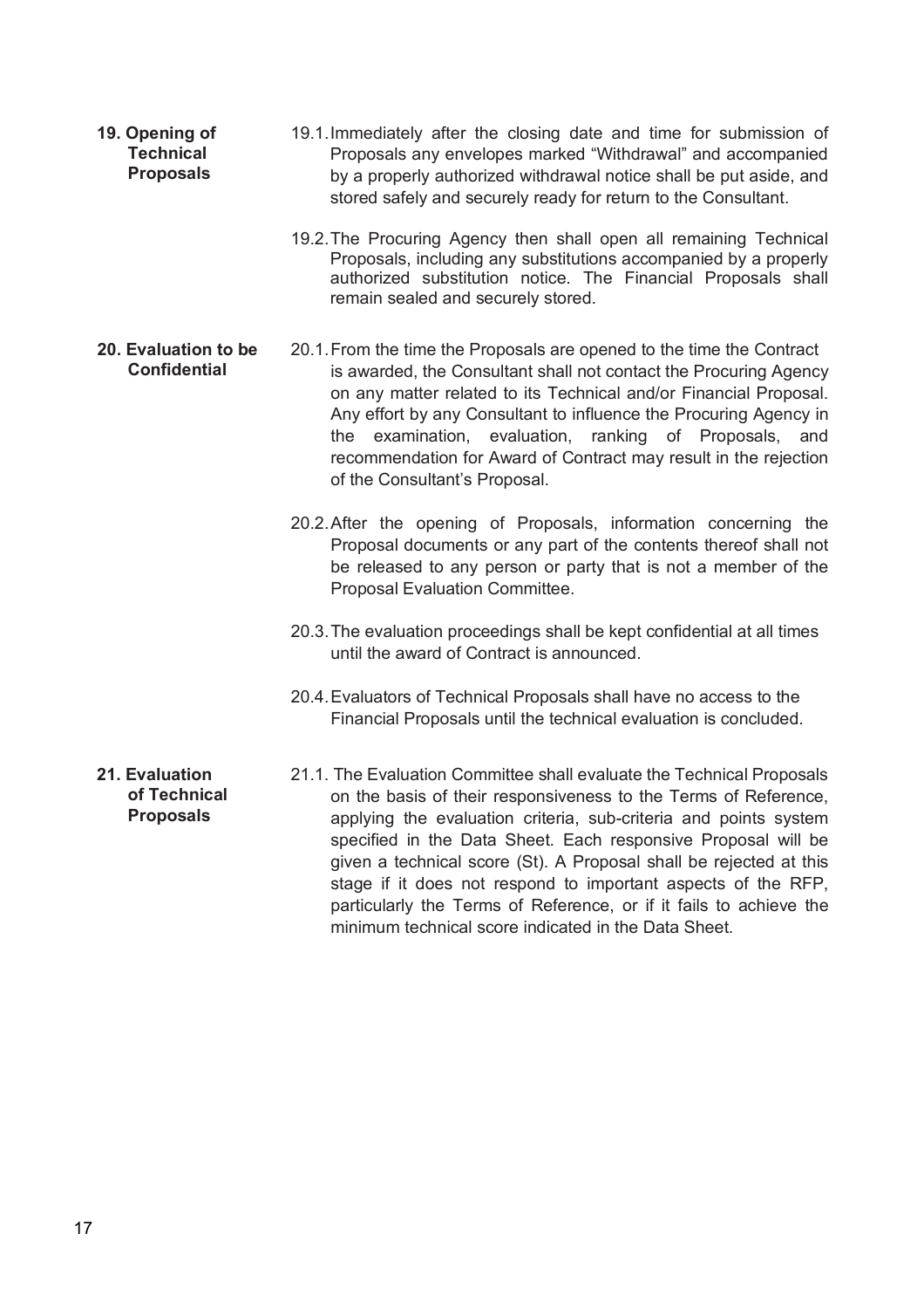**19. Opening of Technical Proposals**

19.1. Immediately after the closing date and time for submission of Proposals any envelopes marked "Withdrawal" and accompanied by a properly authorized withdrawal notice shall be put aside, and stored safely and securely ready for return to the Consultant.

19.2. The Procuring Agency then shall open all remaining Technical Proposals, including any substitutions accompanied by a properly authorized substitution notice. The Financial Proposals shall remain sealed and securely stored.

**20. Evaluation to be Confidential**

20.1. From the time the Proposals are opened to the time the Contract is awarded, the Consultant shall not contact the Procuring Agency on any matter related to its Technical and/or Financial Proposal. Any effort by any Consultant to influence the Procuring Agency in the examination, evaluation, ranking of Proposals, and recommendation for Award of Contract may result in the rejection of the Consultant's Proposal.

20.2. After the opening of Proposals, information concerning the Proposal documents or any part of the contents thereof shall not be released to any person or party that is not a member of the Proposal Evaluation Committee.

20.3. The evaluation proceedings shall be kept confidential at all times until the award of Contract is announced.

20.4. Evaluators of Technical Proposals shall have no access to the Financial Proposals until the technical evaluation is concluded.

**21. Evaluation of Technical Proposals**

21.1. The Evaluation Committee shall evaluate the Technical Proposals on the basis of their responsiveness to the Terms of Reference, applying the evaluation criteria, sub-criteria and points system specified in the Data Sheet. Each responsive Proposal will be given a technical score (St). A Proposal shall be rejected at this stage if it does not respond to important aspects of the RFP, particularly the Terms of Reference, or if it fails to achieve the minimum technical score indicated in the Data Sheet.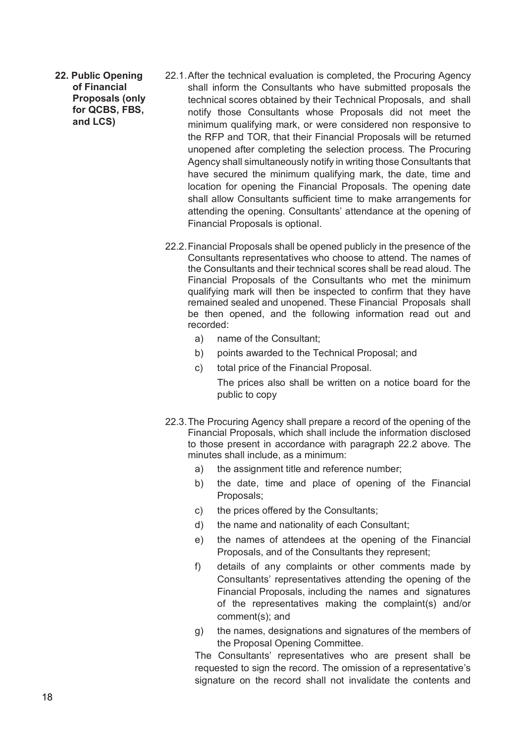**22. Public Opening of Financial Proposals (only for QCBS, FBS, and LCS)**

22.1. After the technical evaluation is completed, the Procuring Agency shall inform the Consultants who have submitted proposals the technical scores obtained by their Technical Proposals, and shall notify those Consultants whose Proposals did not meet the minimum qualifying mark, or were considered non responsive to the RFP and TOR, that their Financial Proposals will be returned unopened after completing the selection process. The Procuring Agency shall simultaneously notify in writing those Consultants that have secured the minimum qualifying mark, the date, time and location for opening the Financial Proposals. The opening date shall allow Consultants sufficient time to make arrangements for attending the opening. Consultants' attendance at the opening of Financial Proposals is optional.

22.2. Financial Proposals shall be opened publicly in the presence of the Consultants representatives who choose to attend. The names of the Consultants and their technical scores shall be read aloud. The Financial Proposals of the Consultants who met the minimum qualifying mark will then be inspected to confirm that they have remained sealed and unopened. These Financial Proposals shall be then opened, and the following information read out and recorded:

a) name of the Consultant;

b) points awarded to the Technical Proposal; and

c) total price of the Financial Proposal.

The prices also shall be written on a notice board for the public to copy

22.3. The Procuring Agency shall prepare a record of the opening of the Financial Proposals, which shall include the information disclosed to those present in accordance with paragraph 22.2 above. The minutes shall include, as a minimum:

a) the assignment title and reference number;

b) the date, time and place of opening of the Financial Proposals;

c) the prices offered by the Consultants;

d) the name and nationality of each Consultant;

e) the names of attendees at the opening of the Financial Proposals, and of the Consultants they represent;

f) details of any complaints or other comments made by Consultants' representatives attending the opening of the Financial Proposals, including the names and signatures of the representatives making the complaint(s) and/or comment(s); and

g) the names, designations and signatures of the members of the Proposal Opening Committee.

The Consultants' representatives who are present shall be requested to sign the record. The omission of a representative's signature on the record shall not invalidate the contents and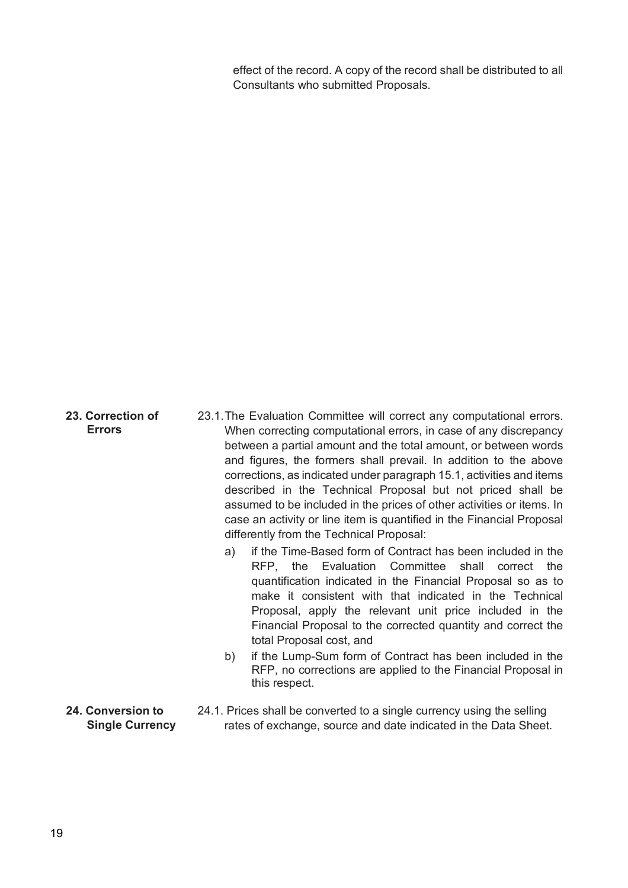effect of the record. A copy of the record shall be distributed to all Consultants who submitted Proposals.

**23. Correction of Errors**

23.1. The Evaluation Committee will correct any computational errors. When correcting computational errors, in case of any discrepancy between a partial amount and the total amount, or between words and figures, the formers shall prevail. In addition to the above corrections, as indicated under paragraph 15.1, activities and items described in the Technical Proposal but not priced shall be assumed to be included in the prices of other activities or items. In case an activity or line item is quantified in the Financial Proposal differently from the Technical Proposal:

a) if the Time-Based form of Contract has been included in the RFP, the Evaluation Committee shall correct the quantification indicated in the Financial Proposal so as to make it consistent with that indicated in the Technical Proposal, apply the relevant unit price included in the Financial Proposal to the corrected quantity and correct the total Proposal cost, and

b) if the Lump-Sum form of Contract has been included in the RFP, no corrections are applied to the Financial Proposal in this respect.

**24. Conversion to Single Currency**

24.1. Prices shall be converted to a single currency using the selling rates of exchange, source and date indicated in the Data Sheet.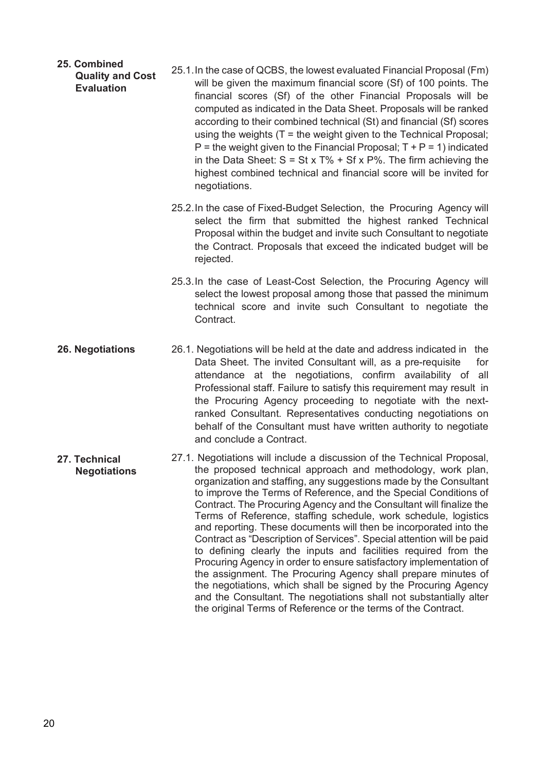**25. Combined Quality and Cost Evaluation**

25.1. In the case of QCBS, the lowest evaluated Financial Proposal (Fm) will be given the maximum financial score (Sf) of 100 points. The financial scores (Sf) of the other Financial Proposals will be computed as indicated in the Data Sheet. Proposals will be ranked according to their combined technical (St) and financial (Sf) scores using the weights (T = the weight given to the Technical Proposal; P = the weight given to the Financial Proposal; $T + P = 1$) indicated in the Data Sheet: $S = St \times T\% + Sf \times P\%$. The firm achieving the highest combined technical and financial score will be invited for negotiations.

25.2. In the case of Fixed-Budget Selection, the Procuring Agency will select the firm that submitted the highest ranked Technical Proposal within the budget and invite such Consultant to negotiate the Contract. Proposals that exceed the indicated budget will be rejected.

25.3. In the case of Least-Cost Selection, the Procuring Agency will select the lowest proposal among those that passed the minimum technical score and invite such Consultant to negotiate the Contract.

**26. Negotiations**

26.1. Negotiations will be held at the date and address indicated in the Data Sheet. The invited Consultant will, as a pre-requisite for attendance at the negotiations, confirm availability of all Professional staff. Failure to satisfy this requirement may result in the Procuring Agency proceeding to negotiate with the next-ranked Consultant. Representatives conducting negotiations on behalf of the Consultant must have written authority to negotiate and conclude a Contract.

**27. Technical Negotiations**

27.1. Negotiations will include a discussion of the Technical Proposal, the proposed technical approach and methodology, work plan, organization and staffing, any suggestions made by the Consultant to improve the Terms of Reference, and the Special Conditions of Contract. The Procuring Agency and the Consultant will finalize the Terms of Reference, staffing schedule, work schedule, logistics and reporting. These documents will then be incorporated into the Contract as "Description of Services". Special attention will be paid to defining clearly the inputs and facilities required from the Procuring Agency in order to ensure satisfactory implementation of the assignment. The Procuring Agency shall prepare minutes of the negotiations, which shall be signed by the Procuring Agency and the Consultant. The negotiations shall not substantially alter the original Terms of Reference or the terms of the Contract.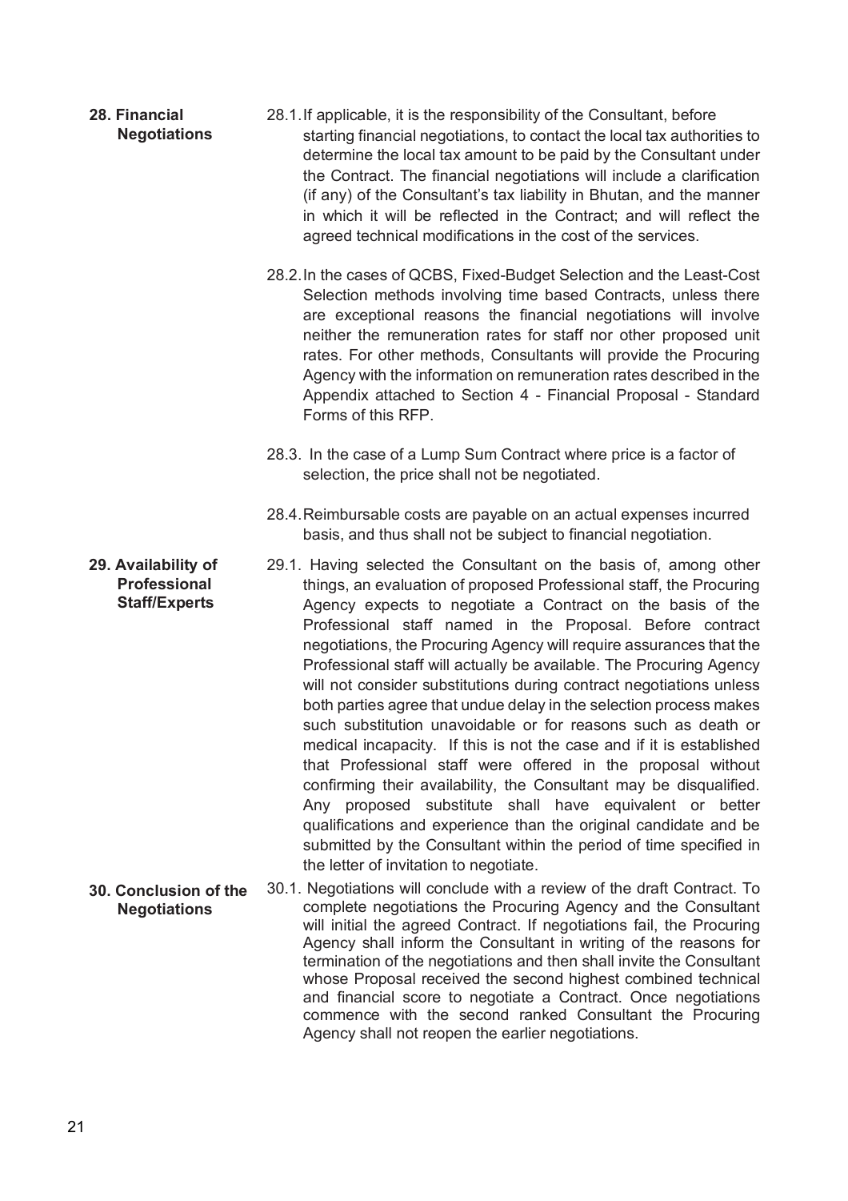**28. Financial Negotiations**

28.1. If applicable, it is the responsibility of the Consultant, before starting financial negotiations, to contact the local tax authorities to determine the local tax amount to be paid by the Consultant under the Contract. The financial negotiations will include a clarification (if any) of the Consultant's tax liability in Bhutan, and the manner in which it will be reflected in the Contract; and will reflect the agreed technical modifications in the cost of the services.

28.2. In the cases of QCBS, Fixed-Budget Selection and the Least-Cost Selection methods involving time based Contracts, unless there are exceptional reasons the financial negotiations will involve neither the remuneration rates for staff nor other proposed unit rates. For other methods, Consultants will provide the Procuring Agency with the information on remuneration rates described in the Appendix attached to Section 4 - Financial Proposal - Standard Forms of this RFP.

28.3. In the case of a Lump Sum Contract where price is a factor of selection, the price shall not be negotiated.

28.4. Reimbursable costs are payable on an actual expenses incurred basis, and thus shall not be subject to financial negotiation.

**29. Availability of Professional Staff/Experts**

29.1. Having selected the Consultant on the basis of, among other things, an evaluation of proposed Professional staff, the Procuring Agency expects to negotiate a Contract on the basis of the Professional staff named in the Proposal. Before contract negotiations, the Procuring Agency will require assurances that the Professional staff will actually be available. The Procuring Agency will not consider substitutions during contract negotiations unless both parties agree that undue delay in the selection process makes such substitution unavoidable or for reasons such as death or medical incapacity. If this is not the case and if it is established that Professional staff were offered in the proposal without confirming their availability, the Consultant may be disqualified. Any proposed substitute shall have equivalent or better qualifications and experience than the original candidate and be submitted by the Consultant within the period of time specified in the letter of invitation to negotiate.

**30. Conclusion of the Negotiations**

30.1. Negotiations will conclude with a review of the draft Contract. To complete negotiations the Procuring Agency and the Consultant will initial the agreed Contract. If negotiations fail, the Procuring Agency shall inform the Consultant in writing of the reasons for termination of the negotiations and then shall invite the Consultant whose Proposal received the second highest combined technical and financial score to negotiate a Contract. Once negotiations commence with the second ranked Consultant the Procuring Agency shall not reopen the earlier negotiations.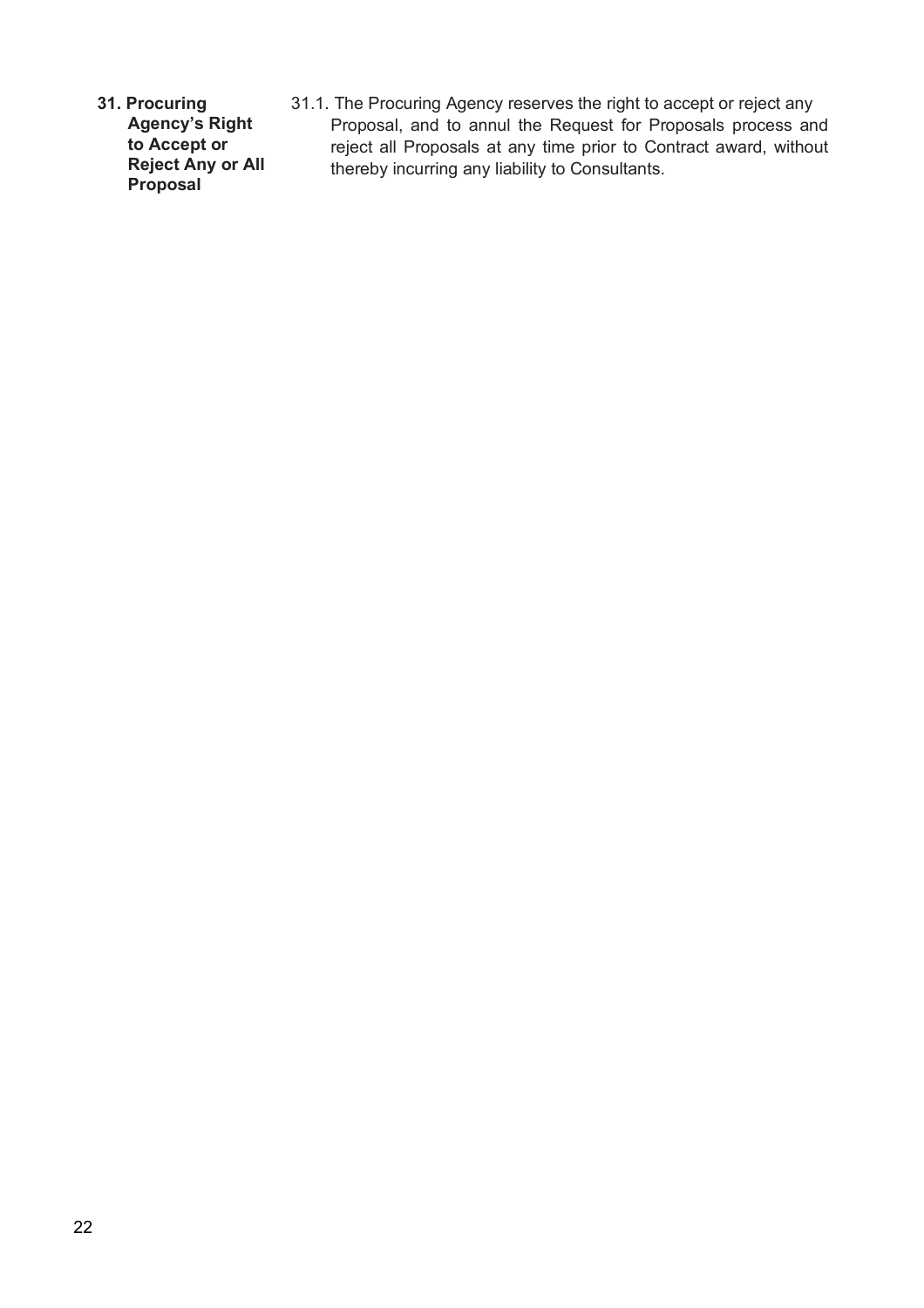**31. Procuring Agency's Right to Accept or Reject Any or All Proposal**

31.1. The Procuring Agency reserves the right to accept or reject any Proposal, and to annul the Request for Proposals process and reject all Proposals at any time prior to Contract award, without thereby incurring any liability to Consultants.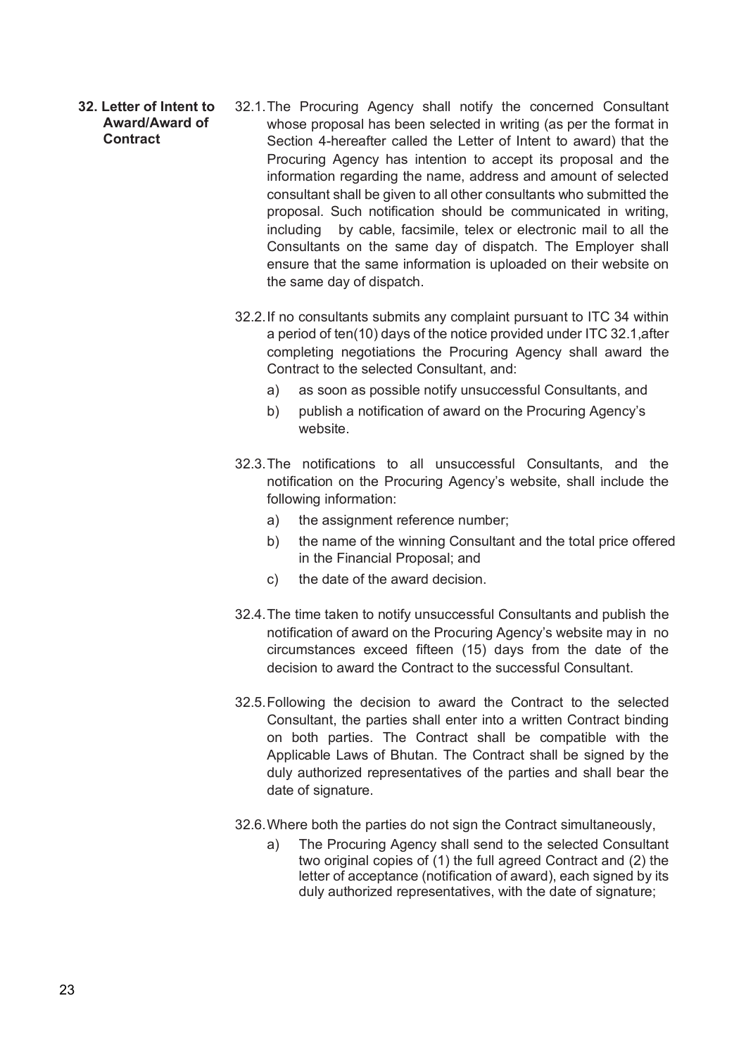### 32. Letter of Intent to Award/Award of Contract

32.1. The Procuring Agency shall notify the concerned Consultant whose proposal has been selected in writing (as per the format in Section 4-hereafter called the Letter of Intent to award) that the Procuring Agency has intention to accept its proposal and the information regarding the name, address and amount of selected consultant shall be given to all other consultants who submitted the proposal. Such notification should be communicated in writing, including by cable, facsimile, telex or electronic mail to all the Consultants on the same day of dispatch. The Employer shall ensure that the same information is uploaded on their website on the same day of dispatch.

32.2. If no consultants submits any complaint pursuant to ITC 34 within a period of ten(10) days of the notice provided under ITC 32.1,after completing negotiations the Procuring Agency shall award the Contract to the selected Consultant, and:

a) as soon as possible notify unsuccessful Consultants, and

b) publish a notification of award on the Procuring Agency's website.

32.3. The notifications to all unsuccessful Consultants, and the notification on the Procuring Agency's website, shall include the following information:

a) the assignment reference number;

b) the name of the winning Consultant and the total price offered in the Financial Proposal; and

c) the date of the award decision.

32.4. The time taken to notify unsuccessful Consultants and publish the notification of award on the Procuring Agency's website may in no circumstances exceed fifteen (15) days from the date of the decision to award the Contract to the successful Consultant.

32.5. Following the decision to award the Contract to the selected Consultant, the parties shall enter into a written Contract binding on both parties. The Contract shall be compatible with the Applicable Laws of Bhutan. The Contract shall be signed by the duly authorized representatives of the parties and shall bear the date of signature.

32.6. Where both the parties do not sign the Contract simultaneously,

a) The Procuring Agency shall send to the selected Consultant two original copies of (1) the full agreed Contract and (2) the letter of acceptance (notification of award), each signed by its duly authorized representatives, with the date of signature;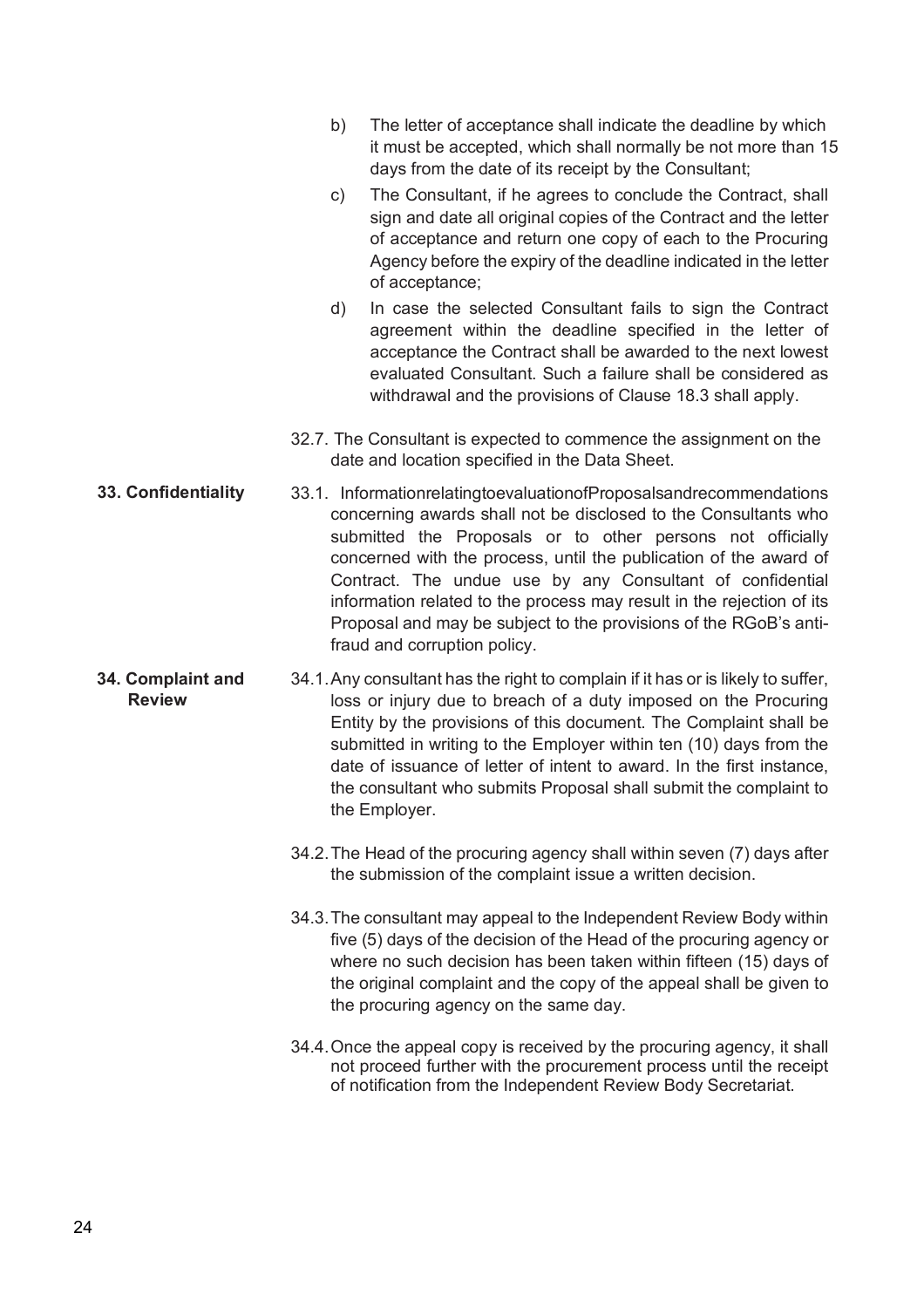b) The letter of acceptance shall indicate the deadline by which it must be accepted, which shall normally be not more than 15 days from the date of its receipt by the Consultant;

c) The Consultant, if he agrees to conclude the Contract, shall sign and date all original copies of the Contract and the letter of acceptance and return one copy of each to the Procuring Agency before the expiry of the deadline indicated in the letter of acceptance;

d) In case the selected Consultant fails to sign the Contract agreement within the deadline specified in the letter of acceptance the Contract shall be awarded to the next lowest evaluated Consultant. Such a failure shall be considered as withdrawal and the provisions of Clause 18.3 shall apply.

32.7. The Consultant is expected to commence the assignment on the date and location specified in the Data Sheet.

**33. Confidentiality**

33.1. InformationrelatingtoevaluationofProposalsandrecommendations concerning awards shall not be disclosed to the Consultants who submitted the Proposals or to other persons not officially concerned with the process, until the publication of the award of Contract. The undue use by any Consultant of confidential information related to the process may result in the rejection of its Proposal and may be subject to the provisions of the RGoB's anti-fraud and corruption policy.

**34. Complaint and Review**

34.1. Any consultant has the right to complain if it has or is likely to suffer, loss or injury due to breach of a duty imposed on the Procuring Entity by the provisions of this document. The Complaint shall be submitted in writing to the Employer within ten (10) days from the date of issuance of letter of intent to award. In the first instance, the consultant who submits Proposal shall submit the complaint to the Employer.

34.2. The Head of the procuring agency shall within seven (7) days after the submission of the complaint issue a written decision.

34.3. The consultant may appeal to the Independent Review Body within five (5) days of the decision of the Head of the procuring agency or where no such decision has been taken within fifteen (15) days of the original complaint and the copy of the appeal shall be given to the procuring agency on the same day.

34.4. Once the appeal copy is received by the procuring agency, it shall not proceed further with the procurement process until the receipt of notification from the Independent Review Body Secretariat.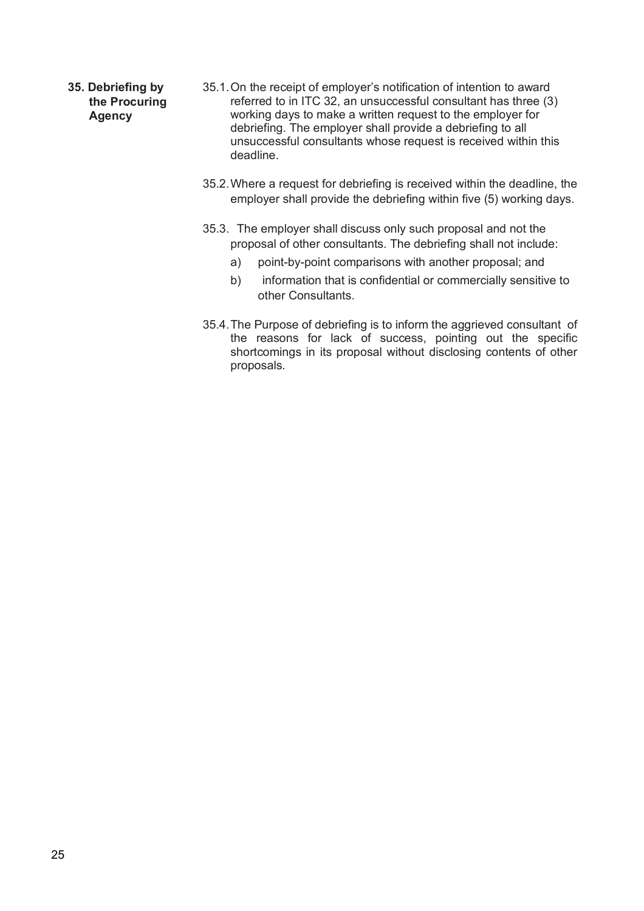**35. Debriefing by the Procuring Agency**

35.1. On the receipt of employer's notification of intention to award referred to in ITC 32, an unsuccessful consultant has three (3) working days to make a written request to the employer for debriefing. The employer shall provide a debriefing to all unsuccessful consultants whose request is received within this deadline.

35.2. Where a request for debriefing is received within the deadline, the employer shall provide the debriefing within five (5) working days.

35.3. The employer shall discuss only such proposal and not the proposal of other consultants. The debriefing shall not include:

a) point-by-point comparisons with another proposal; and

b) information that is confidential or commercially sensitive to other Consultants.

35.4. The Purpose of debriefing is to inform the aggrieved consultant of the reasons for lack of success, pointing out the specific shortcomings in its proposal without disclosing contents of other proposals.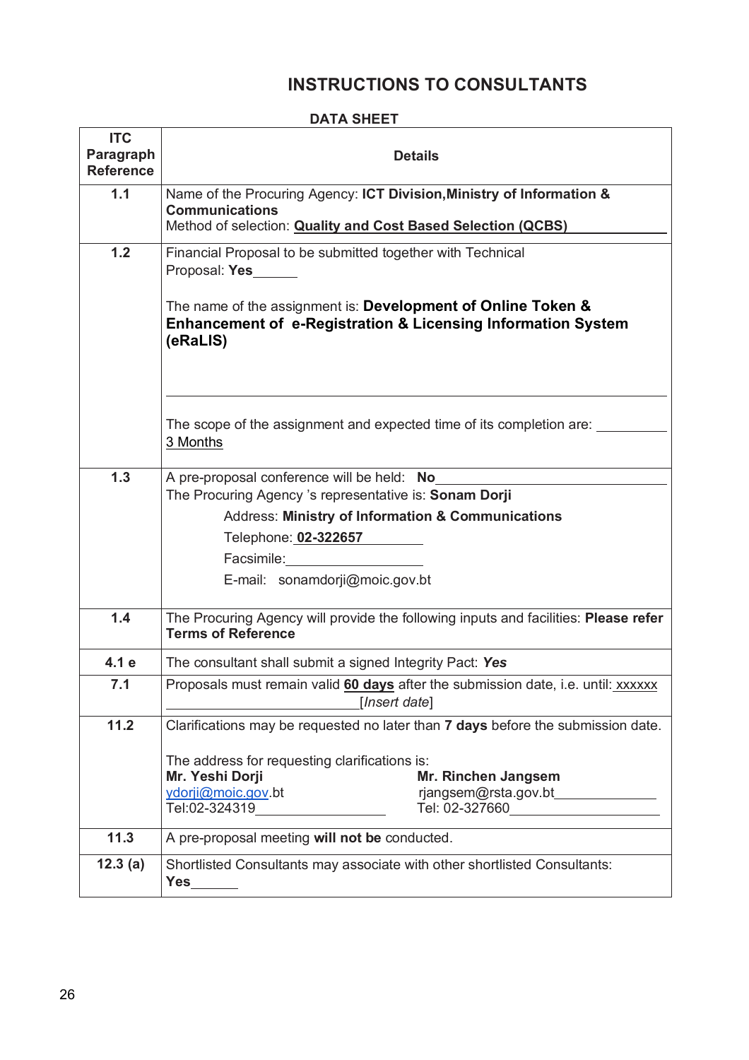# INSTRUCTIONS TO CONSULTANTS

## DATA SHEET

| ITC Paragraph Reference | Details |
|---|---|
| **1.1** | Name of the Procuring Agency: **ICT Division,Ministry of Information & Communications**<br>Method of selection: **Quality and Cost Based Selection (QCBS)** |
| **1.2** | Financial Proposal to be submitted together with Technical Proposal: **Yes**<br><br>The name of the assignment is: **Development of Online Token & Enhancement of e-Registration & Licensing Information System (eRaLIS)**<br><br>The scope of the assignment and expected time of its completion are: 3 Months |
| **1.3** | A pre-proposal conference will be held: **No**<br>The Procuring Agency 's representative is: **Sonam Dorji**<br>Address: **Ministry of Information & Communications**<br>Telephone: **02-322657**<br>Facsimile:<br>E-mail: sonamdorji@moic.gov.bt |
| **1.4** | The Procuring Agency will provide the following inputs and facilities: **Please refer Terms of Reference** |
| **4.1 e** | The consultant shall submit a signed Integrity Pact: ***Yes*** |
| **7.1** | Proposals must remain valid **60 days** after the submission date, i.e. until: xxxxxx [*Insert date*] |
| **11.2** | Clarifications may be requested no later than **7 days** before the submission date.<br><br>The address for requesting clarifications is:<br>**Mr. Yeshi Dorji**<br>ydorji@moic.gov.bt<br>Tel:02-324319<br><br>**Mr. Rinchen Jangsem**<br>rjangsem@rsta.gov.bt<br>Tel: 02-327660 |
| **11.3** | A pre-proposal meeting **will not be** conducted. |
| **12.3 (a)** | Shortlisted Consultants may associate with other shortlisted Consultants: **Yes** |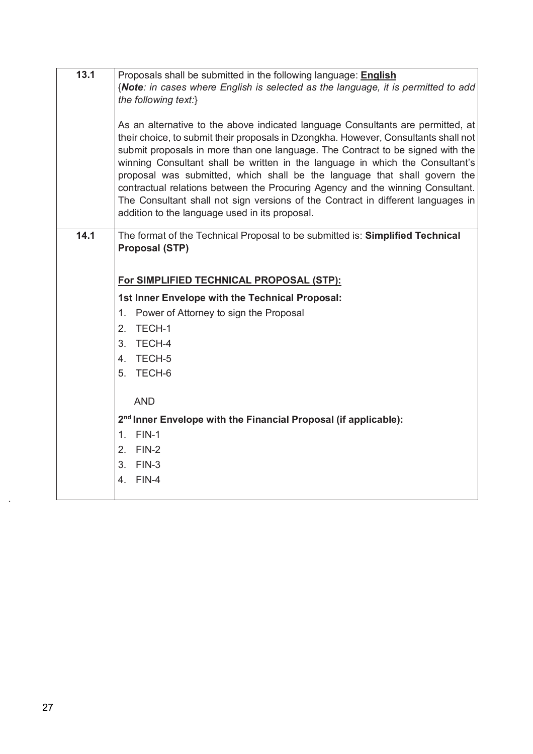| | |
|---|---|
| **13.1** | Proposals shall be submitted in the following language: **English**<br>{***Note****: in cases where English is selected as the language, it is permitted to add the following text:*}<br><br>As an alternative to the above indicated language Consultants are permitted, at their choice, to submit their proposals in Dzongkha. However, Consultants shall not submit proposals in more than one language. The Contract to be signed with the winning Consultant shall be written in the language in which the Consultant's proposal was submitted, which shall be the language that shall govern the contractual relations between the Procuring Agency and the winning Consultant. The Consultant shall not sign versions of the Contract in different languages in addition to the language used in its proposal. |
| **14.1** | The format of the Technical Proposal to be submitted is: **Simplified Technical Proposal (STP)**<br><br>**For SIMPLIFIED TECHNICAL PROPOSAL (STP):**<br><br>**1st Inner Envelope with the Technical Proposal:**<br>1. Power of Attorney to sign the Proposal<br>2. TECH-1<br>3. TECH-4<br>4. TECH-5<br>5. TECH-6<br><br>AND<br><br>**2nd Inner Envelope with the Financial Proposal (if applicable):**<br>1. FIN-1<br>2. FIN-2<br>3. FIN-3<br>4. FIN-4 |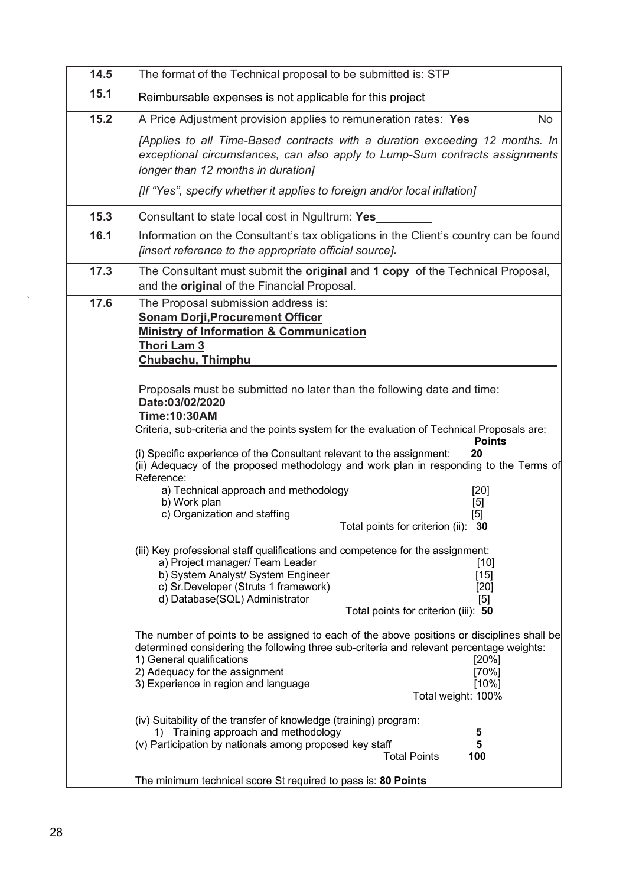| | |
|---|---|
| **14.5** | The format of the Technical proposal to be submitted is: STP |
| **15.1** | Reimbursable expenses is not applicable for this project |
| **15.2** | A Price Adjustment provision applies to remuneration rates: **Yes**\_\_\_\_\_\_\_\_\_\_No<br><br>*[Applies to all Time-Based contracts with a duration exceeding 12 months. In exceptional circumstances, can also apply to Lump-Sum contracts assignments longer than 12 months in duration]*<br><br>*[If "Yes", specify whether it applies to foreign and/or local inflation]* |
| **15.3** | Consultant to state local cost in Ngultrum: **Yes**\_\_\_\_\_\_\_\_\_ |
| **16.1** | Information on the Consultant's tax obligations in the Client's country can be found *[insert reference to the appropriate official source]*. |
| **17.3** | The Consultant must submit the **original** and **1 copy** of the Technical Proposal, and the **original** of the Financial Proposal. |
| **17.6** | The Proposal submission address is:<br>**Sonam Dorji,Procurement Officer**<br>**Ministry of Information & Communication**<br>**Thori Lam 3**<br>**Chubachu, Thimphu**<br><br>Proposals must be submitted no later than the following date and time:<br>**Date:03/02/2020**<br>**Time:10:30AM** |
| | Criteria, sub-criteria and the points system for the evaluation of Technical Proposals are: **Points**<br><br>(i) Specific experience of the Consultant relevant to the assignment: **20**<br>(ii) Adequacy of the proposed methodology and work plan in responding to the Terms of Reference:<br>a) Technical approach and methodology [20]<br>b) Work plan [5]<br>c) Organization and staffing [5]<br>Total points for criterion (ii): **30**<br><br>(iii) Key professional staff qualifications and competence for the assignment:<br>a) Project manager/ Team Leader [10]<br>b) System Analyst/ System Engineer [15]<br>c) Sr.Developer (Struts 1 framework) [20]<br>d) Database(SQL) Administrator [5]<br>Total points for criterion (iii): **50**<br><br>The number of points to be assigned to each of the above positions or disciplines shall be determined considering the following three sub-criteria and relevant percentage weights:<br>1) General qualifications [20%]<br>2) Adequacy for the assignment [70%]<br>3) Experience in region and language [10%]<br>Total weight: 100%<br><br>(iv) Suitability of the transfer of knowledge (training) program:<br>1) Training approach and methodology **5**<br>(v) Participation by nationals among proposed key staff **5**<br>Total Points **100**<br><br>The minimum technical score St required to pass is: **80 Points** |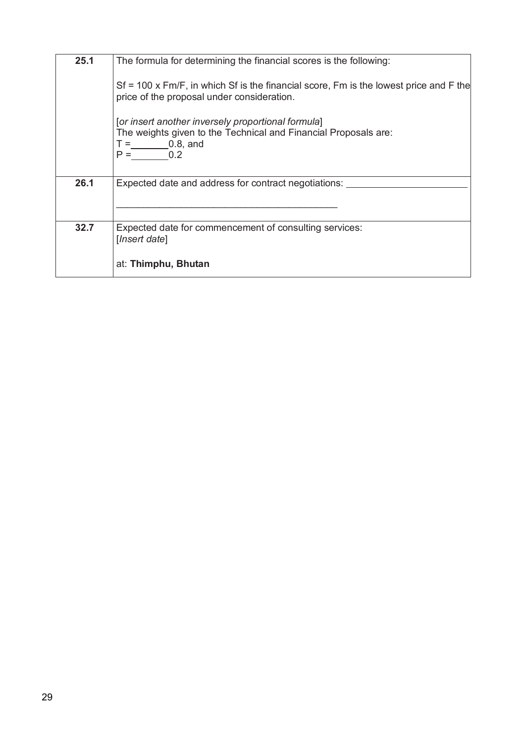| | |
|---|---|
| **25.1** | The formula for determining the financial scores is the following:<br><br>Sf = 100 x Fm/F, in which Sf is the financial score, Fm is the lowest price and F the price of the proposal under consideration.<br><br>[*or insert another inversely proportional formula*]<br>The weights given to the Technical and Financial Proposals are:<br>T = 0.8, and<br>P = 0.2 |
| **26.1** | Expected date and address for contract negotiations: ______________________<br><br>__________________________________________ |
| **32.7** | Expected date for commencement of consulting services:<br>[*Insert date*]<br><br>at: **Thimphu, Bhutan** |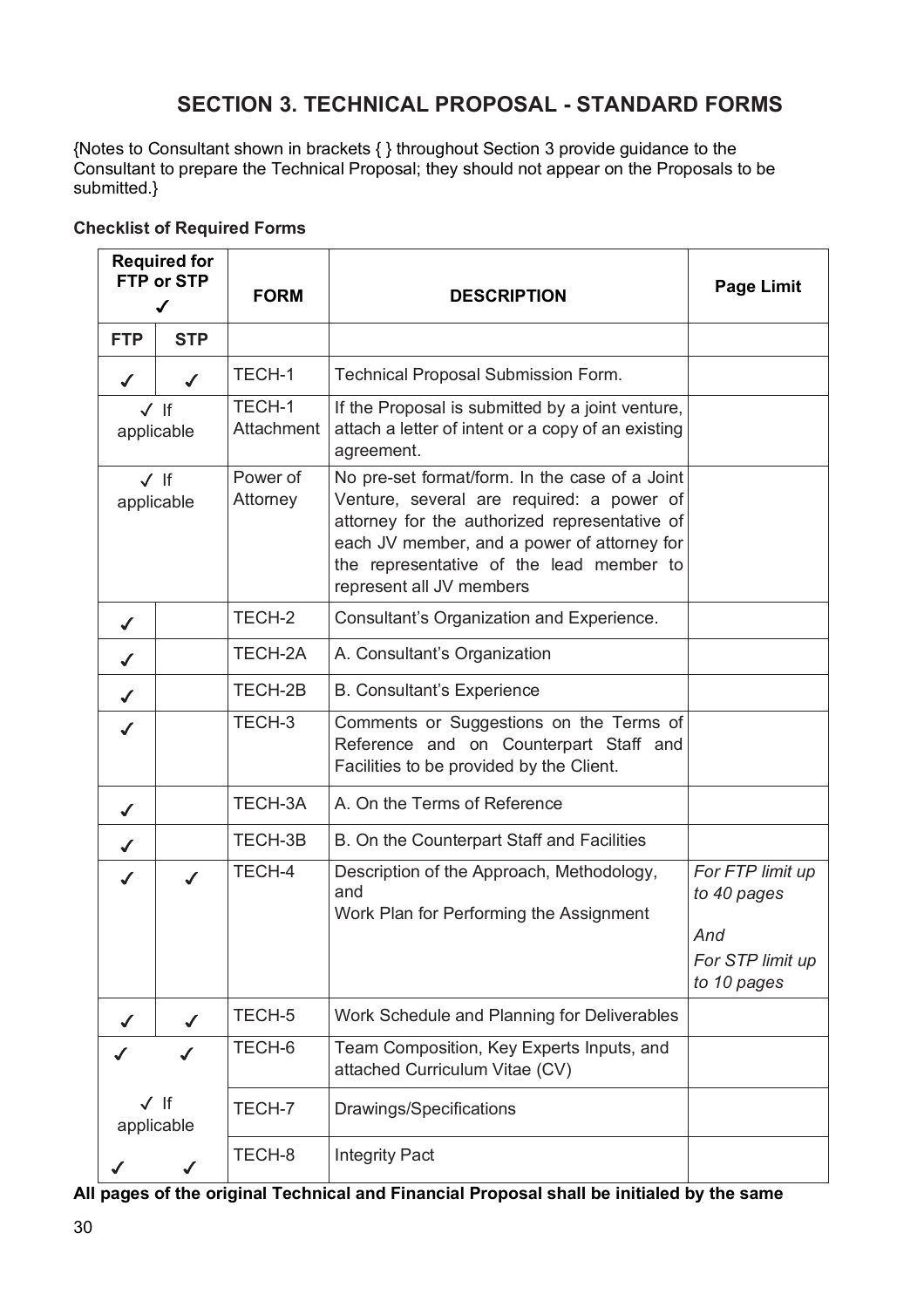# SECTION 3. TECHNICAL PROPOSAL - STANDARD FORMS

{Notes to Consultant shown in brackets { } throughout Section 3 provide guidance to the Consultant to prepare the Technical Proposal; they should not appear on the Proposals to be submitted.}

**Checklist of Required Forms**

| Required for FTP or STP ✓ | | FORM | DESCRIPTION | Page Limit |
|---|---|---|---|---|
| FTP | STP | | | |
| ✓ | ✓ | TECH-1 | Technical Proposal Submission Form. | |
| ✓ If applicable | | TECH-1 Attachment | If the Proposal is submitted by a joint venture, attach a letter of intent or a copy of an existing agreement. | |
| ✓ If applicable | | Power of Attorney | No pre-set format/form. In the case of a Joint Venture, several are required: a power of attorney for the authorized representative of each JV member, and a power of attorney for the representative of the lead member to represent all JV members | |
| ✓ | | TECH-2 | Consultant's Organization and Experience. | |
| ✓ | | TECH-2A | A. Consultant's Organization | |
| ✓ | | TECH-2B | B. Consultant's Experience | |
| ✓ | | TECH-3 | Comments or Suggestions on the Terms of Reference and on Counterpart Staff and Facilities to be provided by the Client. | |
| ✓ | | TECH-3A | A. On the Terms of Reference | |
| ✓ | | TECH-3B | B. On the Counterpart Staff and Facilities | |
| ✓ | ✓ | TECH-4 | Description of the Approach, Methodology, and Work Plan for Performing the Assignment | *For FTP limit up to 40 pages And For STP limit up to 10 pages* |
| ✓ | ✓ | TECH-5 | Work Schedule and Planning for Deliverables | |
| ✓ | ✓ | TECH-6 | Team Composition, Key Experts Inputs, and attached Curriculum Vitae (CV) | |
| ✓ If applicable | | TECH-7 | Drawings/Specifications | |
| ✓ | ✓ | TECH-8 | Integrity Pact | |

**All pages of the original Technical and Financial Proposal shall be initialed by the same**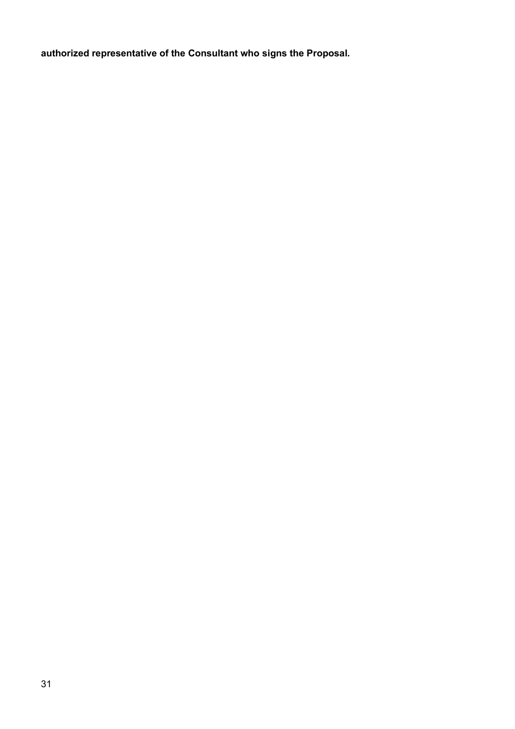**authorized representative of the Consultant who signs the Proposal.**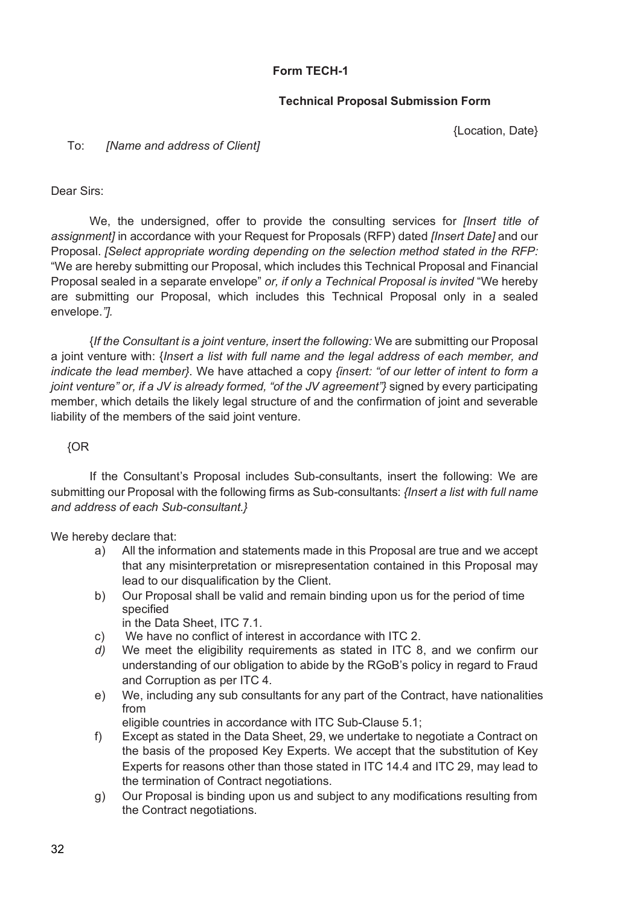**Form TECH-1**

**Technical Proposal Submission Form**

{Location, Date}

To: *[Name and address of Client]*

Dear Sirs:

We, the undersigned, offer to provide the consulting services for *[Insert title of assignment]* in accordance with your Request for Proposals (RFP) dated *[Insert Date]* and our Proposal. *[Select appropriate wording depending on the selection method stated in the RFP:* "We are hereby submitting our Proposal, which includes this Technical Proposal and Financial Proposal sealed in a separate envelope" *or, if only a Technical Proposal is invited* "We hereby are submitting our Proposal, which includes this Technical Proposal only in a sealed envelope.*"].*

{*If the Consultant is a joint venture, insert the following:* We are submitting our Proposal a joint venture with: {*Insert a list with full name and the legal address of each member, and indicate the lead member}*. We have attached a copy *{insert: "of our letter of intent to form a joint venture" or, if a JV is already formed, "of the JV agreement"}* signed by every participating member, which details the likely legal structure of and the confirmation of joint and severable liability of the members of the said joint venture.

{OR

If the Consultant's Proposal includes Sub-consultants, insert the following: We are submitting our Proposal with the following firms as Sub-consultants: *{Insert a list with full name and address of each Sub-consultant.}*

We hereby declare that:

a) All the information and statements made in this Proposal are true and we accept that any misinterpretation or misrepresentation contained in this Proposal may lead to our disqualification by the Client.
b) Our Proposal shall be valid and remain binding upon us for the period of time specified in the Data Sheet, ITC 7.1.
c) We have no conflict of interest in accordance with ITC 2.
*d)* We meet the eligibility requirements as stated in ITC 8, and we confirm our understanding of our obligation to abide by the RGoB's policy in regard to Fraud and Corruption as per ITC 4.
e) We, including any sub consultants for any part of the Contract, have nationalities from eligible countries in accordance with ITC Sub-Clause 5.1;
f) Except as stated in the Data Sheet, 29, we undertake to negotiate a Contract on the basis of the proposed Key Experts. We accept that the substitution of Key Experts for reasons other than those stated in ITC 14.4 and ITC 29, may lead to the termination of Contract negotiations.
g) Our Proposal is binding upon us and subject to any modifications resulting from the Contract negotiations.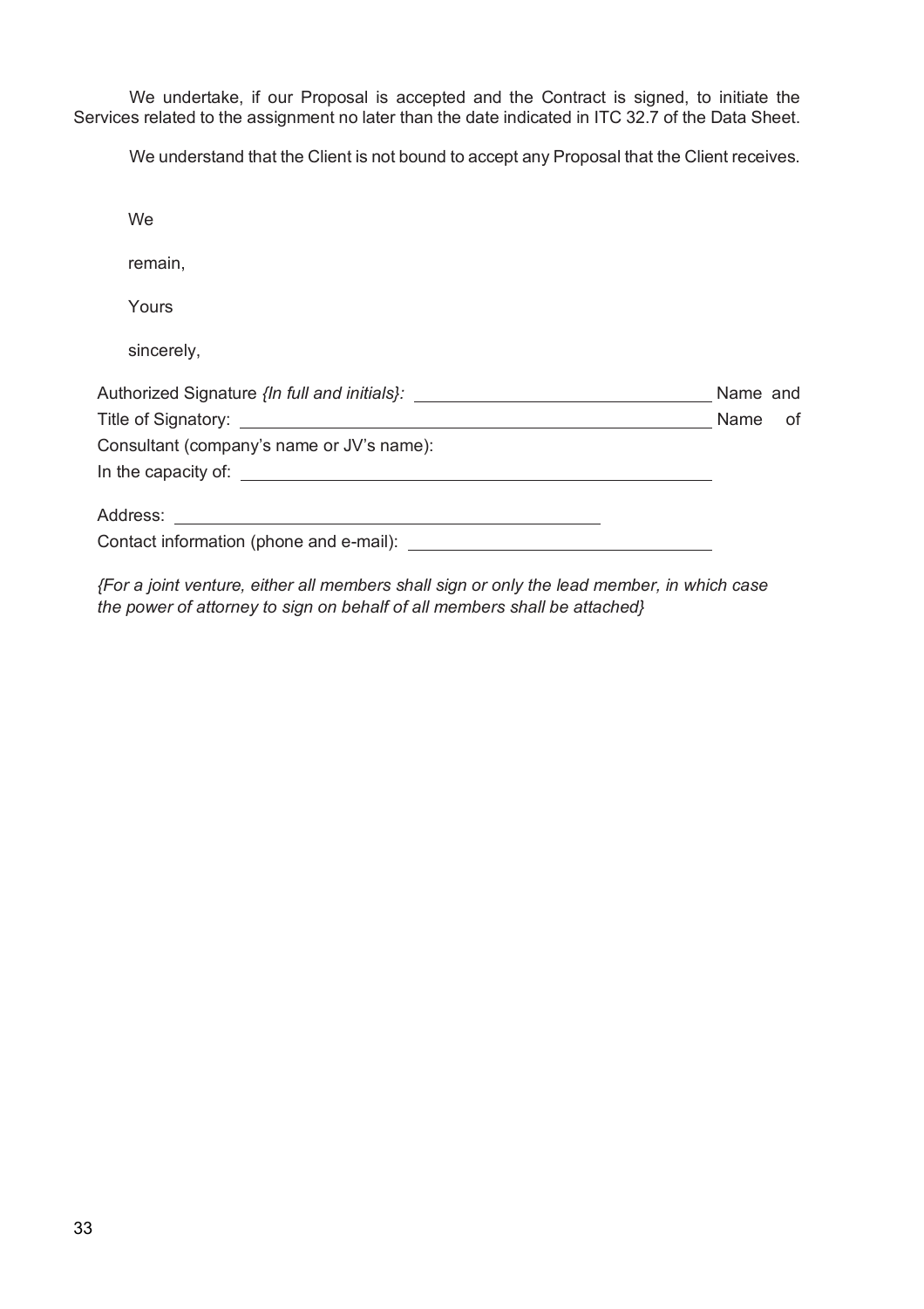We undertake, if our Proposal is accepted and the Contract is signed, to initiate the Services related to the assignment no later than the date indicated in ITC 32.7 of the Data Sheet.

We understand that the Client is not bound to accept any Proposal that the Client receives.

We

remain,

Yours

sincerely,

Authorized Signature *{In full and initials}:* ______________________ Name and Title of Signatory: ______________________ Name of Consultant (company's name or JV's name):
In the capacity of: ______________________

Address: ______________________
Contact information (phone and e-mail): ______________________

*{For a joint venture, either all members shall sign or only the lead member, in which case the power of attorney to sign on behalf of all members shall be attached}*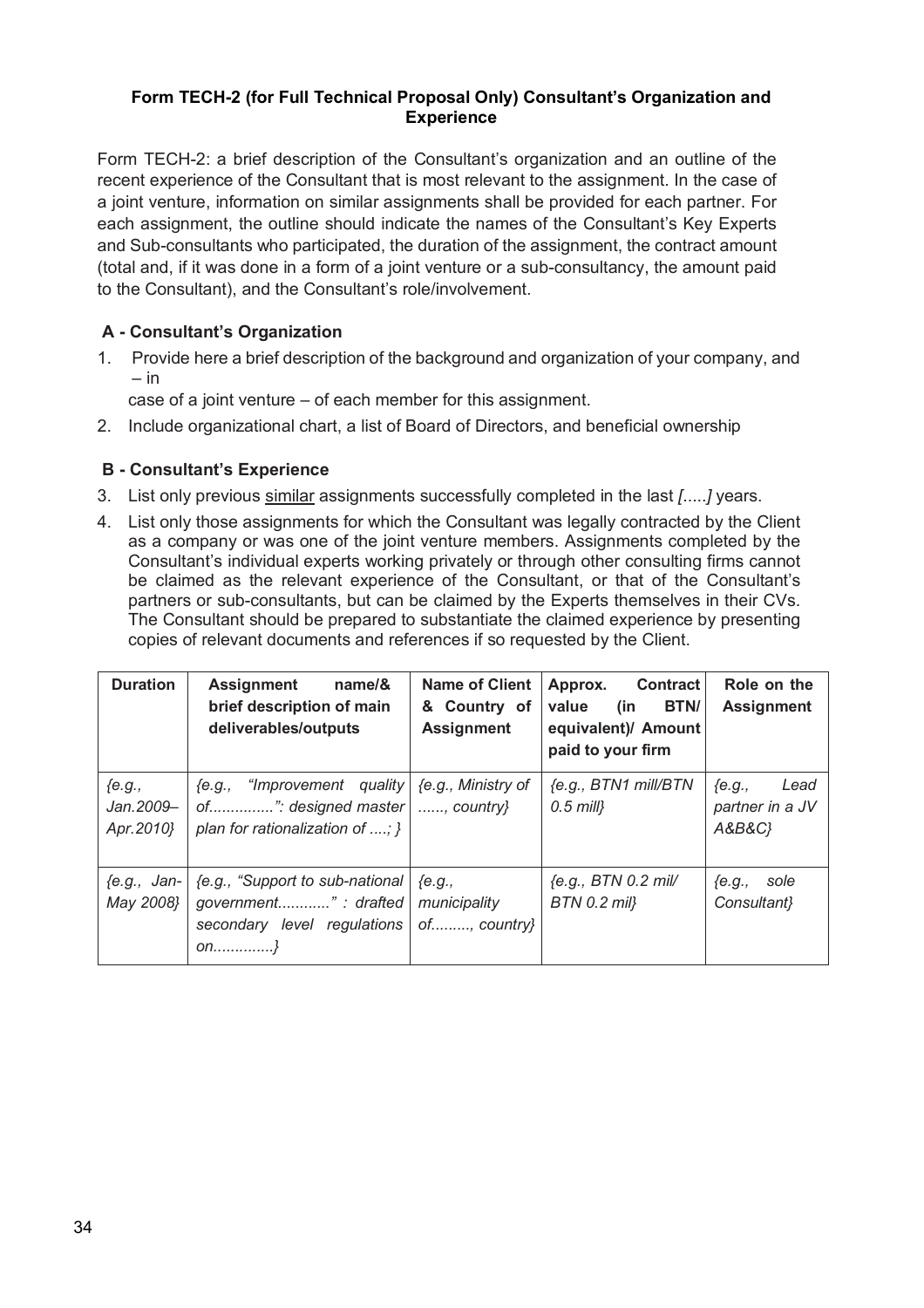## Form TECH-2 (for Full Technical Proposal Only) Consultant's Organization and Experience

Form TECH-2: a brief description of the Consultant's organization and an outline of the recent experience of the Consultant that is most relevant to the assignment. In the case of a joint venture, information on similar assignments shall be provided for each partner. For each assignment, the outline should indicate the names of the Consultant's Key Experts and Sub-consultants who participated, the duration of the assignment, the contract amount (total and, if it was done in a form of a joint venture or a sub-consultancy, the amount paid to the Consultant), and the Consultant's role/involvement.

### A - Consultant's Organization

1. Provide here a brief description of the background and organization of your company, and – in case of a joint venture – of each member for this assignment.
2. Include organizational chart, a list of Board of Directors, and beneficial ownership

### B - Consultant's Experience

3. List only previous <u>similar</u> assignments successfully completed in the last *[.....]* years.
4. List only those assignments for which the Consultant was legally contracted by the Client as a company or was one of the joint venture members. Assignments completed by the Consultant's individual experts working privately or through other consulting firms cannot be claimed as the relevant experience of the Consultant, or that of the Consultant's partners or sub-consultants, but can be claimed by the Experts themselves in their CVs. The Consultant should be prepared to substantiate the claimed experience by presenting copies of relevant documents and references if so requested by the Client.

| Duration | Assignment name/& brief description of main deliverables/outputs | Name of Client & Country of Assignment | Approx. Contract value (in BTN/ equivalent)/ Amount paid to your firm | Role on the Assignment |
|---|---|---|---|---|
| *{e.g., Jan.2009– Apr.2010}* | *{e.g., "Improvement quality of...............": designed master plan for rationalization of ....; }* | *{e.g., Ministry of ......, country}* | *{e.g., BTN1 mill/BTN 0.5 mill}* | *{e.g., Lead partner in a JV A&B&C}* |
| *{e.g., Jan-May 2008}* | *{e.g., "Support to sub-national government............" : drafted secondary level regulations on.............}* | *{e.g., municipality of........., country}* | *{e.g., BTN 0.2 mil/ BTN 0.2 mil}* | *{e.g., sole Consultant}* |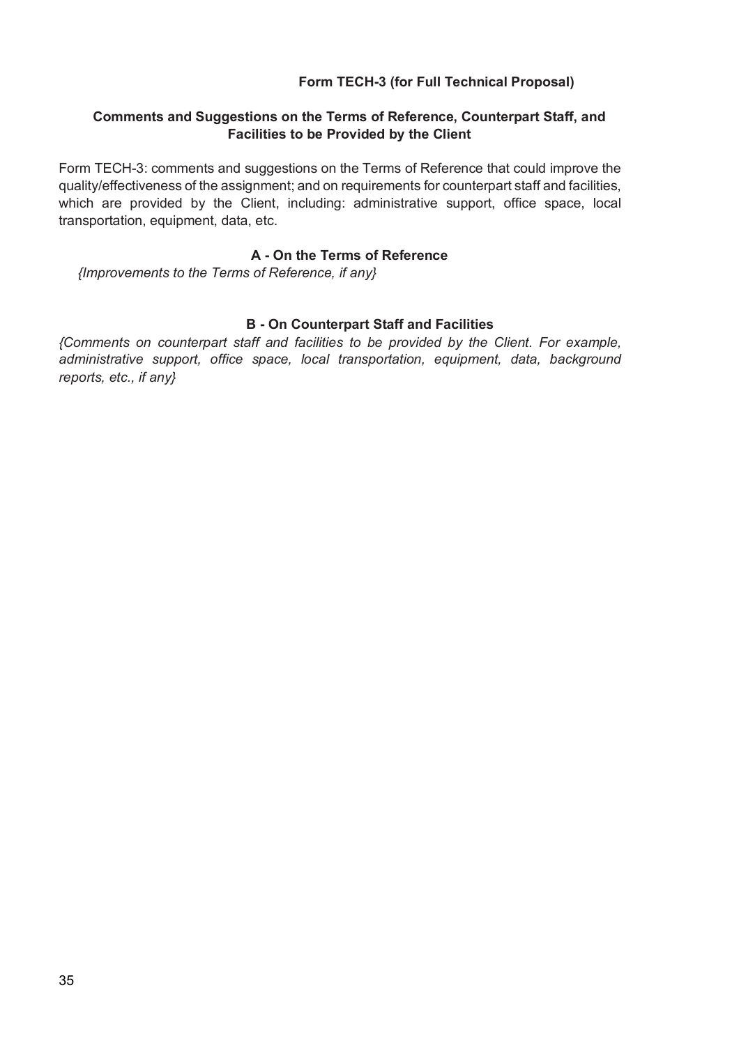**Form TECH-3 (for Full Technical Proposal)**

## Comments and Suggestions on the Terms of Reference, Counterpart Staff, and Facilities to be Provided by the Client

Form TECH-3: comments and suggestions on the Terms of Reference that could improve the quality/effectiveness of the assignment; and on requirements for counterpart staff and facilities, which are provided by the Client, including: administrative support, office space, local transportation, equipment, data, etc.

### A - On the Terms of Reference

*{Improvements to the Terms of Reference, if any}*

### B - On Counterpart Staff and Facilities

*{Comments on counterpart staff and facilities to be provided by the Client. For example, administrative support, office space, local transportation, equipment, data, background reports, etc., if any}*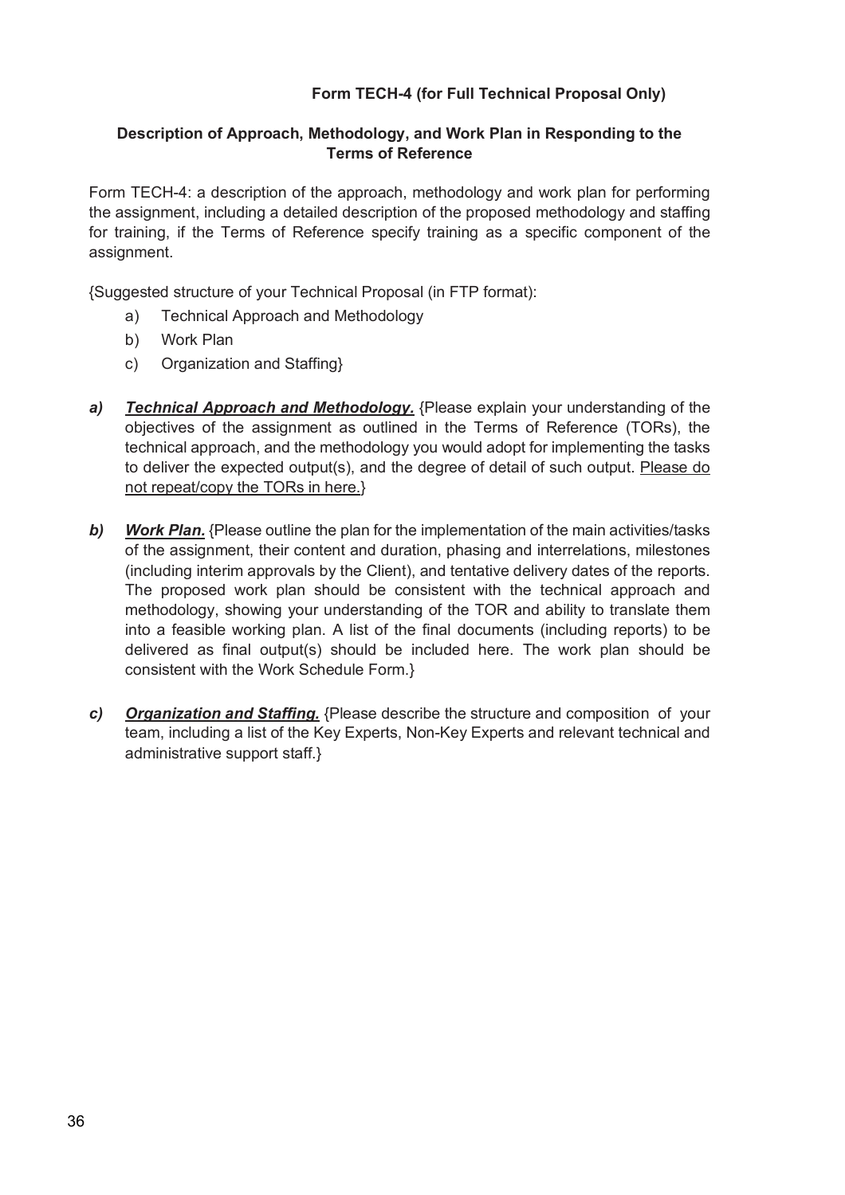**Form TECH-4 (for Full Technical Proposal Only)**

## Description of Approach, Methodology, and Work Plan in Responding to the Terms of Reference

Form TECH-4: a description of the approach, methodology and work plan for performing the assignment, including a detailed description of the proposed methodology and staffing for training, if the Terms of Reference specify training as a specific component of the assignment.

{Suggested structure of your Technical Proposal (in FTP format):

a) Technical Approach and Methodology
b) Work Plan
c) Organization and Staffing}

***a)*** ***Technical Approach and Methodology.*** {Please explain your understanding of the objectives of the assignment as outlined in the Terms of Reference (TORs), the technical approach, and the methodology you would adopt for implementing the tasks to deliver the expected output(s), and the degree of detail of such output. Please do not repeat/copy the TORs in here.}

***b)*** ***Work Plan.*** {Please outline the plan for the implementation of the main activities/tasks of the assignment, their content and duration, phasing and interrelations, milestones (including interim approvals by the Client), and tentative delivery dates of the reports. The proposed work plan should be consistent with the technical approach and methodology, showing your understanding of the TOR and ability to translate them into a feasible working plan. A list of the final documents (including reports) to be delivered as final output(s) should be included here. The work plan should be consistent with the Work Schedule Form.}

***c)*** ***Organization and Staffing.*** {Please describe the structure and composition of your team, including a list of the Key Experts, Non-Key Experts and relevant technical and administrative support staff.}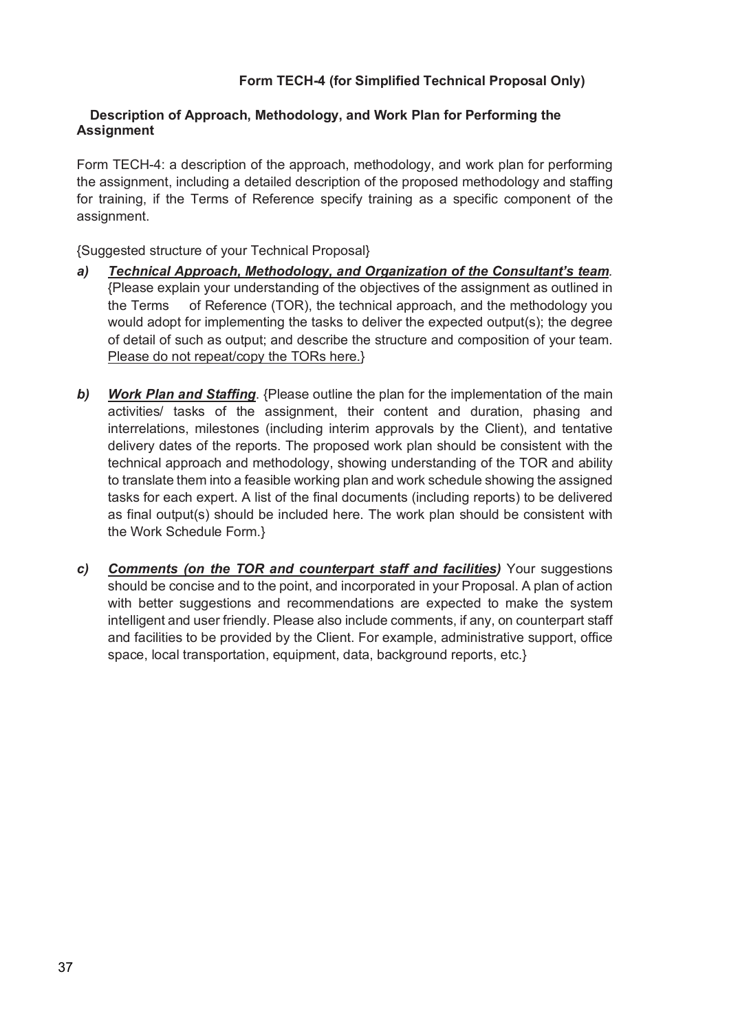**Form TECH-4 (for Simplified Technical Proposal Only)**

**Description of Approach, Methodology, and Work Plan for Performing the Assignment**

Form TECH-4: a description of the approach, methodology, and work plan for performing the assignment, including a detailed description of the proposed methodology and staffing for training, if the Terms of Reference specify training as a specific component of the assignment.

{Suggested structure of your Technical Proposal}

***a)*** ***<u>Technical Approach, Methodology, and Organization of the Consultant's team</u>.*** {Please explain your understanding of the objectives of the assignment as outlined in the Terms of Reference (TOR), the technical approach, and the methodology you would adopt for implementing the tasks to deliver the expected output(s); the degree of detail of such as output; and describe the structure and composition of your team. <u>Please do not repeat/copy the TORs here.</u>}

***b)*** ***<u>Work Plan and Staffing</u>***. {Please outline the plan for the implementation of the main activities/ tasks of the assignment, their content and duration, phasing and interrelations, milestones (including interim approvals by the Client), and tentative delivery dates of the reports. The proposed work plan should be consistent with the technical approach and methodology, showing understanding of the TOR and ability to translate them into a feasible working plan and work schedule showing the assigned tasks for each expert. A list of the final documents (including reports) to be delivered as final output(s) should be included here. The work plan should be consistent with the Work Schedule Form.}

***c)*** ***<u>Comments (on the TOR and counterpart staff and facilities)</u>*** Your suggestions should be concise and to the point, and incorporated in your Proposal. A plan of action with better suggestions and recommendations are expected to make the system intelligent and user friendly. Please also include comments, if any, on counterpart staff and facilities to be provided by the Client. For example, administrative support, office space, local transportation, equipment, data, background reports, etc.}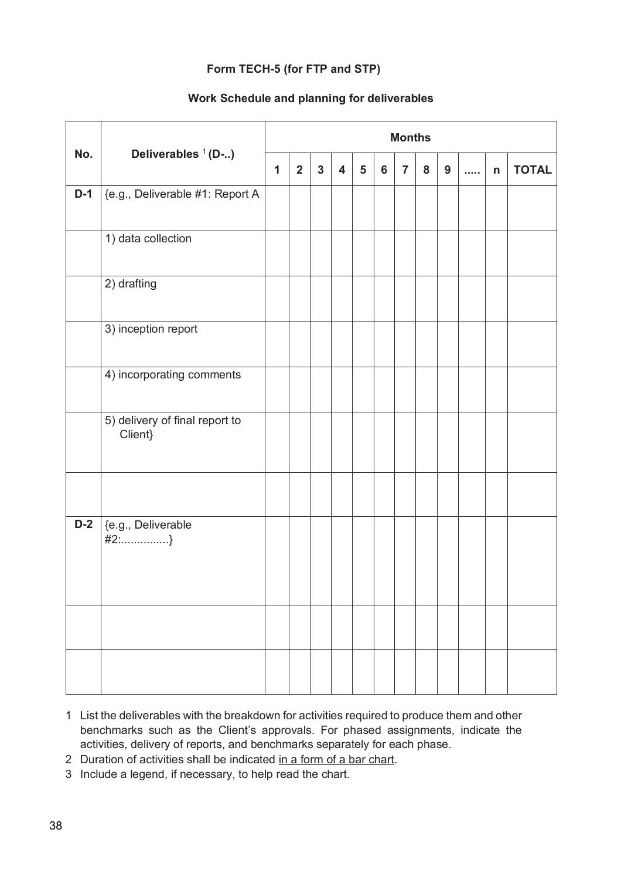**Form TECH-5 (for FTP and STP)**

**Work Schedule and planning for deliverables**

| No. | Deliverables [1] (D-..) | Months | | | | | | | | | | | |
|---|---|---|---|---|---|---|---|---|---|---|---|---|---|
| | | 1 | 2 | 3 | 4 | 5 | 6 | 7 | 8 | 9 | ..... | n | TOTAL |
| **D-1** | {e.g., Deliverable #1: Report A | | | | | | | | | | | | |
| | 1) data collection | | | | | | | | | | | | |
| | 2) drafting | | | | | | | | | | | | |
| | 3) inception report | | | | | | | | | | | | |
| | 4) incorporating comments | | | | | | | | | | | | |
| | 5) delivery of final report to Client} | | | | | | | | | | | | |
| | | | | | | | | | | | | | |
| **D-2** | {e.g., Deliverable #2:...............} | | | | | | | | | | | | |
| | | | | | | | | | | | | | |
| | | | | | | | | | | | | | |

1 List the deliverables with the breakdown for activities required to produce them and other benchmarks such as the Client's approvals. For phased assignments, indicate the activities, delivery of reports, and benchmarks separately for each phase.

2 Duration of activities shall be indicated in a form of a bar chart.

3 Include a legend, if necessary, to help read the chart.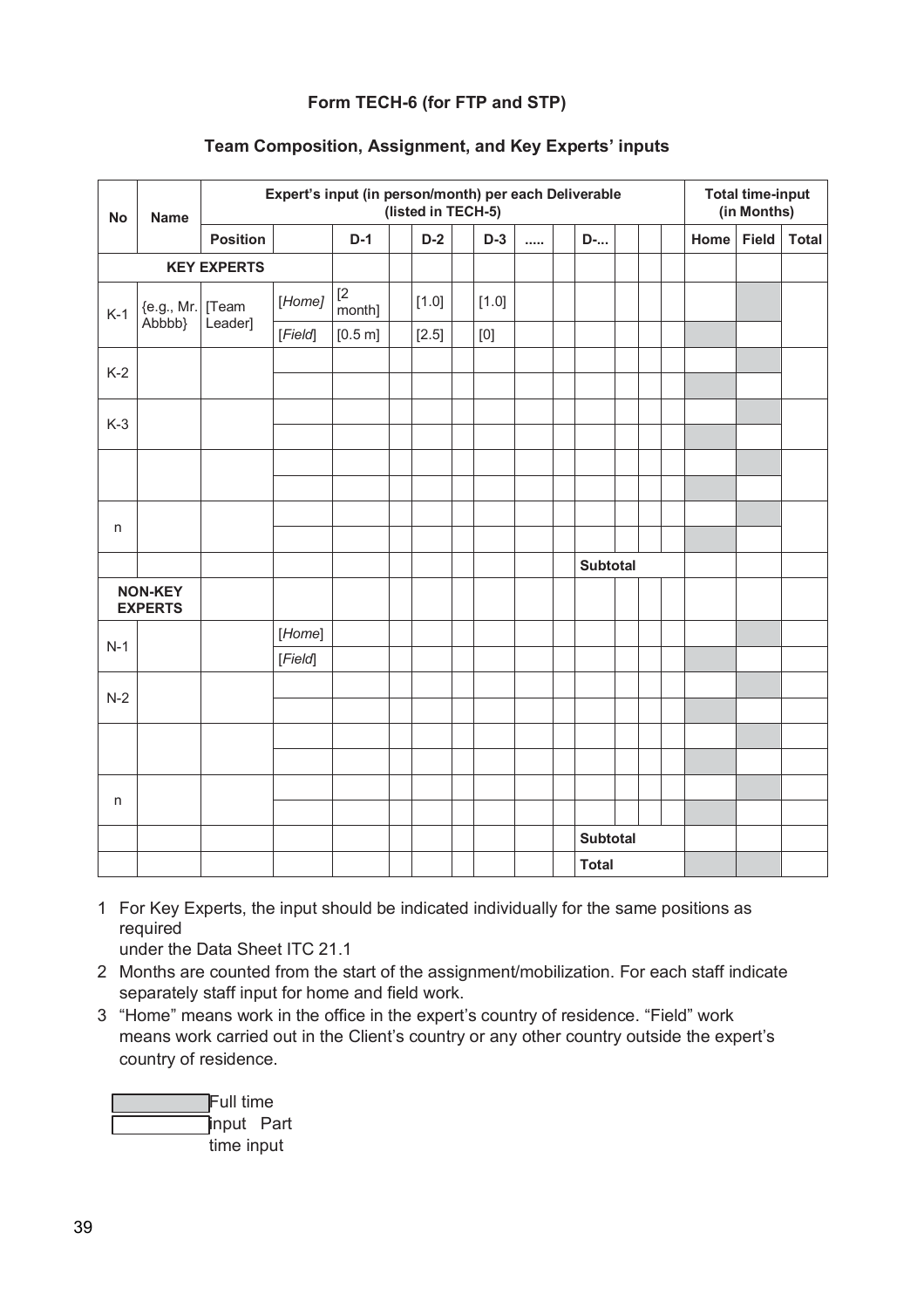**Form TECH-6 (for FTP and STP)**

**Team Composition, Assignment, and Key Experts' inputs**

| No | Name | Expert's input (in person/month) per each Deliverable (listed in TECH-5) | | | | | | | | | | | | | Total time-input (in Months) | | |
|---|---|---|---|---|---|---|---|---|---|---|---|---|---|---|---|---|---|
| | | Position | | D-1 | | D-2 | | D-3 | ..... | | D-... | | | | Home | Field | Total |
| KEY EXPERTS | | | | | | | | | | | | | | | | | |
| K-1 | {e.g., Mr. Abbbb} | [Team Leader] | [*Home*] | [2 month] | | [1.0] | | [1.0] | | | | | | | | | |
| | | | [*Field*] | [0.5 m] | | [2.5] | | [0] | | | | | | | | | |
| K-2 | | | | | | | | | | | | | | | | | |
| | | | | | | | | | | | | | | | | | |
| K-3 | | | | | | | | | | | | | | | | | |
| | | | | | | | | | | | | | | | | | |
| | | | | | | | | | | | | | | | | | |
| | | | | | | | | | | | | | | | | | |
| n | | | | | | | | | | | | | | | | | |
| | | | | | | | | | | | | | | | | | |
| | | | | | | | | | | | Subtotal | | | | | | |
| NON-KEY EXPERTS | | | | | | | | | | | | | | | | | |
| N-1 | | | [*Home*] | | | | | | | | | | | | | | |
| | | | [*Field*] | | | | | | | | | | | | | | |
| N-2 | | | | | | | | | | | | | | | | | |
| | | | | | | | | | | | | | | | | | |
| | | | | | | | | | | | | | | | | | |
| | | | | | | | | | | | | | | | | | |
| n | | | | | | | | | | | | | | | | | |
| | | | | | | | | | | | | | | | | | |
| | | | | | | | | | | | Subtotal | | | | | | |
| | | | | | | | | | | | Total | | | | | | |

1 For Key Experts, the input should be indicated individually for the same positions as required under the Data Sheet ITC 21.1

2 Months are counted from the start of the assignment/mobilization. For each staff indicate separately staff input for home and field work.

3 "Home" means work in the office in the expert's country of residence. "Field" work means work carried out in the Client's country or any other country outside the expert's country of residence.

Full time input
Part time input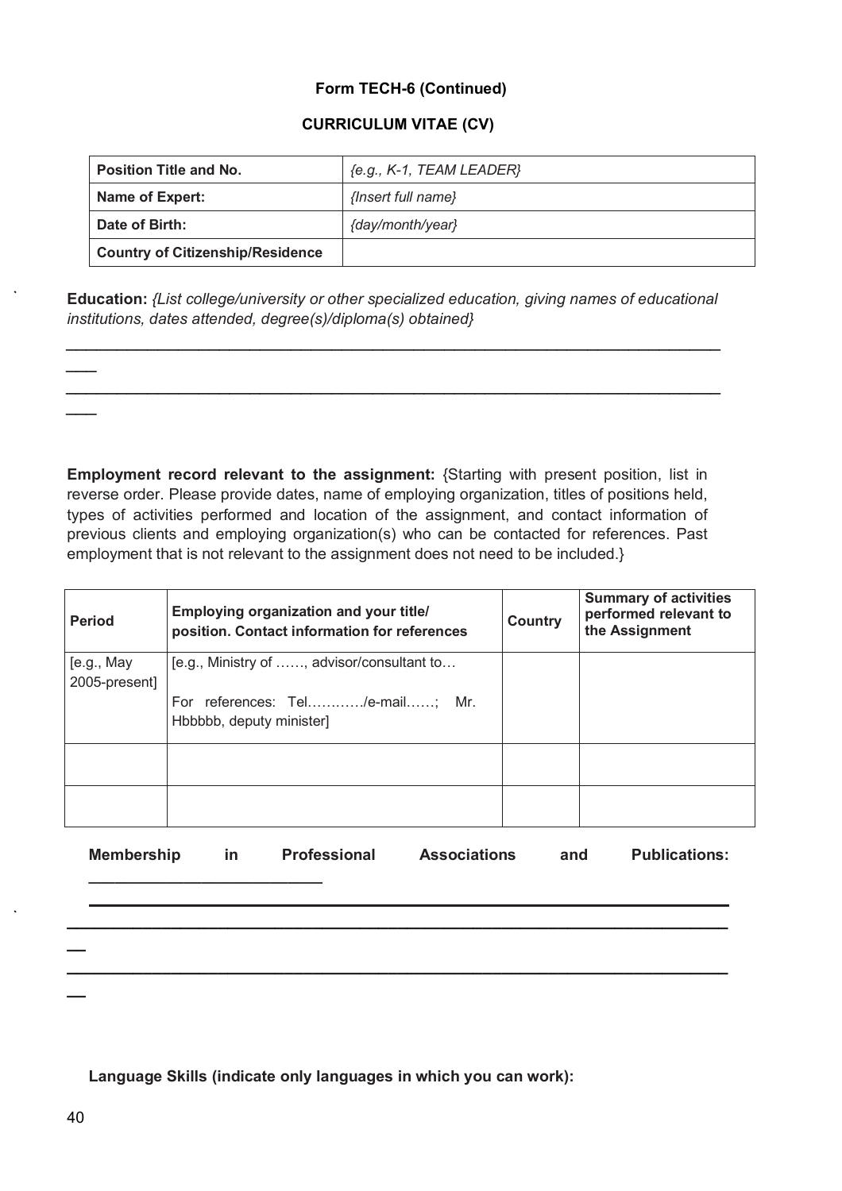**Form TECH-6 (Continued)**

**CURRICULUM VITAE (CV)**

| **Position Title and No.** | *{e.g., K-1, TEAM LEADER}* |
|---|---|
| **Name of Expert:** | *{Insert full name}* |
| **Date of Birth:** | *{day/month/year}* |
| **Country of Citizenship/Residence** | |

**Education:** *{List college/university or other specialized education, giving names of educational institutions, dates attended, degree(s)/diploma(s) obtained}*

______________________________________________________________________________

______________________________________________________________________________

**Employment record relevant to the assignment:** {Starting with present position, list in reverse order. Please provide dates, name of employing organization, titles of positions held, types of activities performed and location of the assignment, and contact information of previous clients and employing organization(s) who can be contacted for references. Past employment that is not relevant to the assignment does not need to be included.}

| **Period** | **Employing organization and your title/ position. Contact information for references** | **Country** | **Summary of activities performed relevant to the Assignment** |
|---|---|---|---|
| [e.g., May 2005-present] | [e.g., Ministry of ……, advisor/consultant to… For references: Tel…………/e-mail……; Mr. Hbbbbb, deputy minister] | | |
| | | | |
| | | | |

**Membership in Professional Associations and Publications:** ___________________________

______________________________________________________________________________

______________________________________________________________________________

______________________________________________________________________________

**Language Skills (indicate only languages in which you can work):**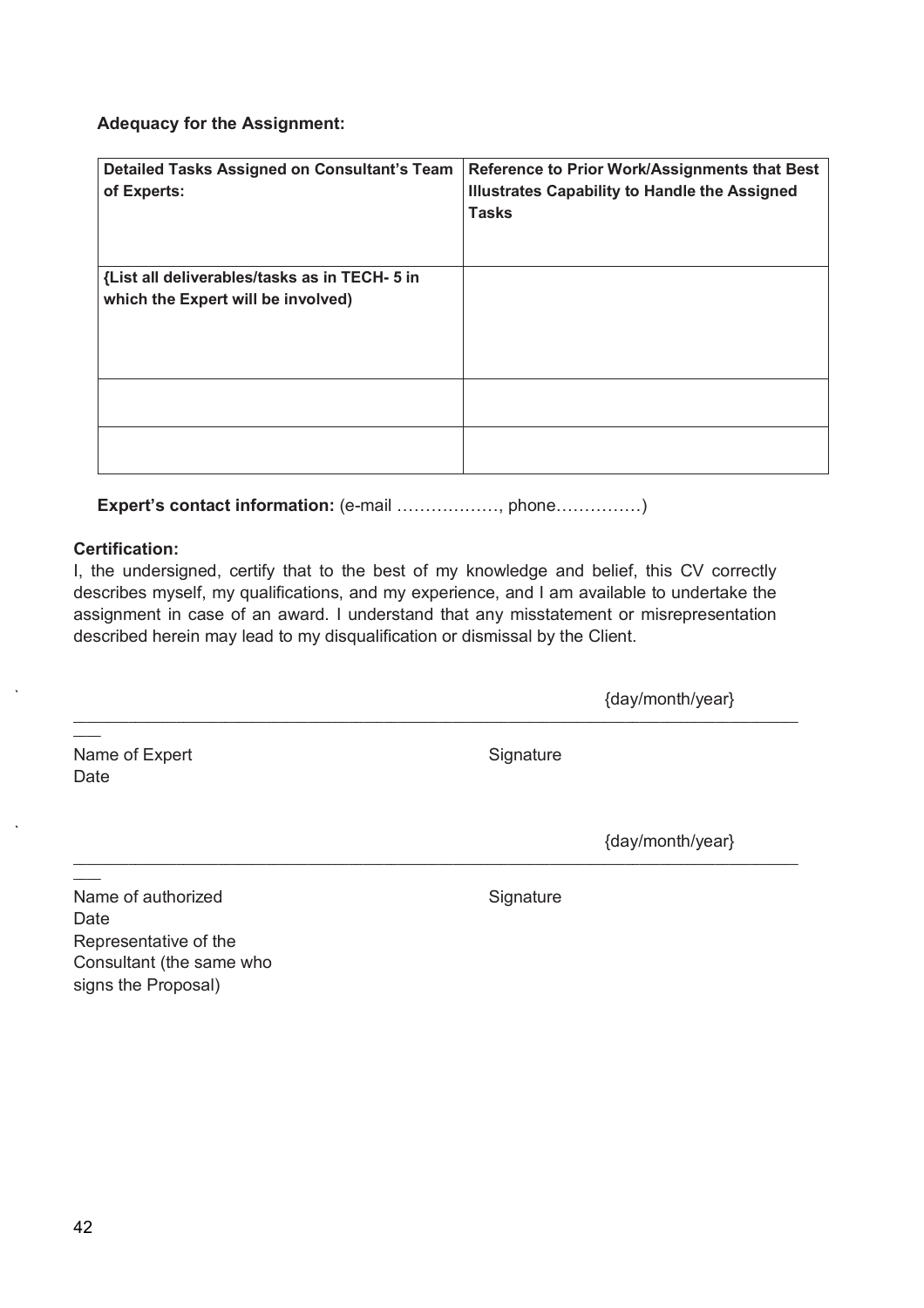**Adequacy for the Assignment:**

| **Detailed Tasks Assigned on Consultant's Team of Experts:** | **Reference to Prior Work/Assignments that Best Illustrates Capability to Handle the Assigned Tasks** |
|---|---|
| **{List all deliverables/tasks as in TECH- 5 in which the Expert will be involved)** | |
| | |
| | |

**Expert's contact information:** (e-mail ………………, phone……………)

**Certification:**

I, the undersigned, certify that to the best of my knowledge and belief, this CV correctly describes myself, my qualifications, and my experience, and I am available to undertake the assignment in case of an award. I understand that any misstatement or misrepresentation described herein may lead to my disqualification or dismissal by the Client.

{day/month/year}

___________________________________________________________________________________

Name of Expert　　　　　　　　　　　　Signature　　　　　　　　　　　　Date

{day/month/year}

___________________________________________________________________________________

Name of authorized Representative of the Consultant (the same who signs the Proposal)　　　　　　Signature　　　　　　　　　　　　Date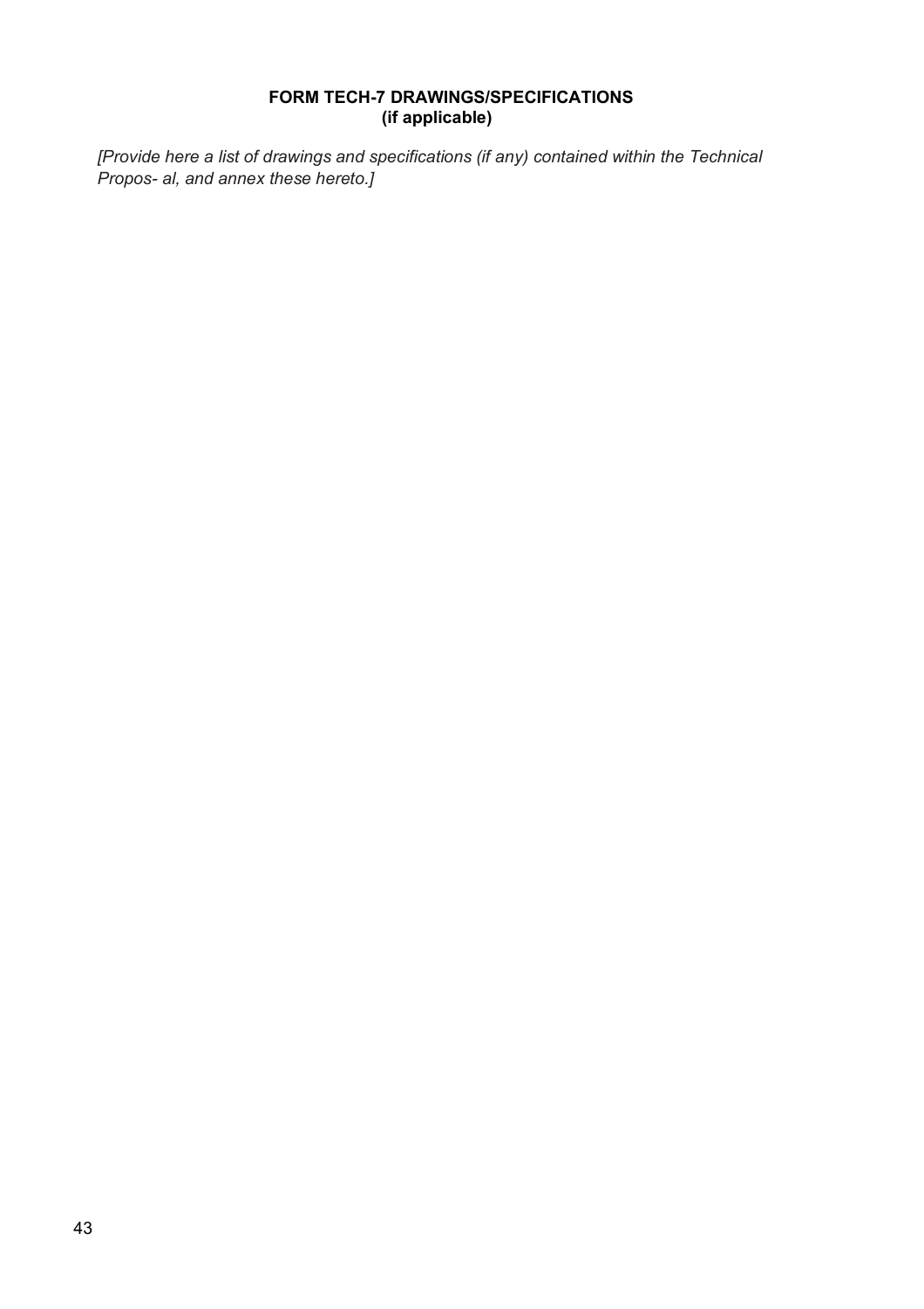**FORM TECH-7 DRAWINGS/SPECIFICATIONS**
**(if applicable)**

*[Provide here a list of drawings and specifications (if any) contained within the Technical Propos- al, and annex these hereto.]*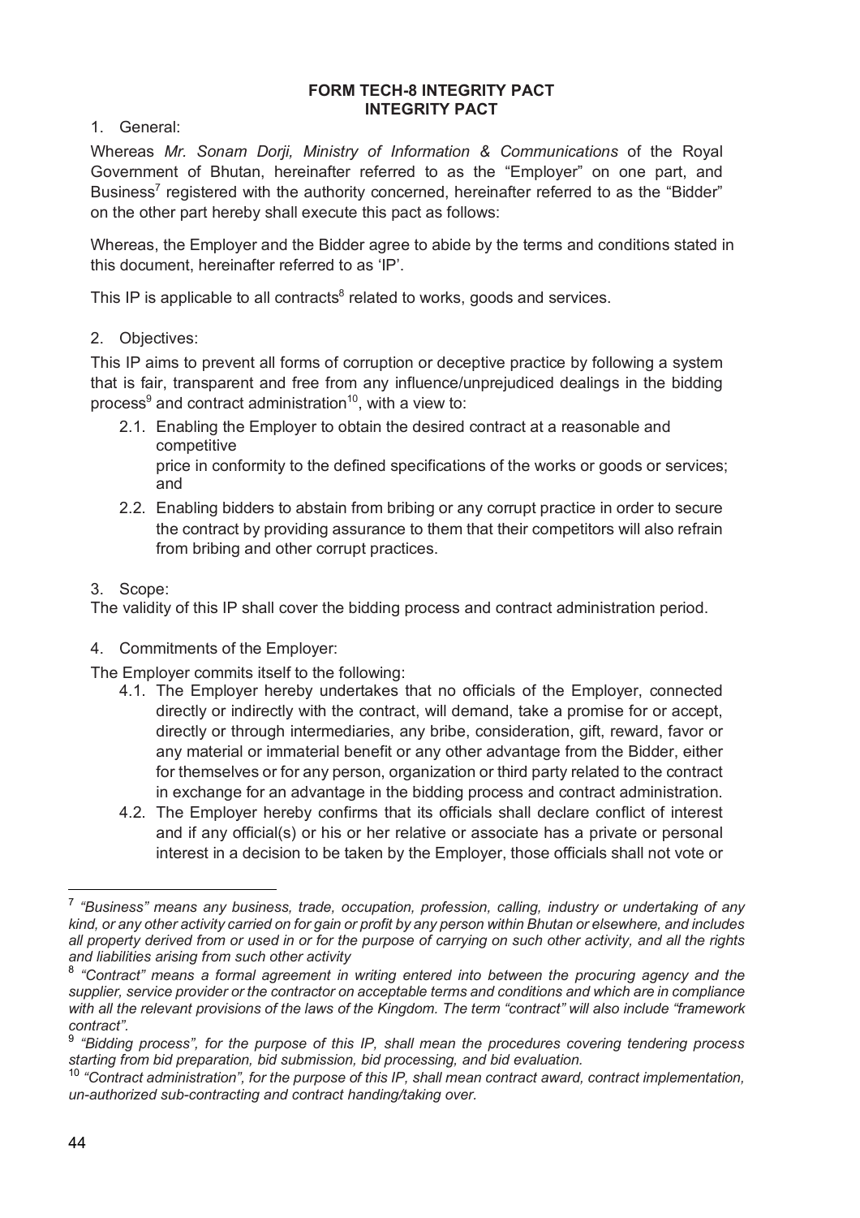**FORM TECH-8 INTEGRITY PACT**
**INTEGRITY PACT**

1. General:

Whereas *Mr. Sonam Dorji, Ministry of Information & Communications* of the Royal Government of Bhutan, hereinafter referred to as the "Employer" on one part, and Business[7] registered with the authority concerned, hereinafter referred to as the "Bidder" on the other part hereby shall execute this pact as follows:

Whereas, the Employer and the Bidder agree to abide by the terms and conditions stated in this document, hereinafter referred to as 'IP'.

This IP is applicable to all contracts[8] related to works, goods and services.

2. Objectives:

This IP aims to prevent all forms of corruption or deceptive practice by following a system that is fair, transparent and free from any influence/unprejudiced dealings in the bidding process[9] and contract administration[10], with a view to:

- 2.1. Enabling the Employer to obtain the desired contract at a reasonable and competitive
  price in conformity to the defined specifications of the works or goods or services; and
- 2.2. Enabling bidders to abstain from bribing or any corrupt practice in order to secure the contract by providing assurance to them that their competitors will also refrain from bribing and other corrupt practices.

3. Scope:

The validity of this IP shall cover the bidding process and contract administration period.

4. Commitments of the Employer:

The Employer commits itself to the following:

- 4.1. The Employer hereby undertakes that no officials of the Employer, connected directly or indirectly with the contract, will demand, take a promise for or accept, directly or through intermediaries, any bribe, consideration, gift, reward, favor or any material or immaterial benefit or any other advantage from the Bidder, either for themselves or for any person, organization or third party related to the contract in exchange for an advantage in the bidding process and contract administration.
- 4.2. The Employer hereby confirms that its officials shall declare conflict of interest and if any official(s) or his or her relative or associate has a private or personal interest in a decision to be taken by the Employer, those officials shall not vote or

---

[7] *"Business" means any business, trade, occupation, profession, calling, industry or undertaking of any kind, or any other activity carried on for gain or profit by any person within Bhutan or elsewhere, and includes all property derived from or used in or for the purpose of carrying on such other activity, and all the rights and liabilities arising from such other activity*

[8] *"Contract" means a formal agreement in writing entered into between the procuring agency and the supplier, service provider or the contractor on acceptable terms and conditions and which are in compliance with all the relevant provisions of the laws of the Kingdom. The term "contract" will also include "framework contract".*

[9] *"Bidding process", for the purpose of this IP, shall mean the procedures covering tendering process starting from bid preparation, bid submission, bid processing, and bid evaluation.*

[10] *"Contract administration", for the purpose of this IP, shall mean contract award, contract implementation, un-authorized sub-contracting and contract handing/taking over.*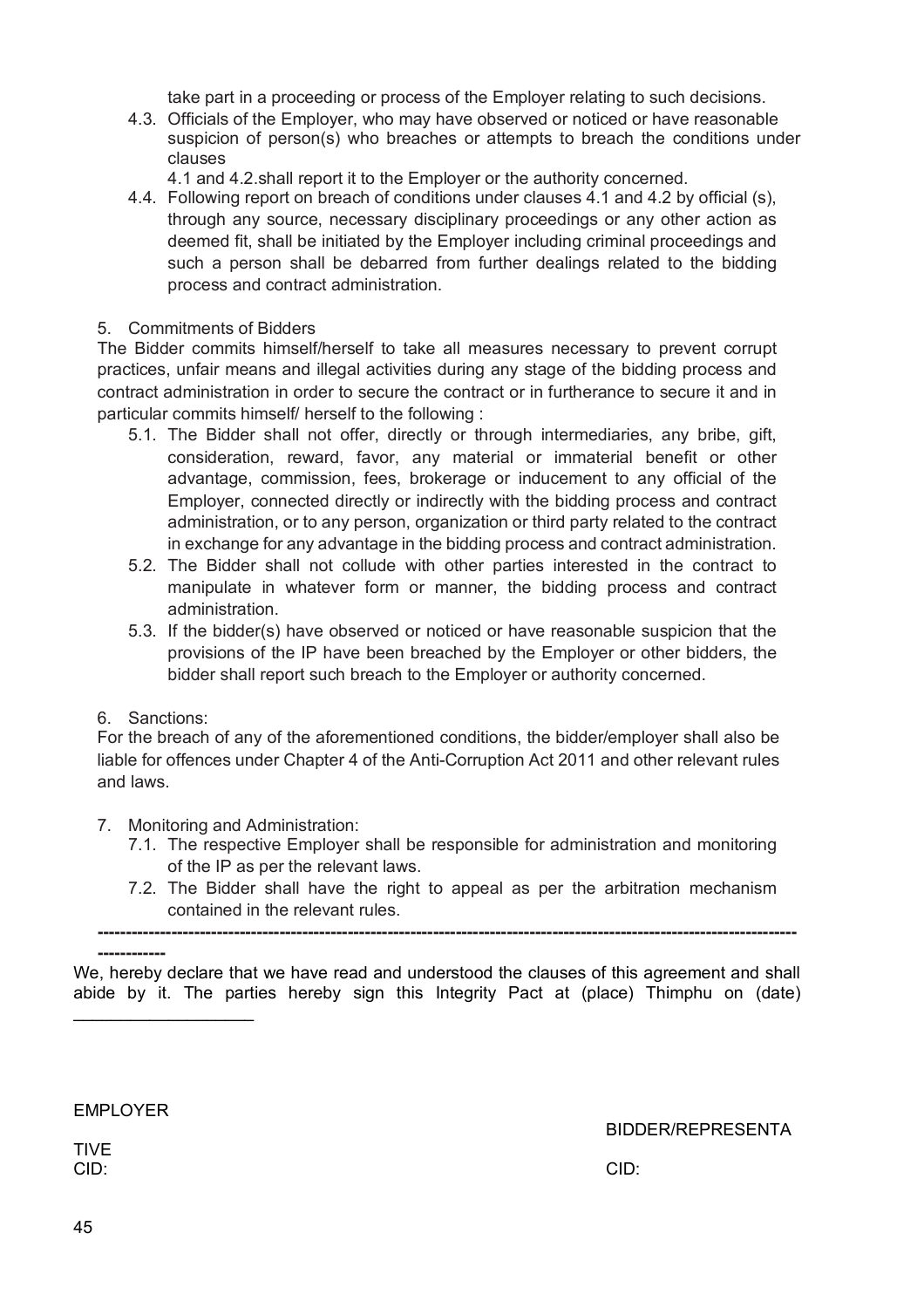take part in a proceeding or process of the Employer relating to such decisions.

4.3. Officials of the Employer, who may have observed or noticed or have reasonable suspicion of person(s) who breaches or attempts to breach the conditions under clauses 4.1 and 4.2.shall report it to the Employer or the authority concerned.

4.4. Following report on breach of conditions under clauses 4.1 and 4.2 by official (s), through any source, necessary disciplinary proceedings or any other action as deemed fit, shall be initiated by the Employer including criminal proceedings and such a person shall be debarred from further dealings related to the bidding process and contract administration.

5. Commitments of Bidders

The Bidder commits himself/herself to take all measures necessary to prevent corrupt practices, unfair means and illegal activities during any stage of the bidding process and contract administration in order to secure the contract or in furtherance to secure it and in particular commits himself/ herself to the following :

5.1. The Bidder shall not offer, directly or through intermediaries, any bribe, gift, consideration, reward, favor, any material or immaterial benefit or other advantage, commission, fees, brokerage or inducement to any official of the Employer, connected directly or indirectly with the bidding process and contract administration, or to any person, organization or third party related to the contract in exchange for any advantage in the bidding process and contract administration.

5.2. The Bidder shall not collude with other parties interested in the contract to manipulate in whatever form or manner, the bidding process and contract administration.

5.3. If the bidder(s) have observed or noticed or have reasonable suspicion that the provisions of the IP have been breached by the Employer or other bidders, the bidder shall report such breach to the Employer or authority concerned.

6. Sanctions:

For the breach of any of the aforementioned conditions, the bidder/employer shall also be liable for offences under Chapter 4 of the Anti-Corruption Act 2011 and other relevant rules and laws.

7. Monitoring and Administration:

7.1. The respective Employer shall be responsible for administration and monitoring of the IP as per the relevant laws.

7.2. The Bidder shall have the right to appeal as per the arbitration mechanism contained in the relevant rules.

---

We, hereby declare that we have read and understood the clauses of this agreement and shall abide by it. The parties hereby sign this Integrity Pact at (place) Thimphu on (date) ___________________

EMPLOYER                                                                 BIDDER/REPRESENTATIVE

CID:                                                                          CID: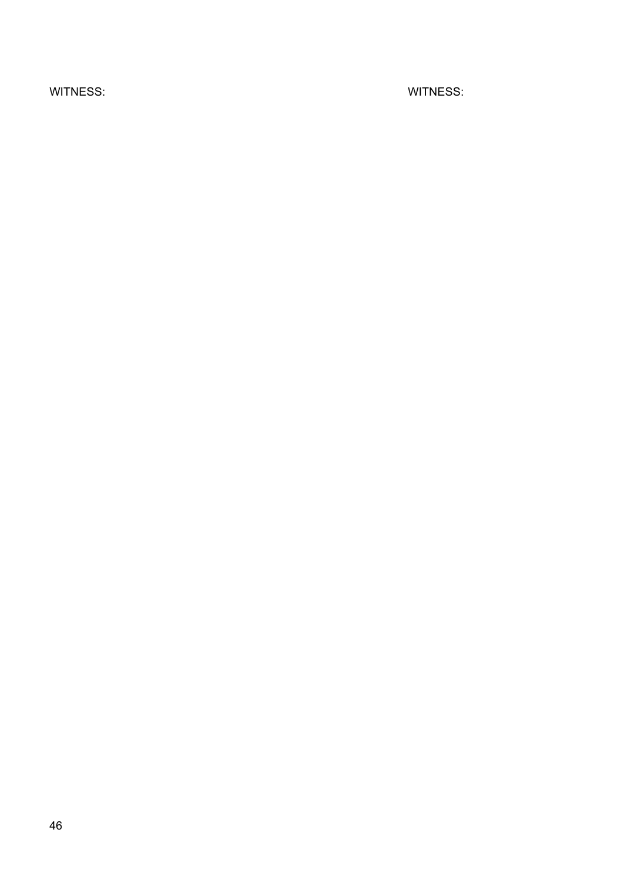WITNESS: WITNESS: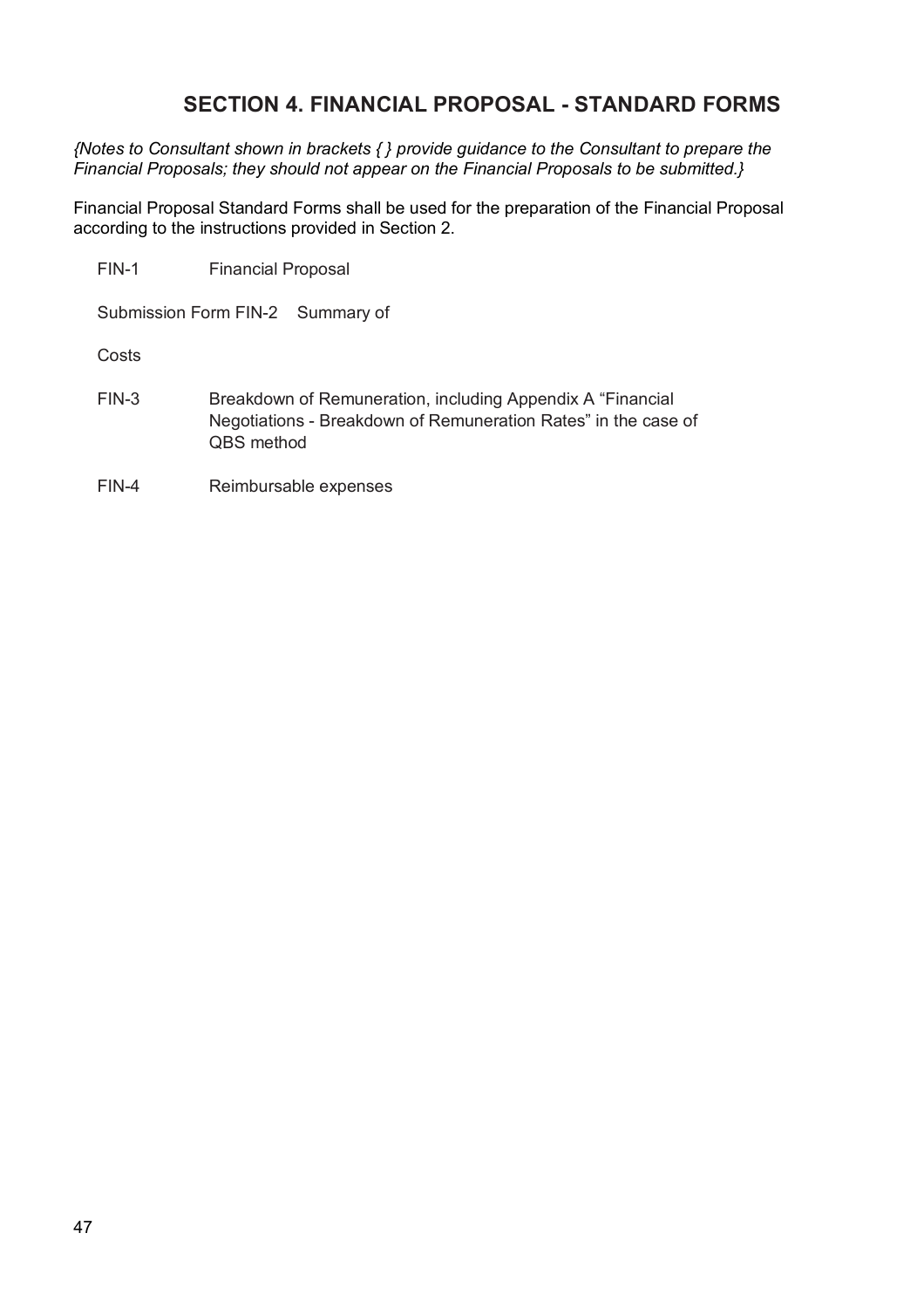# SECTION 4. FINANCIAL PROPOSAL - STANDARD FORMS

*{Notes to Consultant shown in brackets { } provide guidance to the Consultant to prepare the Financial Proposals; they should not appear on the Financial Proposals to be submitted.}*

Financial Proposal Standard Forms shall be used for the preparation of the Financial Proposal according to the instructions provided in Section 2.

FIN-1 Financial Proposal

Submission Form FIN-2 Summary of

Costs

FIN-3 Breakdown of Remuneration, including Appendix A "Financial Negotiations - Breakdown of Remuneration Rates" in the case of QBS method

FIN-4 Reimbursable expenses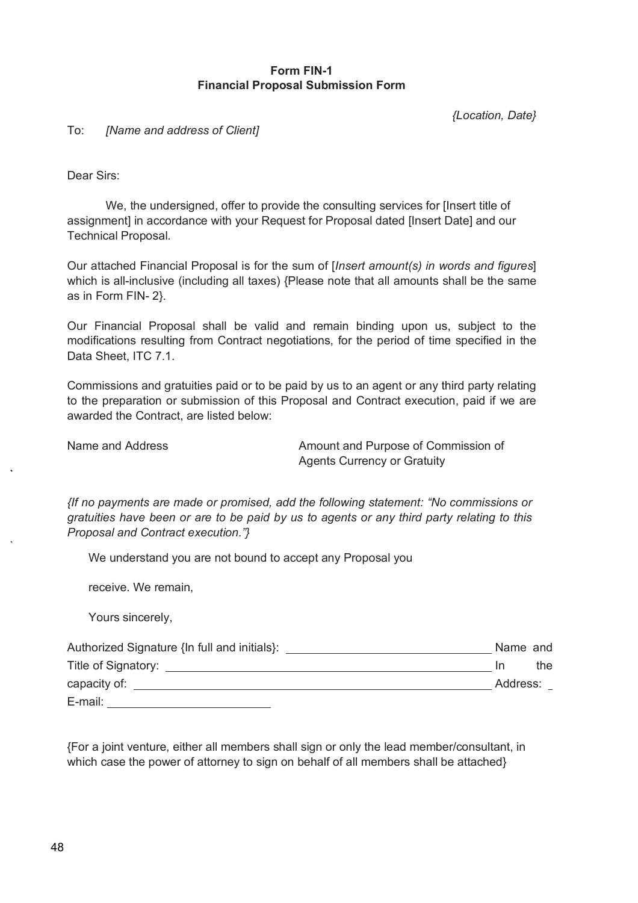**Form FIN-1**
**Financial Proposal Submission Form**

*{Location, Date}*

To: *[Name and address of Client]*

Dear Sirs:

We, the undersigned, offer to provide the consulting services for [Insert title of assignment] in accordance with your Request for Proposal dated [Insert Date] and our Technical Proposal.

Our attached Financial Proposal is for the sum of [*Insert amount(s) in words and figures*] which is all-inclusive (including all taxes) {Please note that all amounts shall be the same as in Form FIN- 2}.

Our Financial Proposal shall be valid and remain binding upon us, subject to the modifications resulting from Contract negotiations, for the period of time specified in the Data Sheet, ITC 7.1.

Commissions and gratuities paid or to be paid by us to an agent or any third party relating to the preparation or submission of this Proposal and Contract execution, paid if we are awarded the Contract, are listed below:

| Name and Address | Amount and Purpose of Commission of Agents Currency or Gratuity |
|---|---|
| | |

*{If no payments are made or promised, add the following statement: "No commissions or gratuities have been or are to be paid by us to agents or any third party relating to this Proposal and Contract execution."}*

We understand you are not bound to accept any Proposal you

receive. We remain,

Yours sincerely,

Authorized Signature {In full and initials}: ______________________________ Name and Title of Signatory: ______________________________ In the capacity of: ______________________________ Address: _ E-mail: ______________________

{For a joint venture, either all members shall sign or only the lead member/consultant, in which case the power of attorney to sign on behalf of all members shall be attached}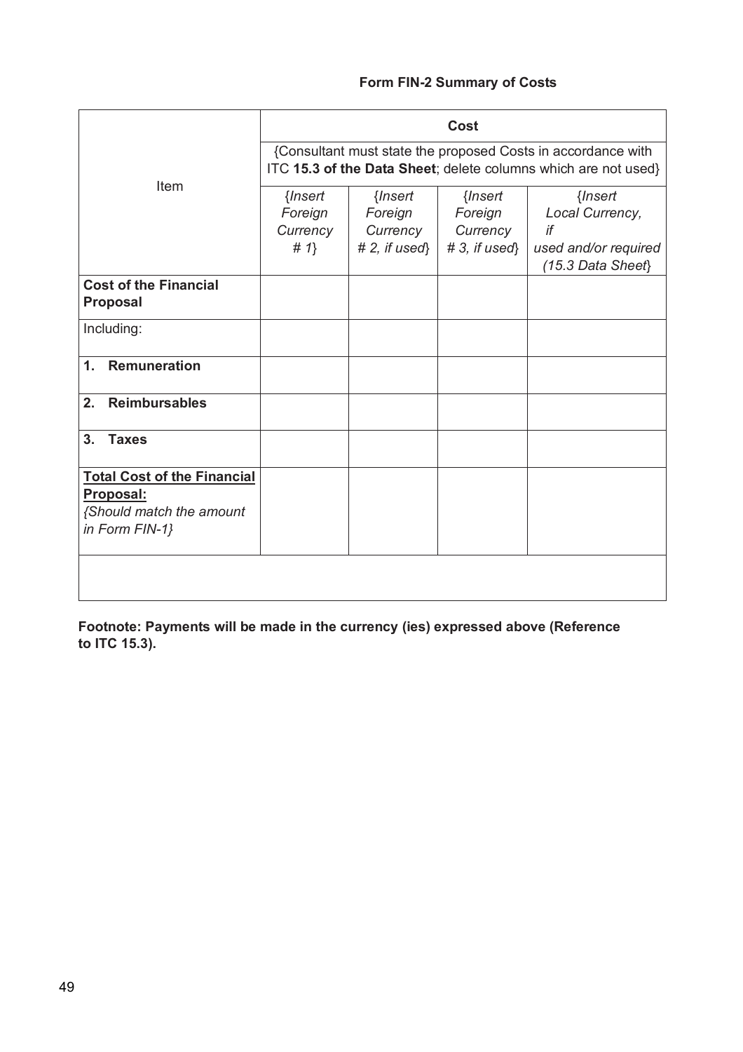**Form FIN-2 Summary of Costs**

| Item | Cost | | | |
|---|---|---|---|---|
| | {Consultant must state the proposed Costs in accordance with ITC **15.3 of the Data Sheet**; delete columns which are not used} | | | |
| | *{Insert Foreign Currency # 1}* | *{Insert Foreign Currency # 2, if used}* | *{Insert Foreign Currency # 3, if used}* | *{Insert Local Currency, if used and/or required (15.3 Data Sheet}* |
| **Cost of the Financial Proposal** | | | | |
| Including: | | | | |
| **1. Remuneration** | | | | |
| **2. Reimbursables** | | | | |
| **3. Taxes** | | | | |
| **Total Cost of the Financial Proposal:** *{Should match the amount in Form FIN-1}* | | | | |
| | | | | |

**Footnote: Payments will be made in the currency (ies) expressed above (Reference to ITC 15.3).**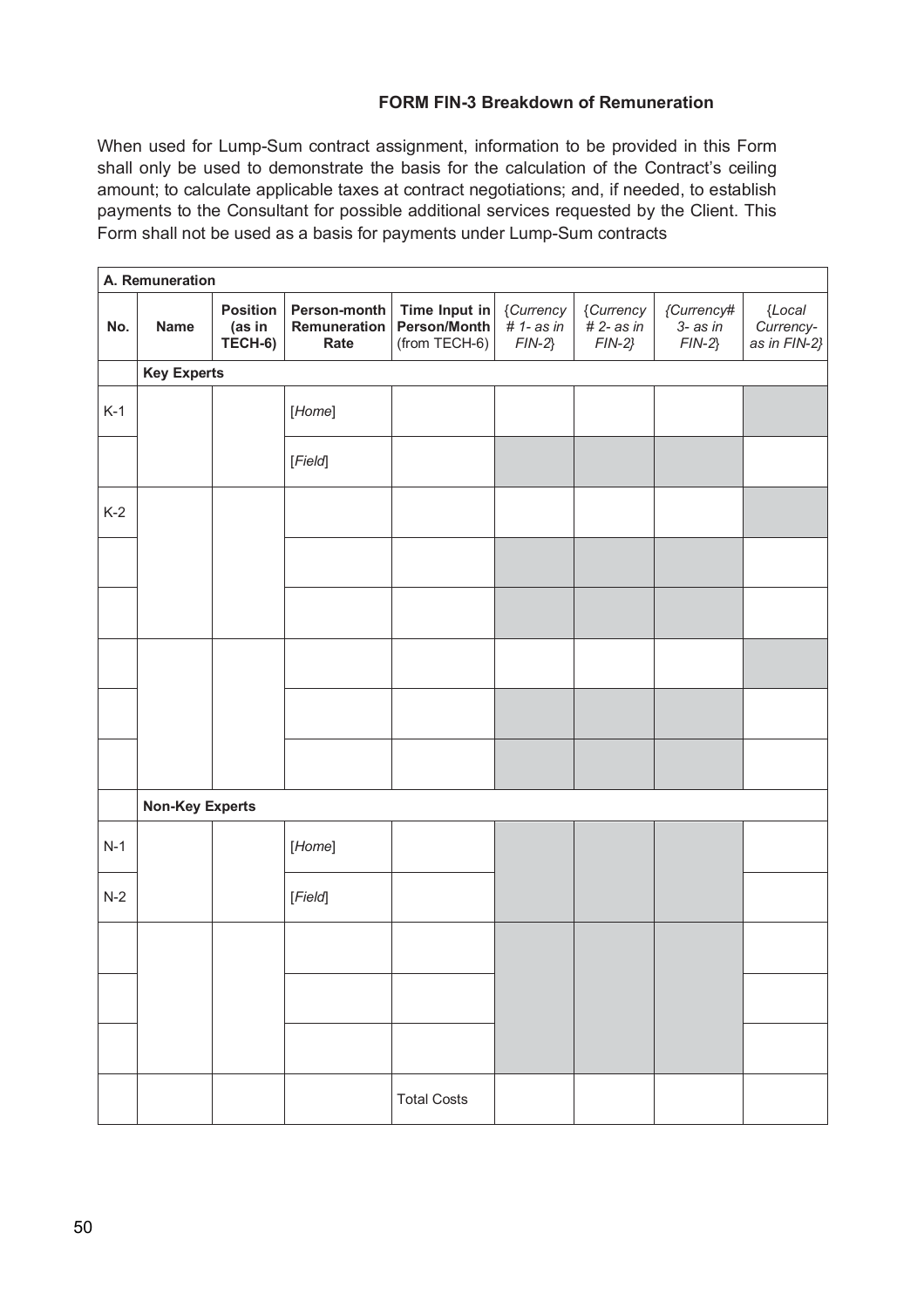### FORM FIN-3 Breakdown of Remuneration

When used for Lump-Sum contract assignment, information to be provided in this Form shall only be used to demonstrate the basis for the calculation of the Contract's ceiling amount; to calculate applicable taxes at contract negotiations; and, if needed, to establish payments to the Consultant for possible additional services requested by the Client. This Form shall not be used as a basis for payments under Lump-Sum contracts

| **A. Remuneration** | | | | | | | | |
|---|---|---|---|---|---|---|---|---|
| **No.** | **Name** | **Position (as in TECH-6)** | **Person-month Remuneration Rate** | **Time Input in Person/Month** (from TECH-6) | {*Currency # 1- as in FIN-2*} | {*Currency # 2- as in FIN-2*} | {*Currency# 3- as in FIN-2*} | {*Local Currency- as in FIN-2*} |
| | **Key Experts** | | | | | | | |
| K-1 | | | [*Home*] | | | | | |
| | | | [*Field*] | | | | | |
| K-2 | | | | | | | | |
| | | | | | | | | |
| | | | | | | | | |
| | | | | | | | | |
| | | | | | | | | |
| | | | | | | | | |
| | **Non-Key Experts** | | | | | | | |
| N-1 | | | [*Home*] | | | | | |
| N-2 | | | [*Field*] | | | | | |
| | | | | | | | | |
| | | | | | | | | |
| | | | | | | | | |
| | | | | Total Costs | | | | |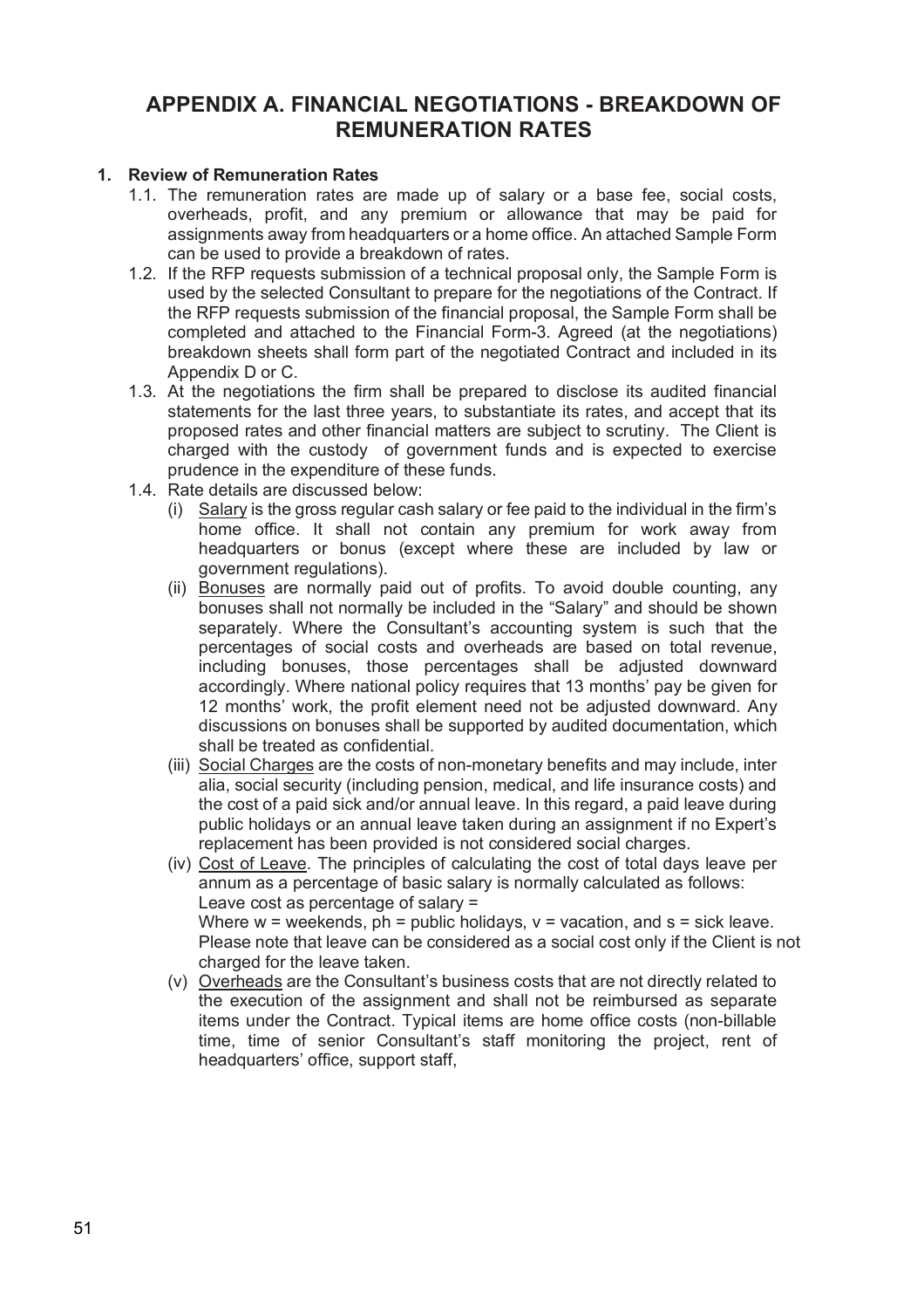# APPENDIX A. FINANCIAL NEGOTIATIONS - BREAKDOWN OF REMUNERATION RATES

**1. Review of Remuneration Rates**

1.1. The remuneration rates are made up of salary or a base fee, social costs, overheads, profit, and any premium or allowance that may be paid for assignments away from headquarters or a home office. An attached Sample Form can be used to provide a breakdown of rates.

1.2. If the RFP requests submission of a technical proposal only, the Sample Form is used by the selected Consultant to prepare for the negotiations of the Contract. If the RFP requests submission of the financial proposal, the Sample Form shall be completed and attached to the Financial Form-3. Agreed (at the negotiations) breakdown sheets shall form part of the negotiated Contract and included in its Appendix D or C.

1.3. At the negotiations the firm shall be prepared to disclose its audited financial statements for the last three years, to substantiate its rates, and accept that its proposed rates and other financial matters are subject to scrutiny. The Client is charged with the custody of government funds and is expected to exercise prudence in the expenditure of these funds.

1.4. Rate details are discussed below:

(i) Salary is the gross regular cash salary or fee paid to the individual in the firm's home office. It shall not contain any premium for work away from headquarters or bonus (except where these are included by law or government regulations).

(ii) Bonuses are normally paid out of profits. To avoid double counting, any bonuses shall not normally be included in the "Salary" and should be shown separately. Where the Consultant's accounting system is such that the percentages of social costs and overheads are based on total revenue, including bonuses, those percentages shall be adjusted downward accordingly. Where national policy requires that 13 months' pay be given for 12 months' work, the profit element need not be adjusted downward. Any discussions on bonuses shall be supported by audited documentation, which shall be treated as confidential.

(iii) Social Charges are the costs of non-monetary benefits and may include, inter alia, social security (including pension, medical, and life insurance costs) and the cost of a paid sick and/or annual leave. In this regard, a paid leave during public holidays or an annual leave taken during an assignment if no Expert's replacement has been provided is not considered social charges.

(iv) Cost of Leave. The principles of calculating the cost of total days leave per annum as a percentage of basic salary is normally calculated as follows:
Leave cost as percentage of salary =
Where w = weekends, ph = public holidays, v = vacation, and s = sick leave.
Please note that leave can be considered as a social cost only if the Client is not charged for the leave taken.

(v) Overheads are the Consultant's business costs that are not directly related to the execution of the assignment and shall not be reimbursed as separate items under the Contract. Typical items are home office costs (non-billable time, time of senior Consultant's staff monitoring the project, rent of headquarters' office, support staff,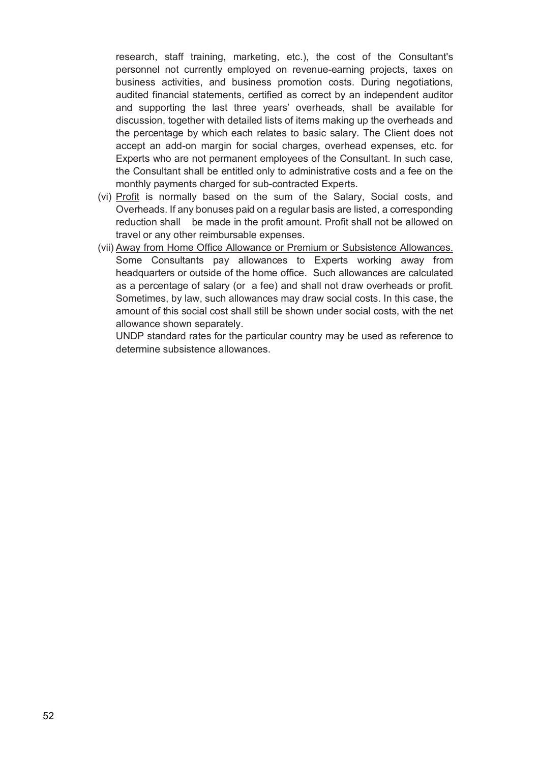research, staff training, marketing, etc.), the cost of the Consultant's personnel not currently employed on revenue-earning projects, taxes on business activities, and business promotion costs. During negotiations, audited financial statements, certified as correct by an independent auditor and supporting the last three years' overheads, shall be available for discussion, together with detailed lists of items making up the overheads and the percentage by which each relates to basic salary. The Client does not accept an add-on margin for social charges, overhead expenses, etc. for Experts who are not permanent employees of the Consultant. In such case, the Consultant shall be entitled only to administrative costs and a fee on the monthly payments charged for sub-contracted Experts.

(vi) Profit is normally based on the sum of the Salary, Social costs, and Overheads. If any bonuses paid on a regular basis are listed, a corresponding reduction shall be made in the profit amount. Profit shall not be allowed on travel or any other reimbursable expenses.

(vii) Away from Home Office Allowance or Premium or Subsistence Allowances. Some Consultants pay allowances to Experts working away from headquarters or outside of the home office. Such allowances are calculated as a percentage of salary (or a fee) and shall not draw overheads or profit. Sometimes, by law, such allowances may draw social costs. In this case, the amount of this social cost shall still be shown under social costs, with the net allowance shown separately.

UNDP standard rates for the particular country may be used as reference to determine subsistence allowances.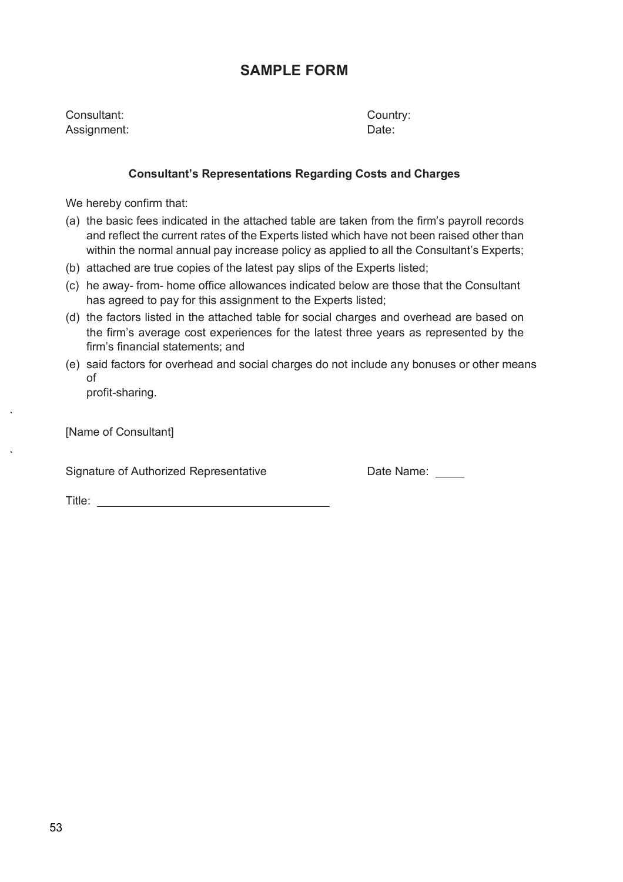# SAMPLE FORM

Consultant: Country:
Assignment: Date:

### Consultant's Representations Regarding Costs and Charges

We hereby confirm that:

(a) the basic fees indicated in the attached table are taken from the firm's payroll records and reflect the current rates of the Experts listed which have not been raised other than within the normal annual pay increase policy as applied to all the Consultant's Experts;

(b) attached are true copies of the latest pay slips of the Experts listed;

(c) he away- from- home office allowances indicated below are those that the Consultant has agreed to pay for this assignment to the Experts listed;

(d) the factors listed in the attached table for social charges and overhead are based on the firm's average cost experiences for the latest three years as represented by the firm's financial statements; and

(e) said factors for overhead and social charges do not include any bonuses or other means of
profit-sharing.

[Name of Consultant]

Signature of Authorized Representative Date Name: _____

Title: ___________________________________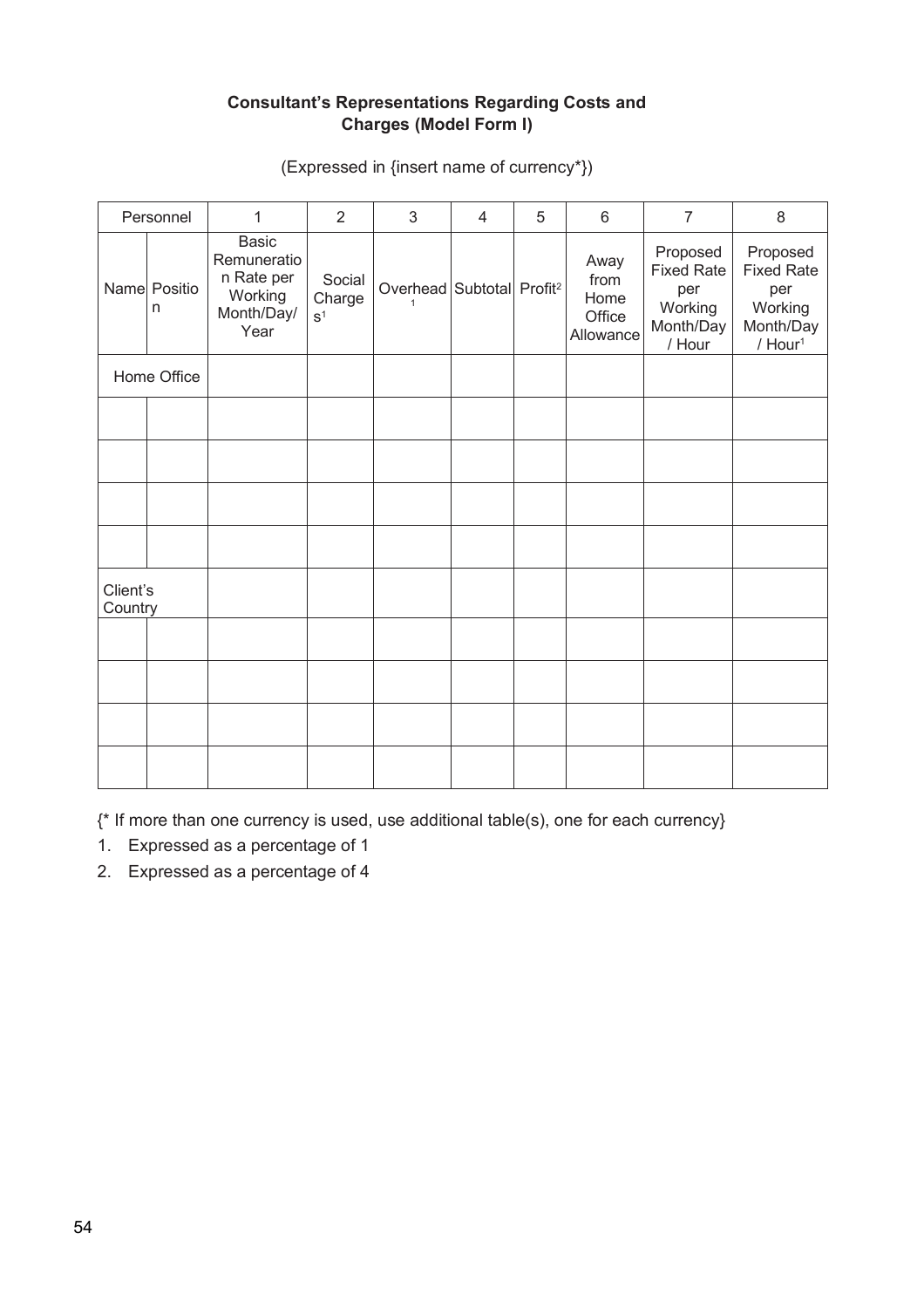**Consultant's Representations Regarding Costs and Charges (Model Form I)**

(Expressed in {insert name of currency*})

| Personnel | | 1 | 2 | 3 | 4 | 5 | 6 | 7 | 8 |
|---|---|---|---|---|---|---|---|---|---|
| Name | Position | Basic Remuneration Rate per Working Month/Day/ Year | Social Charges[1] | Overhead[1] | Subtotal | Profit[2] | Away from Home Office Allowance | Proposed Fixed Rate per Working Month/Day / Hour | Proposed Fixed Rate per Working Month/Day / Hour[1] |
| Home Office | | | | | | | | | |
| | | | | | | | | | |
| | | | | | | | | | |
| | | | | | | | | | |
| | | | | | | | | | |
| Client's Country | | | | | | | | | |
| | | | | | | | | | |
| | | | | | | | | | |
| | | | | | | | | | |
| | | | | | | | | | |

{* If more than one currency is used, use additional table(s), one for each currency}

1. Expressed as a percentage of 1
2. Expressed as a percentage of 4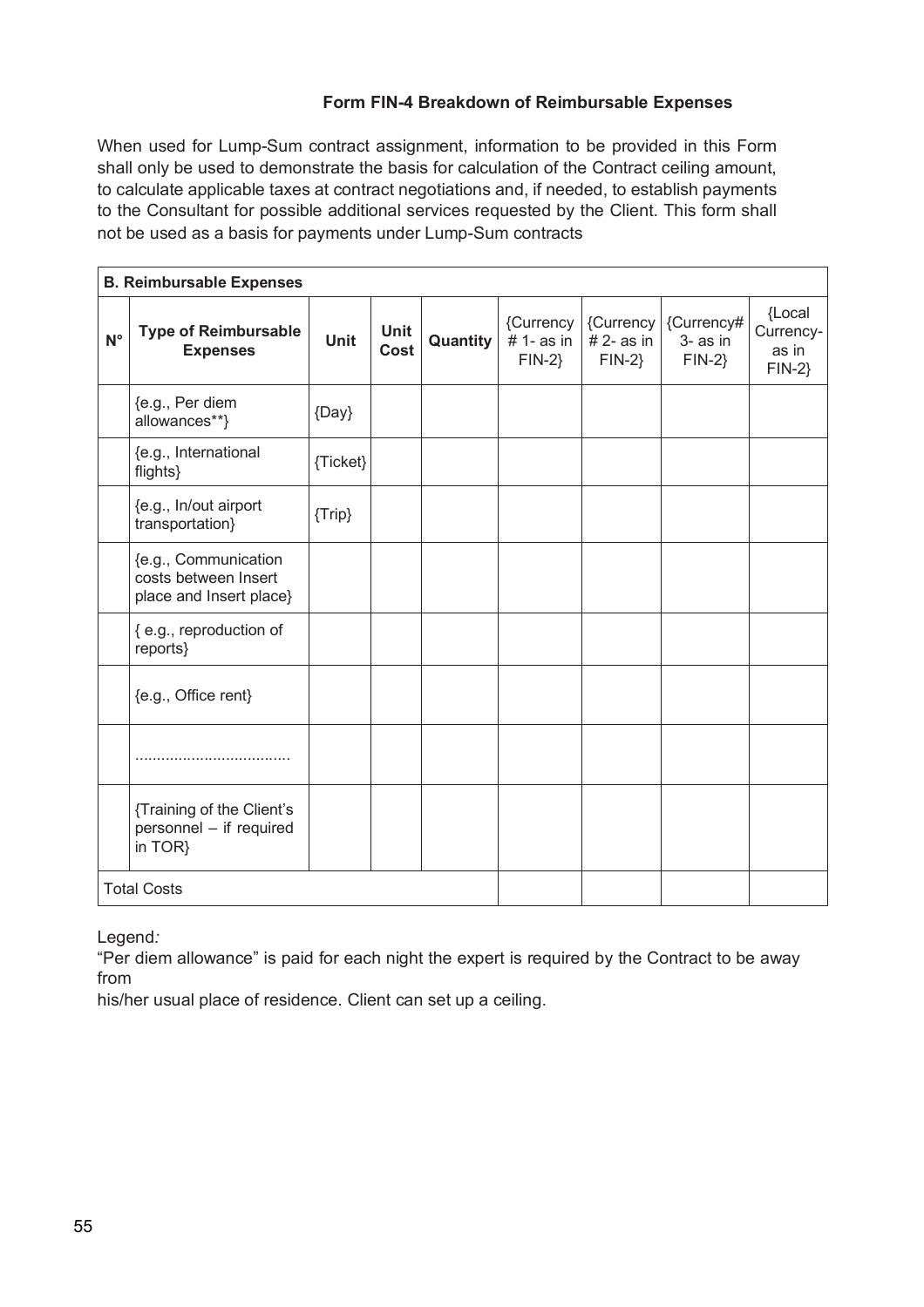### Form FIN-4 Breakdown of Reimbursable Expenses

When used for Lump-Sum contract assignment, information to be provided in this Form shall only be used to demonstrate the basis for calculation of the Contract ceiling amount, to calculate applicable taxes at contract negotiations and, if needed, to establish payments to the Consultant for possible additional services requested by the Client. This form shall not be used as a basis for payments under Lump-Sum contracts

| **B. Reimbursable Expenses** | | | | | | | | |
|---|---|---|---|---|---|---|---|---|
| **N°** | **Type of Reimbursable Expenses** | **Unit** | **Unit Cost** | **Quantity** | {Currency # 1- as in FIN-2} | {Currency # 2- as in FIN-2} | {Currency# 3- as in FIN-2} | {Local Currency- as in FIN-2} |
| | {e.g., Per diem allowances**} | {Day} | | | | | | |
| | {e.g., International flights} | {Ticket} | | | | | | |
| | {e.g., In/out airport transportation} | {Trip} | | | | | | |
| | {e.g., Communication costs between Insert place and Insert place} | | | | | | | |
| | { e.g., reproduction of reports} | | | | | | | |
| | {e.g., Office rent} | | | | | | | |
| | .................................. | | | | | | | |
| | {Training of the Client's personnel – if required in TOR} | | | | | | | |
| Total Costs | | | | | | | | |

Legend*:*

"Per diem allowance" is paid for each night the expert is required by the Contract to be away from

his/her usual place of residence. Client can set up a ceiling.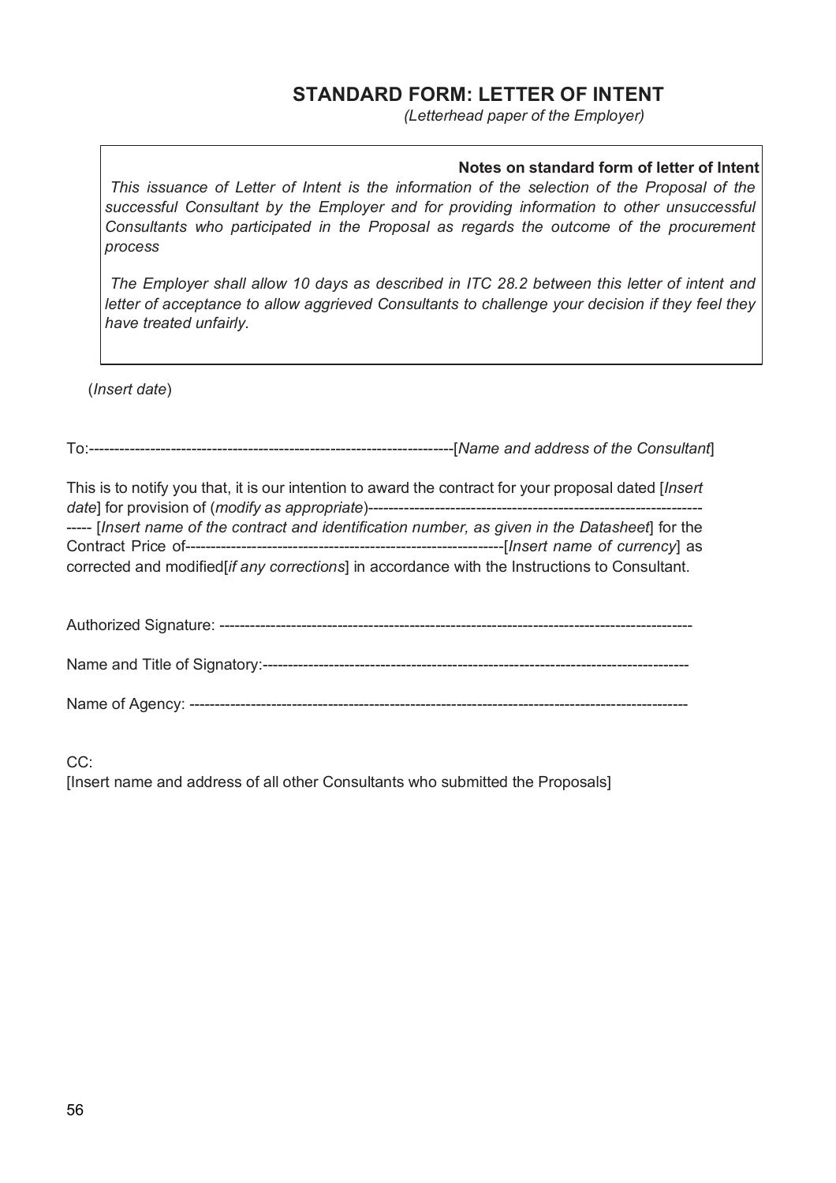## STANDARD FORM: LETTER OF INTENT

*(Letterhead paper of the Employer)*

> **Notes on standard form of letter of Intent**
>
> *This issuance of Letter of Intent is the information of the selection of the Proposal of the successful Consultant by the Employer and for providing information to other unsuccessful Consultants who participated in the Proposal as regards the outcome of the procurement process*
>
> *The Employer shall allow 10 days as described in ITC 28.2 between this letter of intent and letter of acceptance to allow aggrieved Consultants to challenge your decision if they feel they have treated unfairly.*

(*Insert date*)

To:-----------------------------------------------------------------------[*Name and address of the Consultant*]

This is to notify you that, it is our intention to award the contract for your proposal dated [*Insert date*] for provision of (*modify as appropriate*)---------------------------------------------------------------------- [*Insert name of the contract and identification number, as given in the Datasheet*] for the Contract Price of--------------------------------------------------------------[*Insert name of currency*] as corrected and modified[*if any corrections*] in accordance with the Instructions to Consultant.

Authorized Signature: ------------------------------------------------------------------------------------------

Name and Title of Signatory:-----------------------------------------------------------------------------------

Name of Agency: -------------------------------------------------------------------------------------------------

CC:
[Insert name and address of all other Consultants who submitted the Proposals]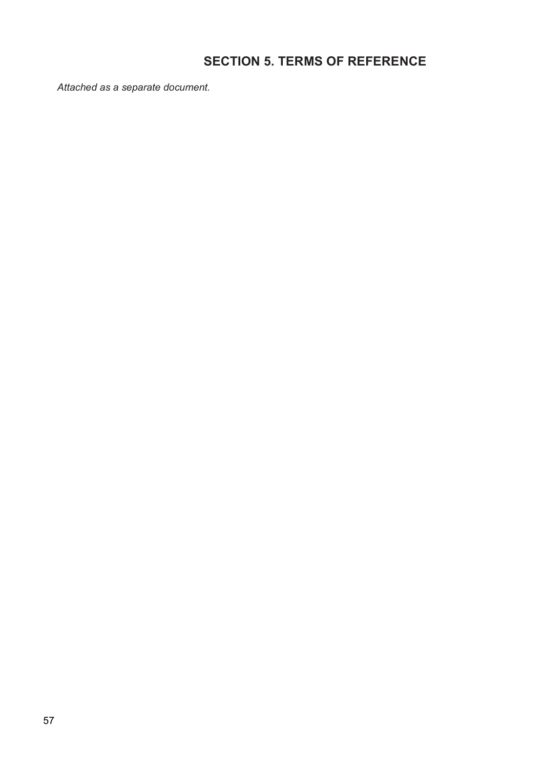# SECTION 5. TERMS OF REFERENCE

*Attached as a separate document.*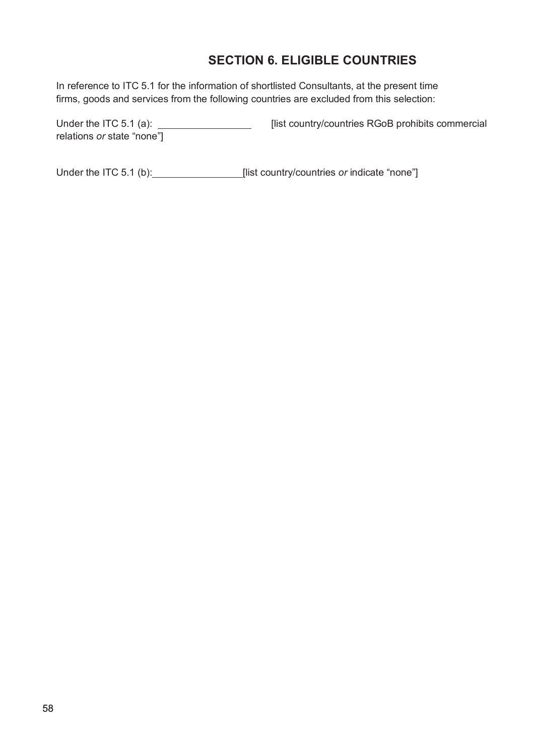# SECTION 6. ELIGIBLE COUNTRIES

In reference to ITC 5.1 for the information of shortlisted Consultants, at the present time firms, goods and services from the following countries are excluded from this selection:

Under the ITC 5.1 (a): ________________ [list country/countries RGoB prohibits commercial relations *or* state "none"]

Under the ITC 5.1 (b): ________________ [list country/countries *or* indicate "none"]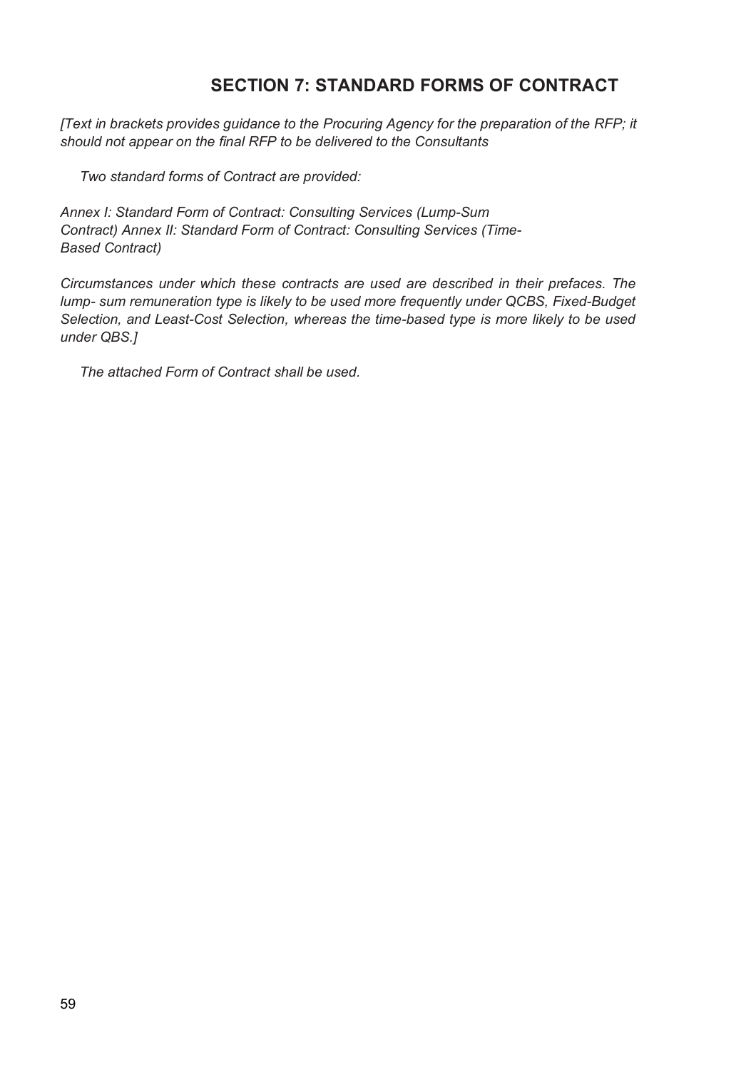## SECTION 7: STANDARD FORMS OF CONTRACT

*[Text in brackets provides guidance to the Procuring Agency for the preparation of the RFP; it should not appear on the final RFP to be delivered to the Consultants*

*Two standard forms of Contract are provided:*

*Annex I: Standard Form of Contract: Consulting Services (Lump-Sum Contract) Annex II: Standard Form of Contract: Consulting Services (Time-Based Contract)*

*Circumstances under which these contracts are used are described in their prefaces. The lump- sum remuneration type is likely to be used more frequently under QCBS, Fixed-Budget Selection, and Least-Cost Selection, whereas the time-based type is more likely to be used under QBS.]*

*The attached Form of Contract shall be used.*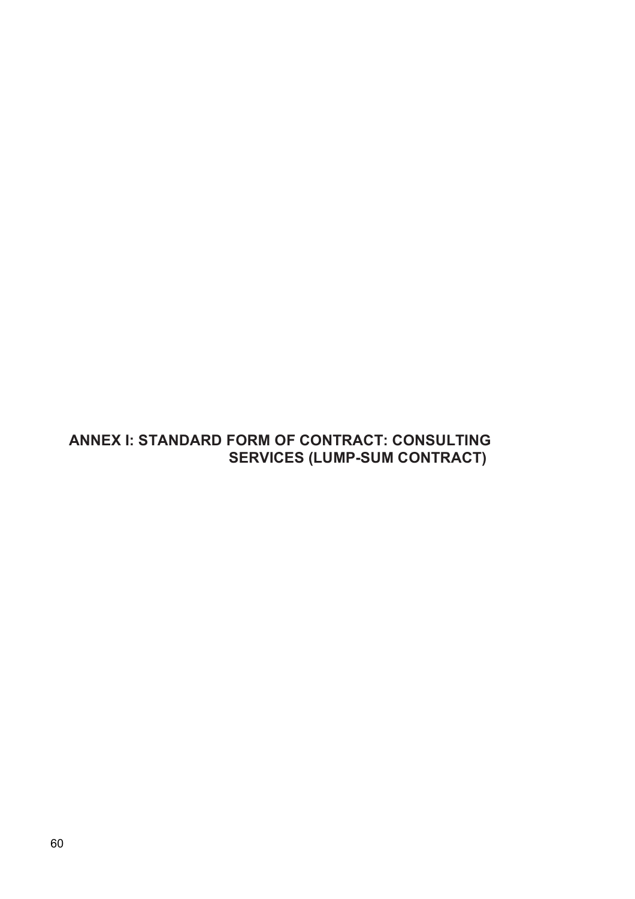# ANNEX I: STANDARD FORM OF CONTRACT: CONSULTING SERVICES (LUMP-SUM CONTRACT)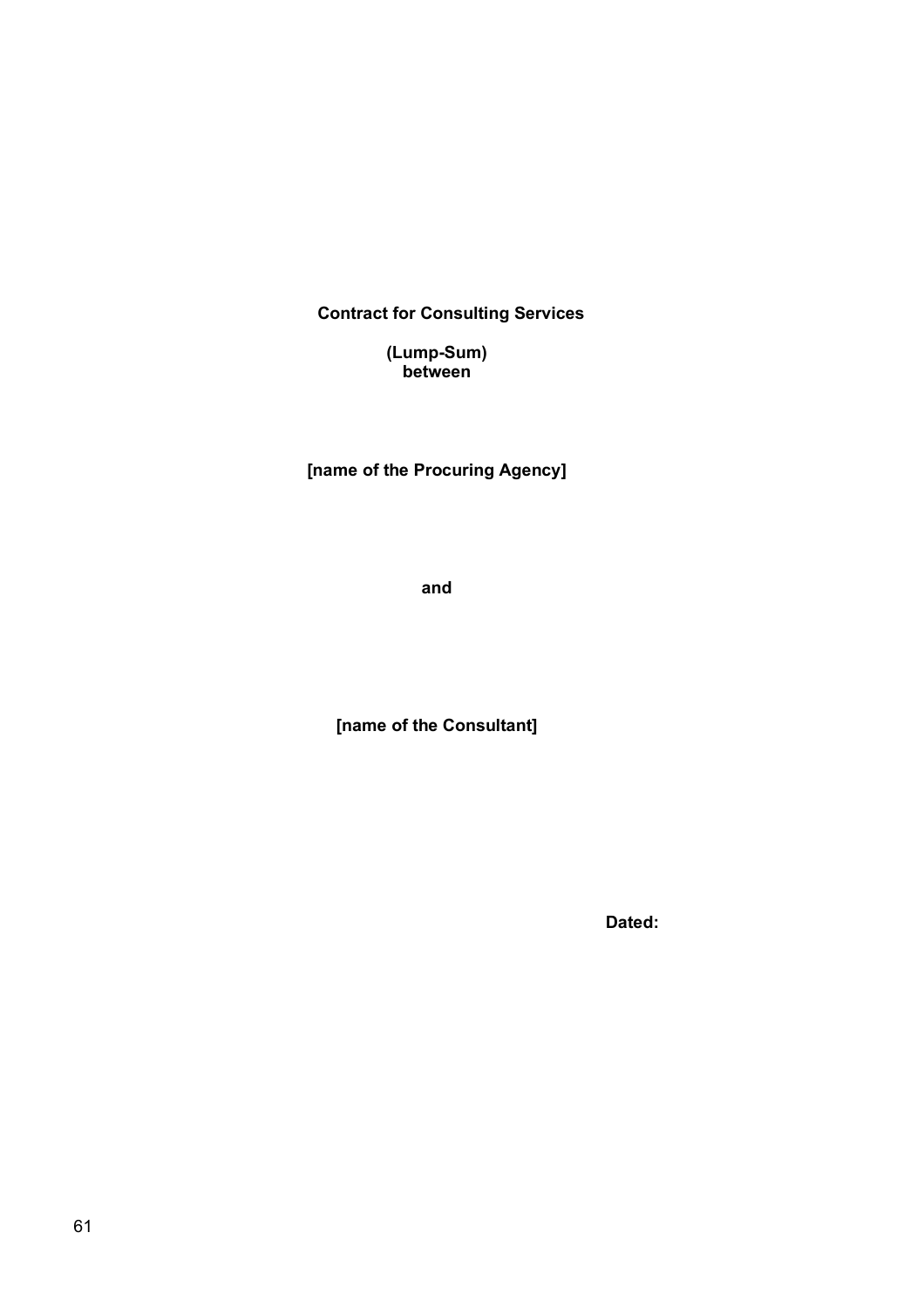**Contract for Consulting Services**

**(Lump-Sum)**
**between**

**[name of the Procuring Agency]**

**and**

**[name of the Consultant]**

**Dated:**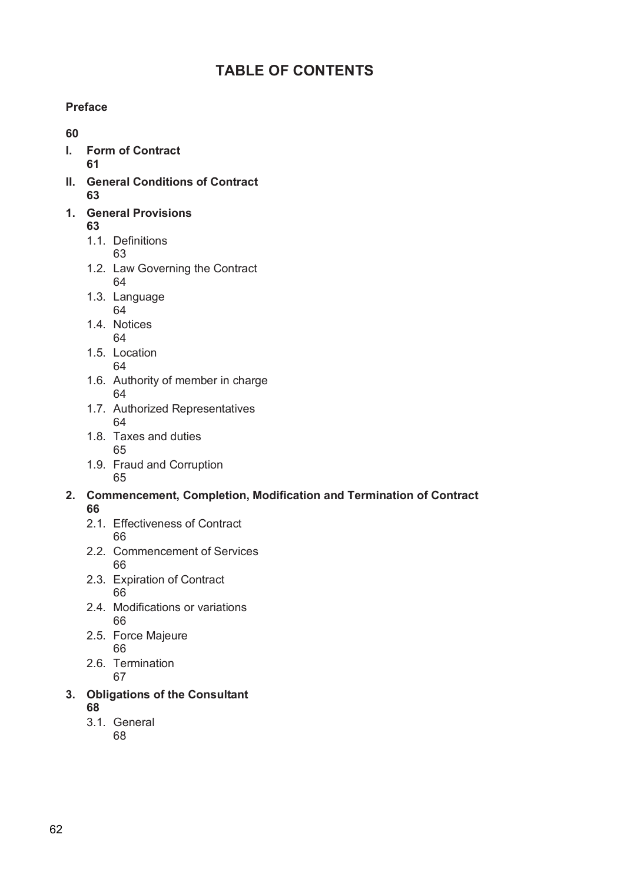# TABLE OF CONTENTS

**Preface**

**60**

- **I. Form of Contract**
  **61**
- **II. General Conditions of Contract**
  **63**
- **1. General Provisions**
  **63**
  - 1.1. Definitions
    63
  - 1.2. Law Governing the Contract
    64
  - 1.3. Language
    64
  - 1.4. Notices
    64
  - 1.5. Location
    64
  - 1.6. Authority of member in charge
    64
  - 1.7. Authorized Representatives
    64
  - 1.8. Taxes and duties
    65
  - 1.9. Fraud and Corruption
    65
- **2. Commencement, Completion, Modification and Termination of Contract**
  **66**
  - 2.1. Effectiveness of Contract
    66
  - 2.2. Commencement of Services
    66
  - 2.3. Expiration of Contract
    66
  - 2.4. Modifications or variations
    66
  - 2.5. Force Majeure
    66
  - 2.6. Termination
    67
- **3. Obligations of the Consultant**
  **68**
  - 3.1. General
    68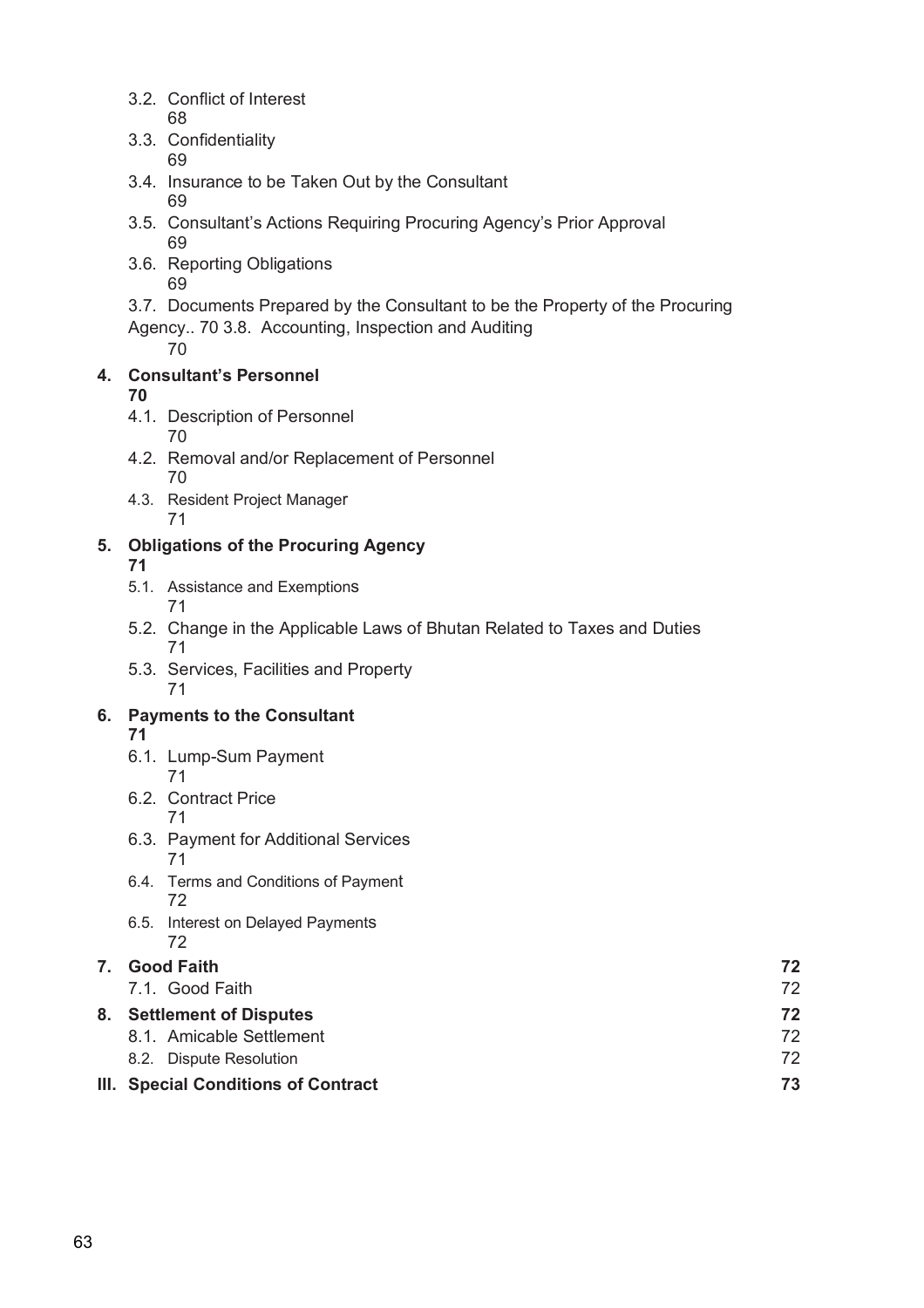3.2. Conflict of Interest 68
3.3. Confidentiality 69
3.4. Insurance to be Taken Out by the Consultant 69
3.5. Consultant's Actions Requiring Procuring Agency's Prior Approval 69
3.6. Reporting Obligations 69
3.7. Documents Prepared by the Consultant to be the Property of the Procuring Agency.. 70 3.8. Accounting, Inspection and Auditing 70

**4. Consultant's Personnel 70**

4.1. Description of Personnel 70
4.2. Removal and/or Replacement of Personnel 70
4.3. Resident Project Manager 71

**5. Obligations of the Procuring Agency 71**

5.1. Assistance and Exemptions 71
5.2. Change in the Applicable Laws of Bhutan Related to Taxes and Duties 71
5.3. Services, Facilities and Property 71

**6. Payments to the Consultant 71**

6.1. Lump-Sum Payment 71
6.2. Contract Price 71
6.3. Payment for Additional Services 71
6.4. Terms and Conditions of Payment 72
6.5. Interest on Delayed Payments 72

**7. Good Faith 72**

7.1. Good Faith 72

**8. Settlement of Disputes 72**

8.1. Amicable Settlement 72
8.2. Dispute Resolution 72

**III. Special Conditions of Contract 73**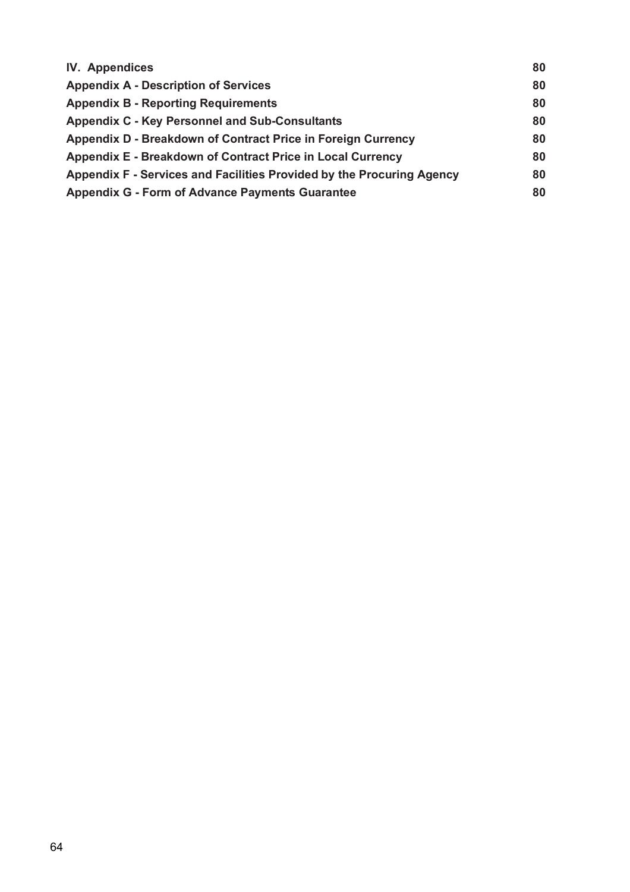| | |
|---|---|
| **IV. Appendices** | **80** |
| **Appendix A - Description of Services** | **80** |
| **Appendix B - Reporting Requirements** | **80** |
| **Appendix C - Key Personnel and Sub-Consultants** | **80** |
| **Appendix D - Breakdown of Contract Price in Foreign Currency** | **80** |
| **Appendix E - Breakdown of Contract Price in Local Currency** | **80** |
| **Appendix F - Services and Facilities Provided by the Procuring Agency** | **80** |
| **Appendix G - Form of Advance Payments Guarantee** | **80** |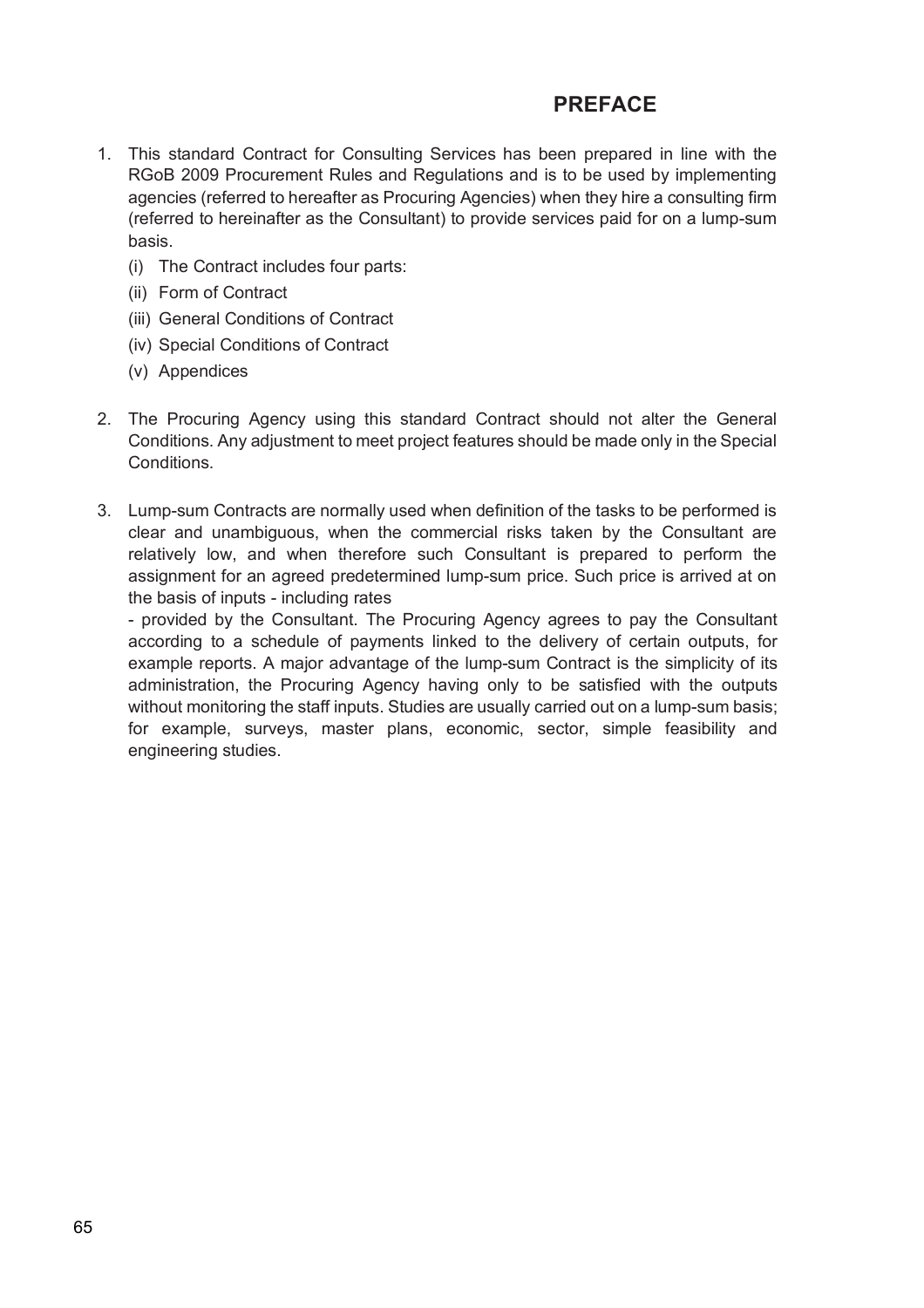# PREFACE

1. This standard Contract for Consulting Services has been prepared in line with the RGoB 2009 Procurement Rules and Regulations and is to be used by implementing agencies (referred to hereafter as Procuring Agencies) when they hire a consulting firm (referred to hereinafter as the Consultant) to provide services paid for on a lump-sum basis.
   - (i) The Contract includes four parts:
   - (ii) Form of Contract
   - (iii) General Conditions of Contract
   - (iv) Special Conditions of Contract
   - (v) Appendices

2. The Procuring Agency using this standard Contract should not alter the General Conditions. Any adjustment to meet project features should be made only in the Special Conditions.

3. Lump-sum Contracts are normally used when definition of the tasks to be performed is clear and unambiguous, when the commercial risks taken by the Consultant are relatively low, and when therefore such Consultant is prepared to perform the assignment for an agreed predetermined lump-sum price. Such price is arrived at on the basis of inputs - including rates

   - provided by the Consultant. The Procuring Agency agrees to pay the Consultant according to a schedule of payments linked to the delivery of certain outputs, for example reports. A major advantage of the lump-sum Contract is the simplicity of its administration, the Procuring Agency having only to be satisfied with the outputs without monitoring the staff inputs. Studies are usually carried out on a lump-sum basis; for example, surveys, master plans, economic, sector, simple feasibility and engineering studies.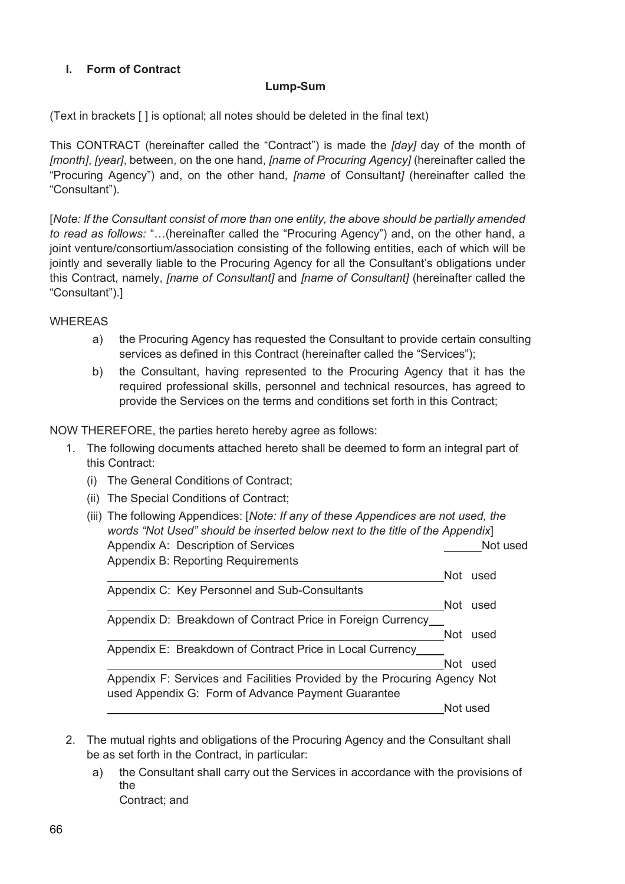## I. Form of Contract

**Lump-Sum**

(Text in brackets [ ] is optional; all notes should be deleted in the final text)

This CONTRACT (hereinafter called the "Contract") is made the *[day]* day of the month of *[month]*, *[year]*, between, on the one hand, *[name of Procuring Agency]* (hereinafter called the "Procuring Agency") and, on the other hand, *[name* of Consultant*]* (hereinafter called the "Consultant").

[*Note: If the Consultant consist of more than one entity, the above should be partially amended to read as follows:* "…(hereinafter called the "Procuring Agency") and, on the other hand, a joint venture/consortium/association consisting of the following entities, each of which will be jointly and severally liable to the Procuring Agency for all the Consultant's obligations under this Contract, namely, *[name of Consultant]* and *[name of Consultant]* (hereinafter called the "Consultant").]

WHEREAS

a) the Procuring Agency has requested the Consultant to provide certain consulting services as defined in this Contract (hereinafter called the "Services");

b) the Consultant, having represented to the Procuring Agency that it has the required professional skills, personnel and technical resources, has agreed to provide the Services on the terms and conditions set forth in this Contract;

NOW THEREFORE, the parties hereto hereby agree as follows:

1. The following documents attached hereto shall be deemed to form an integral part of this Contract:
   (i) The General Conditions of Contract;
   (ii) The Special Conditions of Contract;
   (iii) The following Appendices: [*Note: If any of these Appendices are not used, the words "Not Used" should be inserted below next to the title of the Appendix*]
   Appendix A: Description of Services ______Not used
   Appendix B: Reporting Requirements ______Not used
   Appendix C: Key Personnel and Sub-Consultants ______Not used
   Appendix D: Breakdown of Contract Price in Foreign Currency______Not used
   Appendix E: Breakdown of Contract Price in Local Currency______Not used
   Appendix F: Services and Facilities Provided by the Procuring Agency Not used
   Appendix G: Form of Advance Payment Guarantee ______Not used

2. The mutual rights and obligations of the Procuring Agency and the Consultant shall be as set forth in the Contract, in particular:
   a) the Consultant shall carry out the Services in accordance with the provisions of the Contract; and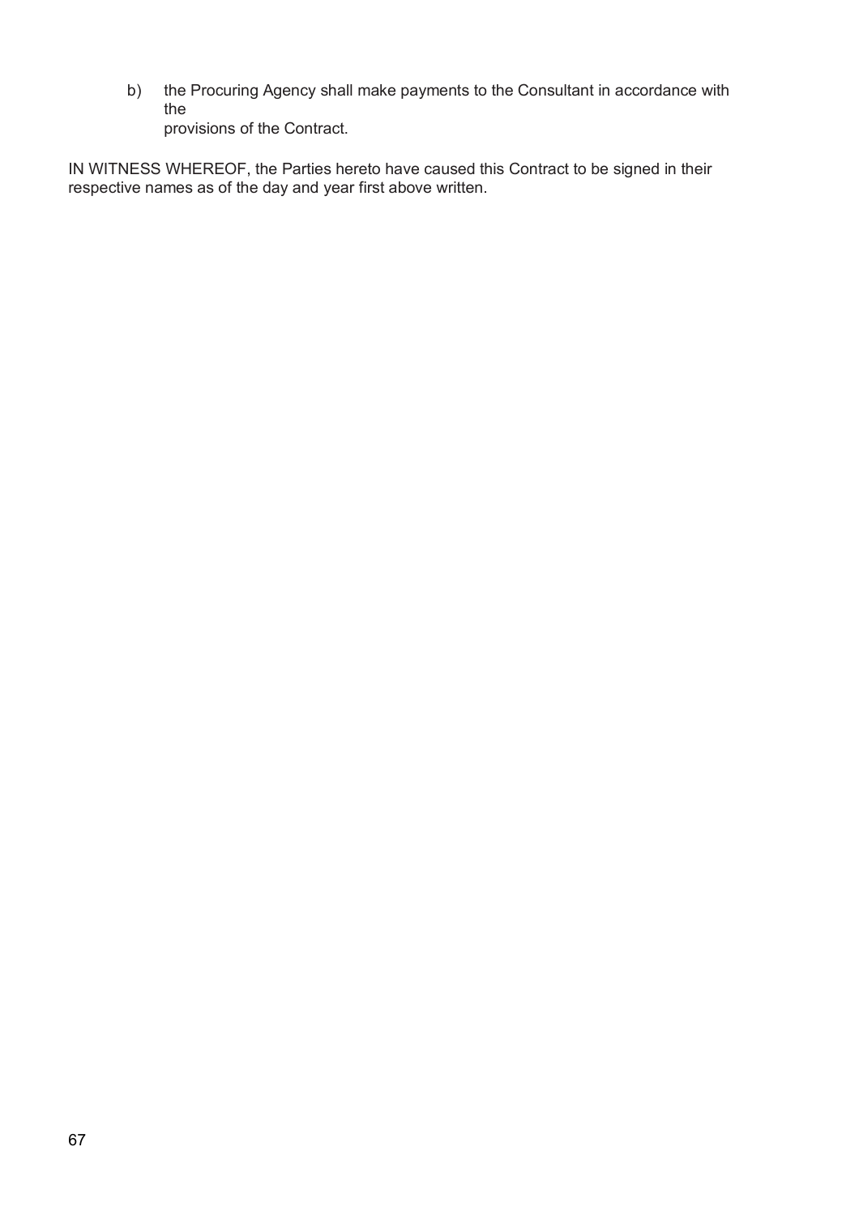b) the Procuring Agency shall make payments to the Consultant in accordance with the provisions of the Contract.

IN WITNESS WHEREOF, the Parties hereto have caused this Contract to be signed in their respective names as of the day and year first above written.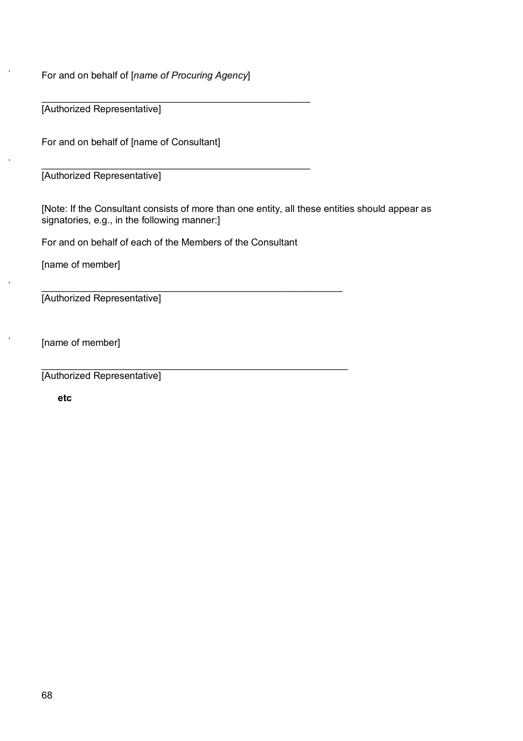For and on behalf of [*name of Procuring Agency*]

_______________________________________________

[Authorized Representative]

For and on behalf of [name of Consultant]

_______________________________________________

[Authorized Representative]

[Note: If the Consultant consists of more than one entity, all these entities should appear as signatories, e.g., in the following manner:]

For and on behalf of each of the Members of the Consultant

[name of member]

_____________________________________________________

[Authorized Representative]

[name of member]

_____________________________________________________

[Authorized Representative]

**etc**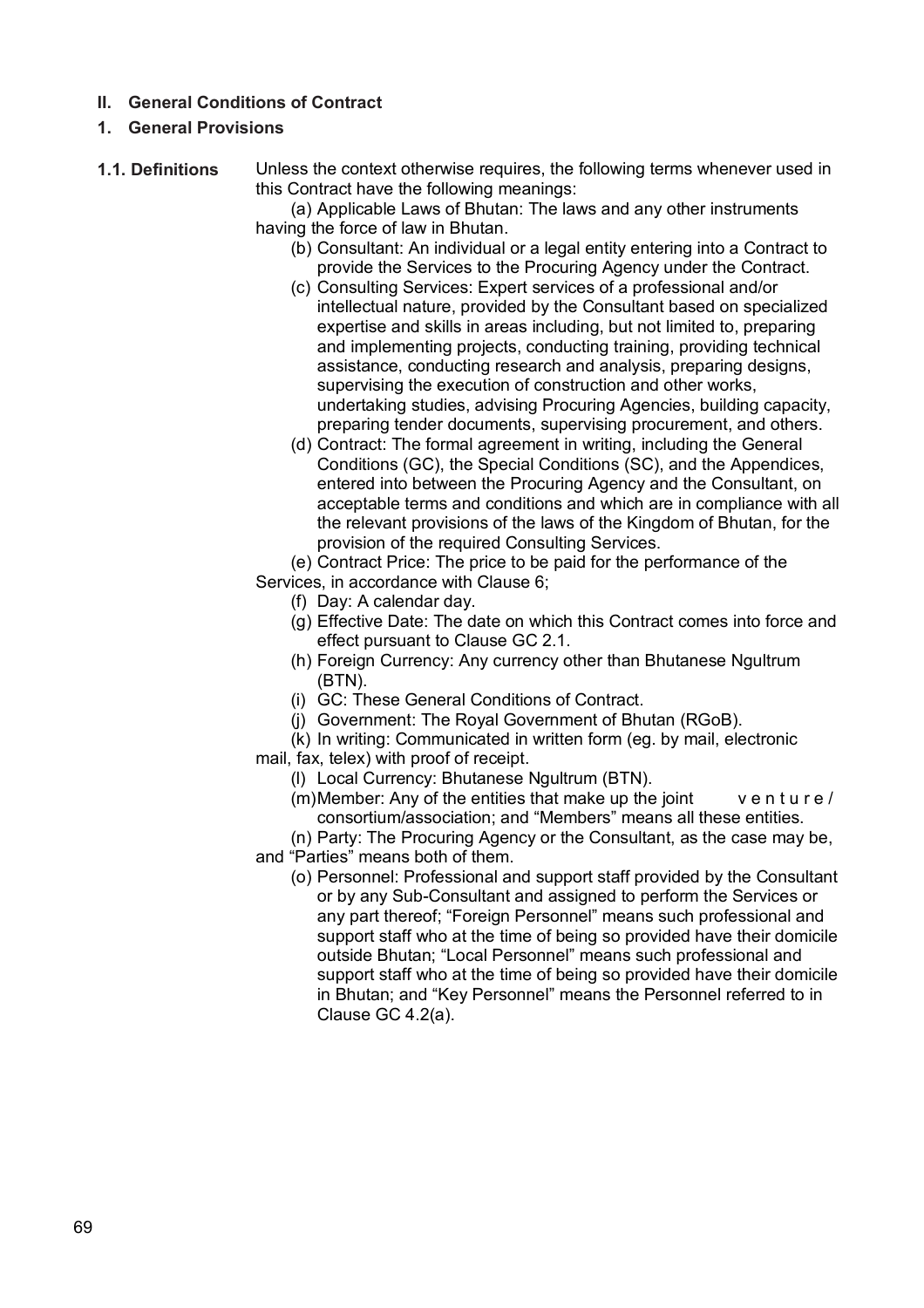## II. General Conditions of Contract

### 1. General Provisions

**1.1. Definitions**

Unless the context otherwise requires, the following terms whenever used in this Contract have the following meanings:

(a) Applicable Laws of Bhutan: The laws and any other instruments having the force of law in Bhutan.

(b) Consultant: An individual or a legal entity entering into a Contract to provide the Services to the Procuring Agency under the Contract.

(c) Consulting Services: Expert services of a professional and/or intellectual nature, provided by the Consultant based on specialized expertise and skills in areas including, but not limited to, preparing and implementing projects, conducting training, providing technical assistance, conducting research and analysis, preparing designs, supervising the execution of construction and other works, undertaking studies, advising Procuring Agencies, building capacity, preparing tender documents, supervising procurement, and others.

(d) Contract: The formal agreement in writing, including the General Conditions (GC), the Special Conditions (SC), and the Appendices, entered into between the Procuring Agency and the Consultant, on acceptable terms and conditions and which are in compliance with all the relevant provisions of the laws of the Kingdom of Bhutan, for the provision of the required Consulting Services.

(e) Contract Price: The price to be paid for the performance of the Services, in accordance with Clause 6;

(f) Day: A calendar day.

(g) Effective Date: The date on which this Contract comes into force and effect pursuant to Clause GC 2.1.

(h) Foreign Currency: Any currency other than Bhutanese Ngultrum (BTN).

(i) GC: These General Conditions of Contract.

(j) Government: The Royal Government of Bhutan (RGoB).

(k) In writing: Communicated in written form (eg. by mail, electronic mail, fax, telex) with proof of receipt.

(l) Local Currency: Bhutanese Ngultrum (BTN).

(m) Member: Any of the entities that make up the joint venture/consortium/association; and "Members" means all these entities.

(n) Party: The Procuring Agency or the Consultant, as the case may be, and "Parties" means both of them.

(o) Personnel: Professional and support staff provided by the Consultant or by any Sub-Consultant and assigned to perform the Services or any part thereof; "Foreign Personnel" means such professional and support staff who at the time of being so provided have their domicile outside Bhutan; "Local Personnel" means such professional and support staff who at the time of being so provided have their domicile in Bhutan; and "Key Personnel" means the Personnel referred to in Clause GC 4.2(a).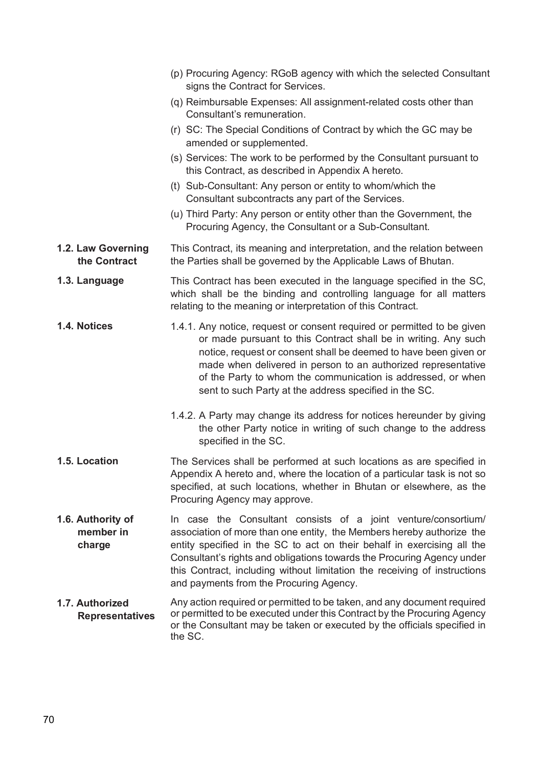(p) Procuring Agency: RGoB agency with which the selected Consultant signs the Contract for Services.

(q) Reimbursable Expenses: All assignment-related costs other than Consultant's remuneration.

(r) SC: The Special Conditions of Contract by which the GC may be amended or supplemented.

(s) Services: The work to be performed by the Consultant pursuant to this Contract, as described in Appendix A hereto.

(t) Sub-Consultant: Any person or entity to whom/which the Consultant subcontracts any part of the Services.

(u) Third Party: Any person or entity other than the Government, the Procuring Agency, the Consultant or a Sub-Consultant.

**1.2. Law Governing the Contract**

This Contract, its meaning and interpretation, and the relation between the Parties shall be governed by the Applicable Laws of Bhutan.

**1.3. Language**

This Contract has been executed in the language specified in the SC, which shall be the binding and controlling language for all matters relating to the meaning or interpretation of this Contract.

**1.4. Notices**

1.4.1. Any notice, request or consent required or permitted to be given or made pursuant to this Contract shall be in writing. Any such notice, request or consent shall be deemed to have been given or made when delivered in person to an authorized representative of the Party to whom the communication is addressed, or when sent to such Party at the address specified in the SC.

1.4.2. A Party may change its address for notices hereunder by giving the other Party notice in writing of such change to the address specified in the SC.

**1.5. Location**

The Services shall be performed at such locations as are specified in Appendix A hereto and, where the location of a particular task is not so specified, at such locations, whether in Bhutan or elsewhere, as the Procuring Agency may approve.

**1.6. Authority of member in charge**

In case the Consultant consists of a joint venture/consortium/ association of more than one entity, the Members hereby authorize the entity specified in the SC to act on their behalf in exercising all the Consultant's rights and obligations towards the Procuring Agency under this Contract, including without limitation the receiving of instructions and payments from the Procuring Agency.

**1.7. Authorized Representatives**

Any action required or permitted to be taken, and any document required or permitted to be executed under this Contract by the Procuring Agency or the Consultant may be taken or executed by the officials specified in the SC.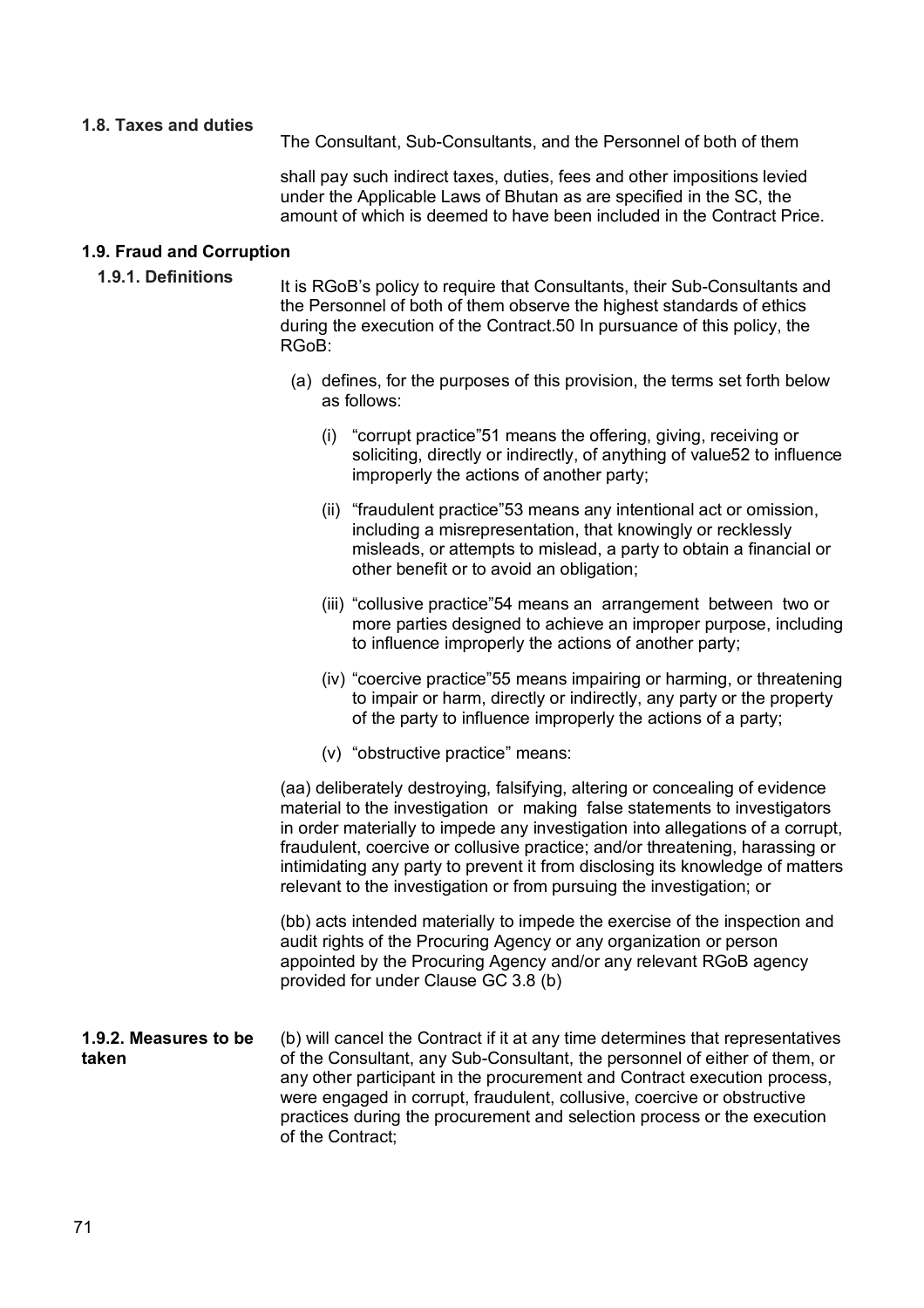### 1.8. Taxes and duties

The Consultant, Sub-Consultants, and the Personnel of both of them

shall pay such indirect taxes, duties, fees and other impositions levied under the Applicable Laws of Bhutan as are specified in the SC, the amount of which is deemed to have been included in the Contract Price.

### 1.9. Fraud and Corruption

#### 1.9.1. Definitions

It is RGoB's policy to require that Consultants, their Sub-Consultants and the Personnel of both of them observe the highest standards of ethics during the execution of the Contract.50 In pursuance of this policy, the RGoB:

(a) defines, for the purposes of this provision, the terms set forth below as follows:

(i) "corrupt practice"51 means the offering, giving, receiving or soliciting, directly or indirectly, of anything of value52 to influence improperly the actions of another party;

(ii) "fraudulent practice"53 means any intentional act or omission, including a misrepresentation, that knowingly or recklessly misleads, or attempts to mislead, a party to obtain a financial or other benefit or to avoid an obligation;

(iii) "collusive practice"54 means an arrangement between two or more parties designed to achieve an improper purpose, including to influence improperly the actions of another party;

(iv) "coercive practice"55 means impairing or harming, or threatening to impair or harm, directly or indirectly, any party or the property of the party to influence improperly the actions of a party;

(v) "obstructive practice" means:

(aa) deliberately destroying, falsifying, altering or concealing of evidence material to the investigation or making false statements to investigators in order materially to impede any investigation into allegations of a corrupt, fraudulent, coercive or collusive practice; and/or threatening, harassing or intimidating any party to prevent it from disclosing its knowledge of matters relevant to the investigation or from pursuing the investigation; or

(bb) acts intended materially to impede the exercise of the inspection and audit rights of the Procuring Agency or any organization or person appointed by the Procuring Agency and/or any relevant RGoB agency provided for under Clause GC 3.8 (b)

#### 1.9.2. Measures to be taken

(b) will cancel the Contract if it at any time determines that representatives of the Consultant, any Sub-Consultant, the personnel of either of them, or any other participant in the procurement and Contract execution process, were engaged in corrupt, fraudulent, collusive, coercive or obstructive practices during the procurement and selection process or the execution of the Contract;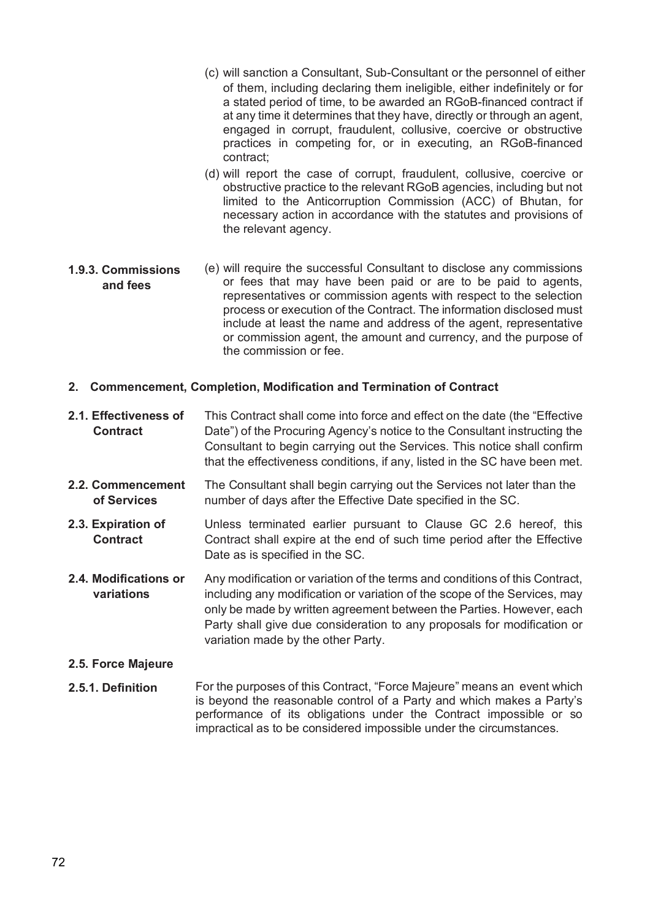(c) will sanction a Consultant, Sub-Consultant or the personnel of either of them, including declaring them ineligible, either indefinitely or for a stated period of time, to be awarded an RGoB-financed contract if at any time it determines that they have, directly or through an agent, engaged in corrupt, fraudulent, collusive, coercive or obstructive practices in competing for, or in executing, an RGoB-financed contract;

(d) will report the case of corrupt, fraudulent, collusive, coercive or obstructive practice to the relevant RGoB agencies, including but not limited to the Anticorruption Commission (ACC) of Bhutan, for necessary action in accordance with the statutes and provisions of the relevant agency.

**1.9.3. Commissions and fees**

(e) will require the successful Consultant to disclose any commissions or fees that may have been paid or are to be paid to agents, representatives or commission agents with respect to the selection process or execution of the Contract. The information disclosed must include at least the name and address of the agent, representative or commission agent, the amount and currency, and the purpose of the commission or fee.

## 2. Commencement, Completion, Modification and Termination of Contract

**2.1. Effectiveness of Contract**

This Contract shall come into force and effect on the date (the "Effective Date") of the Procuring Agency's notice to the Consultant instructing the Consultant to begin carrying out the Services. This notice shall confirm that the effectiveness conditions, if any, listed in the SC have been met.

**2.2. Commencement of Services**

The Consultant shall begin carrying out the Services not later than the number of days after the Effective Date specified in the SC.

**2.3. Expiration of Contract**

Unless terminated earlier pursuant to Clause GC 2.6 hereof, this Contract shall expire at the end of such time period after the Effective Date as is specified in the SC.

**2.4. Modifications or variations**

Any modification or variation of the terms and conditions of this Contract, including any modification or variation of the scope of the Services, may only be made by written agreement between the Parties. However, each Party shall give due consideration to any proposals for modification or variation made by the other Party.

**2.5. Force Majeure**

**2.5.1. Definition**

For the purposes of this Contract, "Force Majeure" means an event which is beyond the reasonable control of a Party and which makes a Party's performance of its obligations under the Contract impossible or so impractical as to be considered impossible under the circumstances.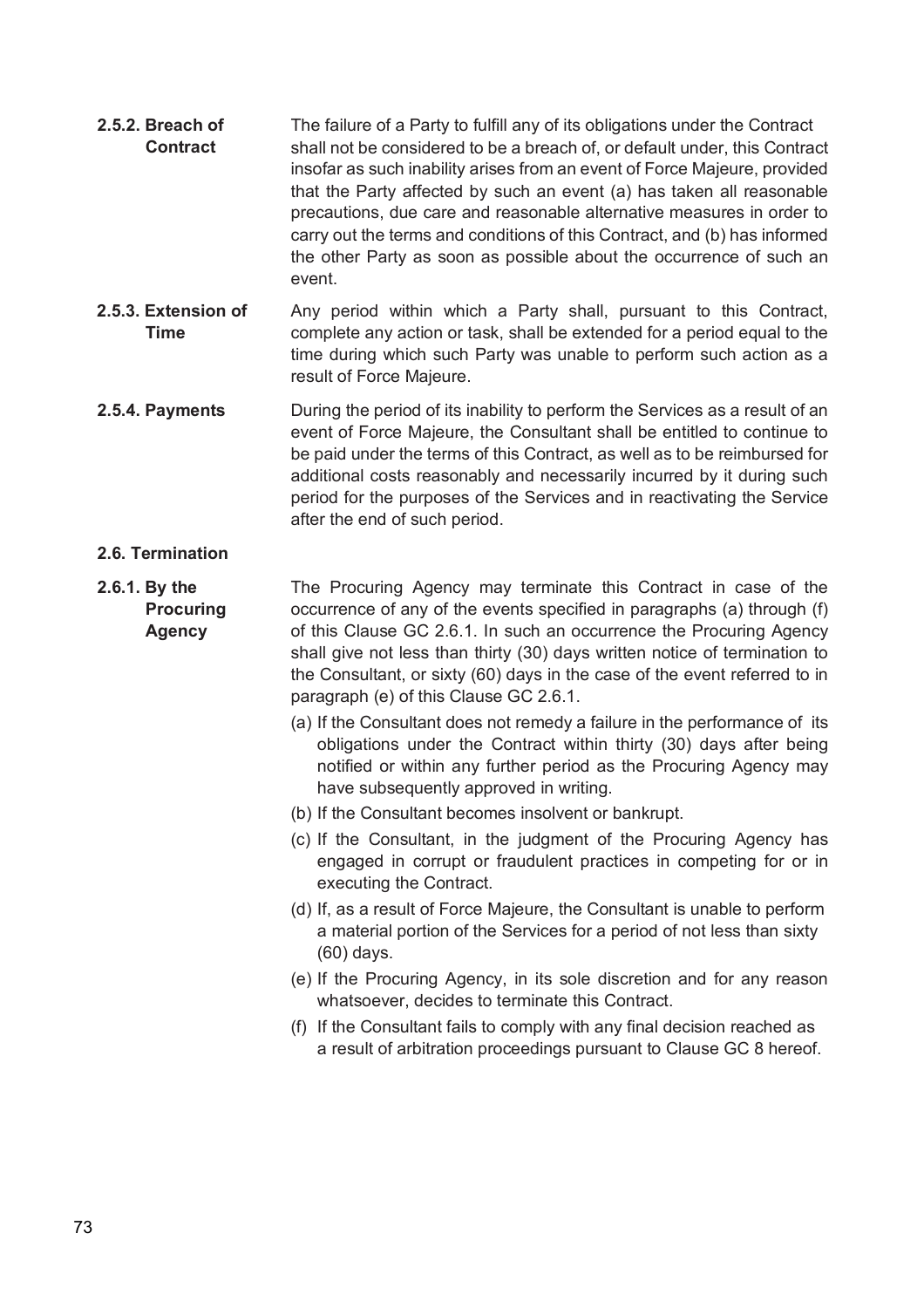**2.5.2. Breach of Contract**

The failure of a Party to fulfill any of its obligations under the Contract shall not be considered to be a breach of, or default under, this Contract insofar as such inability arises from an event of Force Majeure, provided that the Party affected by such an event (a) has taken all reasonable precautions, due care and reasonable alternative measures in order to carry out the terms and conditions of this Contract, and (b) has informed the other Party as soon as possible about the occurrence of such an event.

**2.5.3. Extension of Time**

Any period within which a Party shall, pursuant to this Contract, complete any action or task, shall be extended for a period equal to the time during which such Party was unable to perform such action as a result of Force Majeure.

**2.5.4. Payments**

During the period of its inability to perform the Services as a result of an event of Force Majeure, the Consultant shall be entitled to continue to be paid under the terms of this Contract, as well as to be reimbursed for additional costs reasonably and necessarily incurred by it during such period for the purposes of the Services and in reactivating the Service after the end of such period.

**2.6. Termination**

**2.6.1. By the Procuring Agency**

The Procuring Agency may terminate this Contract in case of the occurrence of any of the events specified in paragraphs (a) through (f) of this Clause GC 2.6.1. In such an occurrence the Procuring Agency shall give not less than thirty (30) days written notice of termination to the Consultant, or sixty (60) days in the case of the event referred to in paragraph (e) of this Clause GC 2.6.1.

(a) If the Consultant does not remedy a failure in the performance of its obligations under the Contract within thirty (30) days after being notified or within any further period as the Procuring Agency may have subsequently approved in writing.

(b) If the Consultant becomes insolvent or bankrupt.

(c) If the Consultant, in the judgment of the Procuring Agency has engaged in corrupt or fraudulent practices in competing for or in executing the Contract.

(d) If, as a result of Force Majeure, the Consultant is unable to perform a material portion of the Services for a period of not less than sixty (60) days.

(e) If the Procuring Agency, in its sole discretion and for any reason whatsoever, decides to terminate this Contract.

(f) If the Consultant fails to comply with any final decision reached as a result of arbitration proceedings pursuant to Clause GC 8 hereof.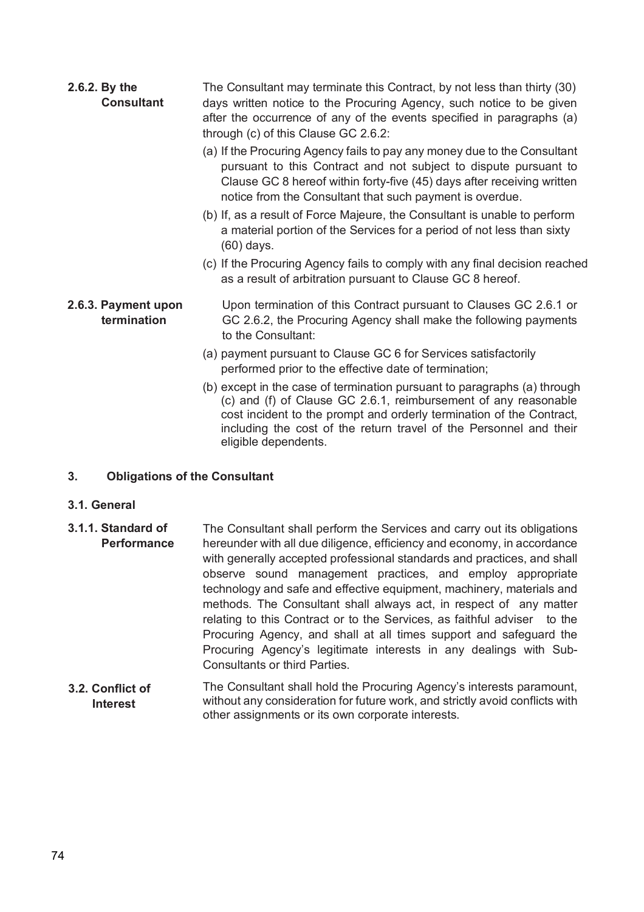**2.6.2. By the Consultant**

The Consultant may terminate this Contract, by not less than thirty (30) days written notice to the Procuring Agency, such notice to be given after the occurrence of any of the events specified in paragraphs (a) through (c) of this Clause GC 2.6.2:

(a) If the Procuring Agency fails to pay any money due to the Consultant pursuant to this Contract and not subject to dispute pursuant to Clause GC 8 hereof within forty-five (45) days after receiving written notice from the Consultant that such payment is overdue.

(b) If, as a result of Force Majeure, the Consultant is unable to perform a material portion of the Services for a period of not less than sixty (60) days.

(c) If the Procuring Agency fails to comply with any final decision reached as a result of arbitration pursuant to Clause GC 8 hereof.

**2.6.3. Payment upon termination**

Upon termination of this Contract pursuant to Clauses GC 2.6.1 or GC 2.6.2, the Procuring Agency shall make the following payments to the Consultant:

(a) payment pursuant to Clause GC 6 for Services satisfactorily performed prior to the effective date of termination;

(b) except in the case of termination pursuant to paragraphs (a) through (c) and (f) of Clause GC 2.6.1, reimbursement of any reasonable cost incident to the prompt and orderly termination of the Contract, including the cost of the return travel of the Personnel and their eligible dependents.

## 3. Obligations of the Consultant

### 3.1. General

**3.1.1. Standard of Performance**

The Consultant shall perform the Services and carry out its obligations hereunder with all due diligence, efficiency and economy, in accordance with generally accepted professional standards and practices, and shall observe sound management practices, and employ appropriate technology and safe and effective equipment, machinery, materials and methods. The Consultant shall always act, in respect of any matter relating to this Contract or to the Services, as faithful adviser to the Procuring Agency, and shall at all times support and safeguard the Procuring Agency's legitimate interests in any dealings with Sub-Consultants or third Parties.

**3.2. Conflict of Interest**

The Consultant shall hold the Procuring Agency's interests paramount, without any consideration for future work, and strictly avoid conflicts with other assignments or its own corporate interests.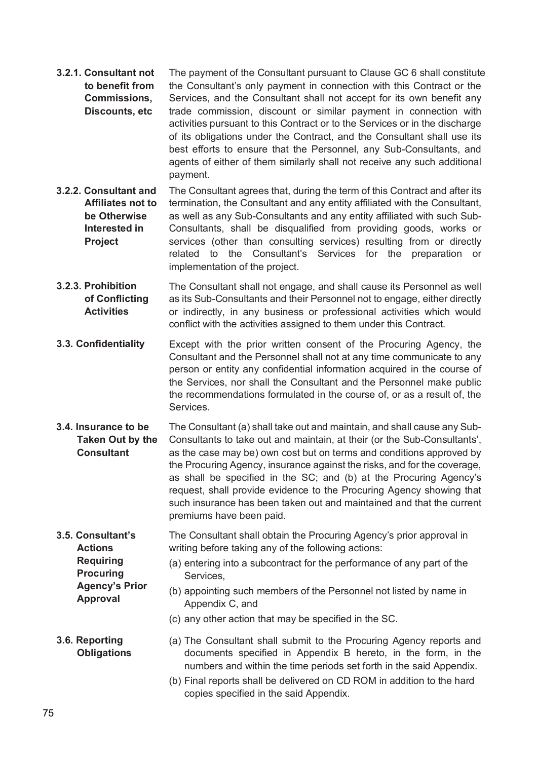**3.2.1. Consultant not to benefit from Commissions, Discounts, etc**

The payment of the Consultant pursuant to Clause GC 6 shall constitute the Consultant's only payment in connection with this Contract or the Services, and the Consultant shall not accept for its own benefit any trade commission, discount or similar payment in connection with activities pursuant to this Contract or to the Services or in the discharge of its obligations under the Contract, and the Consultant shall use its best efforts to ensure that the Personnel, any Sub-Consultants, and agents of either of them similarly shall not receive any such additional payment.

**3.2.2. Consultant and Affiliates not to be Otherwise Interested in Project**

The Consultant agrees that, during the term of this Contract and after its termination, the Consultant and any entity affiliated with the Consultant, as well as any Sub-Consultants and any entity affiliated with such Sub-Consultants, shall be disqualified from providing goods, works or services (other than consulting services) resulting from or directly related to the Consultant's Services for the preparation or implementation of the project.

**3.2.3. Prohibition of Conflicting Activities**

The Consultant shall not engage, and shall cause its Personnel as well as its Sub-Consultants and their Personnel not to engage, either directly or indirectly, in any business or professional activities which would conflict with the activities assigned to them under this Contract.

**3.3. Confidentiality**

Except with the prior written consent of the Procuring Agency, the Consultant and the Personnel shall not at any time communicate to any person or entity any confidential information acquired in the course of the Services, nor shall the Consultant and the Personnel make public the recommendations formulated in the course of, or as a result of, the Services.

**3.4. Insurance to be Taken Out by the Consultant**

The Consultant (a) shall take out and maintain, and shall cause any Sub-Consultants to take out and maintain, at their (or the Sub-Consultants', as the case may be) own cost but on terms and conditions approved by the Procuring Agency, insurance against the risks, and for the coverage, as shall be specified in the SC; and (b) at the Procuring Agency's request, shall provide evidence to the Procuring Agency showing that such insurance has been taken out and maintained and that the current premiums have been paid.

**3.5. Consultant's Actions Requiring Procuring Agency's Prior Approval**

The Consultant shall obtain the Procuring Agency's prior approval in writing before taking any of the following actions:

(a) entering into a subcontract for the performance of any part of the Services,

(b) appointing such members of the Personnel not listed by name in Appendix C, and

(c) any other action that may be specified in the SC.

**3.6. Reporting Obligations**

(a) The Consultant shall submit to the Procuring Agency reports and documents specified in Appendix B hereto, in the form, in the numbers and within the time periods set forth in the said Appendix.

(b) Final reports shall be delivered on CD ROM in addition to the hard copies specified in the said Appendix.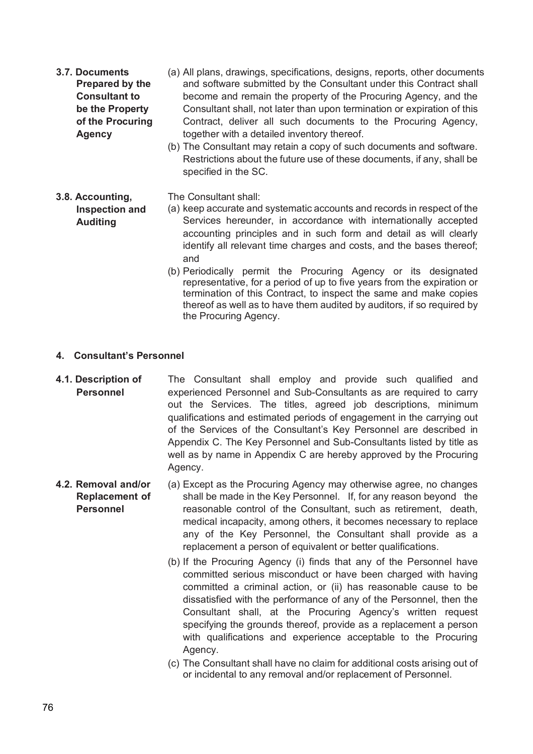**3.7. Documents Prepared by the Consultant to be the Property of the Procuring Agency**

(a) All plans, drawings, specifications, designs, reports, other documents and software submitted by the Consultant under this Contract shall become and remain the property of the Procuring Agency, and the Consultant shall, not later than upon termination or expiration of this Contract, deliver all such documents to the Procuring Agency, together with a detailed inventory thereof.

(b) The Consultant may retain a copy of such documents and software. Restrictions about the future use of these documents, if any, shall be specified in the SC.

**3.8. Accounting, Inspection and Auditing**

The Consultant shall:

(a) keep accurate and systematic accounts and records in respect of the Services hereunder, in accordance with internationally accepted accounting principles and in such form and detail as will clearly identify all relevant time charges and costs, and the bases thereof; and

(b) Periodically permit the Procuring Agency or its designated representative, for a period of up to five years from the expiration or termination of this Contract, to inspect the same and make copies thereof as well as to have them audited by auditors, if so required by the Procuring Agency.

## 4. Consultant's Personnel

**4.1. Description of Personnel**

The Consultant shall employ and provide such qualified and experienced Personnel and Sub-Consultants as are required to carry out the Services. The titles, agreed job descriptions, minimum qualifications and estimated periods of engagement in the carrying out of the Services of the Consultant's Key Personnel are described in Appendix C. The Key Personnel and Sub-Consultants listed by title as well as by name in Appendix C are hereby approved by the Procuring Agency.

**4.2. Removal and/or Replacement of Personnel**

(a) Except as the Procuring Agency may otherwise agree, no changes shall be made in the Key Personnel. If, for any reason beyond the reasonable control of the Consultant, such as retirement, death, medical incapacity, among others, it becomes necessary to replace any of the Key Personnel, the Consultant shall provide as a replacement a person of equivalent or better qualifications.

(b) If the Procuring Agency (i) finds that any of the Personnel have committed serious misconduct or have been charged with having committed a criminal action, or (ii) has reasonable cause to be dissatisfied with the performance of any of the Personnel, then the Consultant shall, at the Procuring Agency's written request specifying the grounds thereof, provide as a replacement a person with qualifications and experience acceptable to the Procuring Agency.

(c) The Consultant shall have no claim for additional costs arising out of or incidental to any removal and/or replacement of Personnel.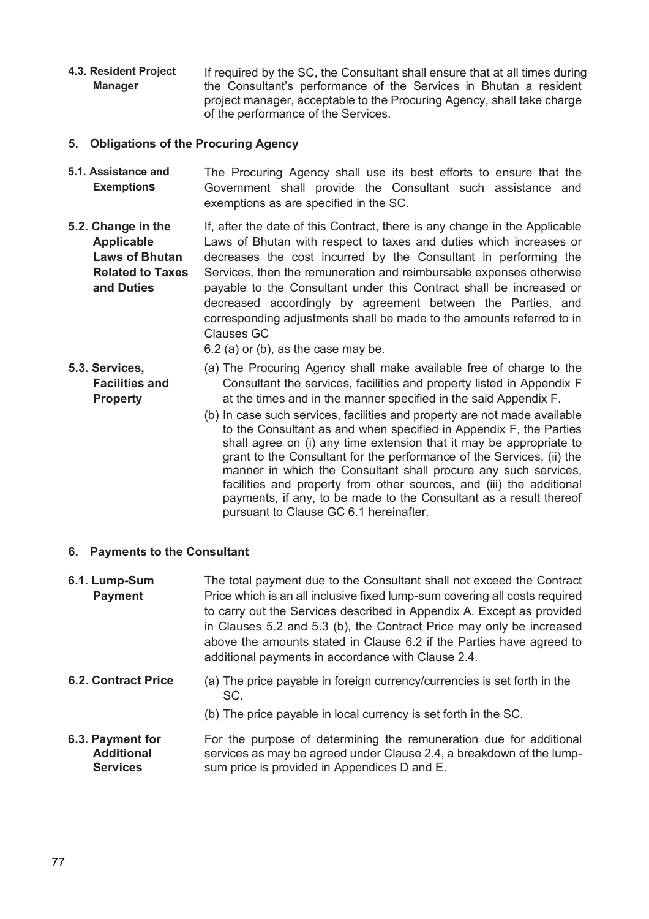**4.3. Resident Project Manager**

If required by the SC, the Consultant shall ensure that at all times during the Consultant's performance of the Services in Bhutan a resident project manager, acceptable to the Procuring Agency, shall take charge of the performance of the Services.

## 5. Obligations of the Procuring Agency

**5.1. Assistance and Exemptions**

The Procuring Agency shall use its best efforts to ensure that the Government shall provide the Consultant such assistance and exemptions as are specified in the SC.

**5.2. Change in the Applicable Laws of Bhutan Related to Taxes and Duties**

If, after the date of this Contract, there is any change in the Applicable Laws of Bhutan with respect to taxes and duties which increases or decreases the cost incurred by the Consultant in performing the Services, then the remuneration and reimbursable expenses otherwise payable to the Consultant under this Contract shall be increased or decreased accordingly by agreement between the Parties, and corresponding adjustments shall be made to the amounts referred to in Clauses GC
6.2 (a) or (b), as the case may be.

**5.3. Services, Facilities and Property**

(a) The Procuring Agency shall make available free of charge to the Consultant the services, facilities and property listed in Appendix F at the times and in the manner specified in the said Appendix F.

(b) In case such services, facilities and property are not made available to the Consultant as and when specified in Appendix F, the Parties shall agree on (i) any time extension that it may be appropriate to grant to the Consultant for the performance of the Services, (ii) the manner in which the Consultant shall procure any such services, facilities and property from other sources, and (iii) the additional payments, if any, to be made to the Consultant as a result thereof pursuant to Clause GC 6.1 hereinafter.

## 6. Payments to the Consultant

**6.1. Lump-Sum Payment**

The total payment due to the Consultant shall not exceed the Contract Price which is an all inclusive fixed lump-sum covering all costs required to carry out the Services described in Appendix A. Except as provided in Clauses 5.2 and 5.3 (b), the Contract Price may only be increased above the amounts stated in Clause 6.2 if the Parties have agreed to additional payments in accordance with Clause 2.4.

**6.2. Contract Price**

(a) The price payable in foreign currency/currencies is set forth in the SC.

(b) The price payable in local currency is set forth in the SC.

**6.3. Payment for Additional Services**

For the purpose of determining the remuneration due for additional services as may be agreed under Clause 2.4, a breakdown of the lump-sum price is provided in Appendices D and E.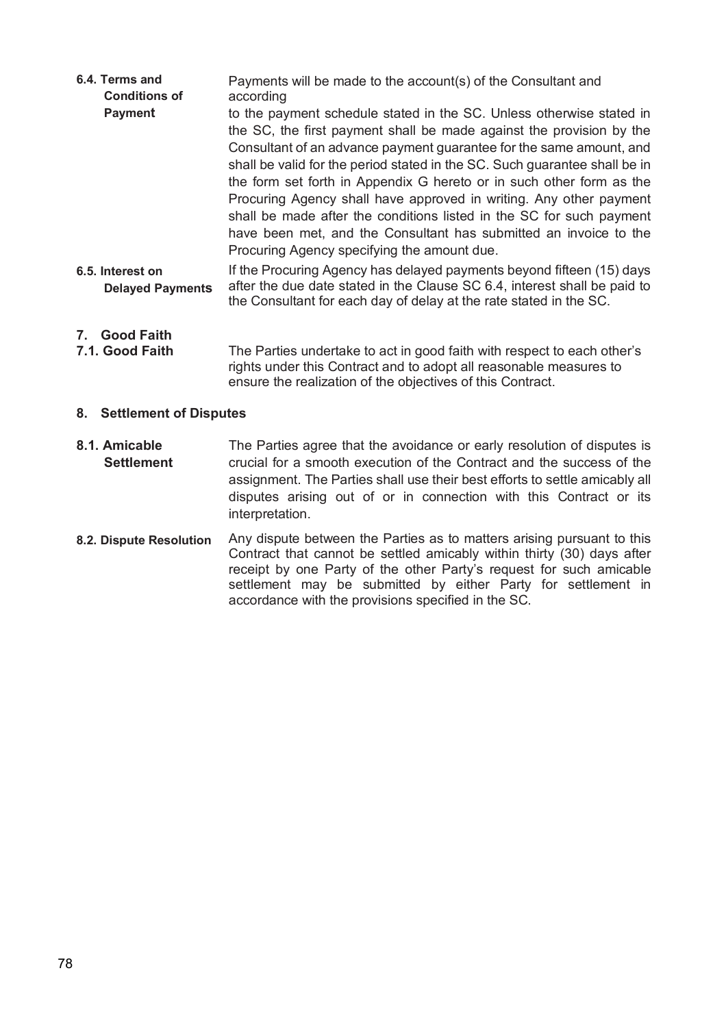**6.4. Terms and Conditions of Payment**

Payments will be made to the account(s) of the Consultant and according to the payment schedule stated in the SC. Unless otherwise stated in the SC, the first payment shall be made against the provision by the Consultant of an advance payment guarantee for the same amount, and shall be valid for the period stated in the SC. Such guarantee shall be in the form set forth in Appendix G hereto or in such other form as the Procuring Agency shall have approved in writing. Any other payment shall be made after the conditions listed in the SC for such payment have been met, and the Consultant has submitted an invoice to the Procuring Agency specifying the amount due.

**6.5. Interest on Delayed Payments**

If the Procuring Agency has delayed payments beyond fifteen (15) days after the due date stated in the Clause SC 6.4, interest shall be paid to the Consultant for each day of delay at the rate stated in the SC.

## 7. Good Faith

**7.1. Good Faith**

The Parties undertake to act in good faith with respect to each other's rights under this Contract and to adopt all reasonable measures to ensure the realization of the objectives of this Contract.

## 8. Settlement of Disputes

**8.1. Amicable Settlement**

The Parties agree that the avoidance or early resolution of disputes is crucial for a smooth execution of the Contract and the success of the assignment. The Parties shall use their best efforts to settle amicably all disputes arising out of or in connection with this Contract or its interpretation.

**8.2. Dispute Resolution**

Any dispute between the Parties as to matters arising pursuant to this Contract that cannot be settled amicably within thirty (30) days after receipt by one Party of the other Party's request for such amicable settlement may be submitted by either Party for settlement in accordance with the provisions specified in the SC.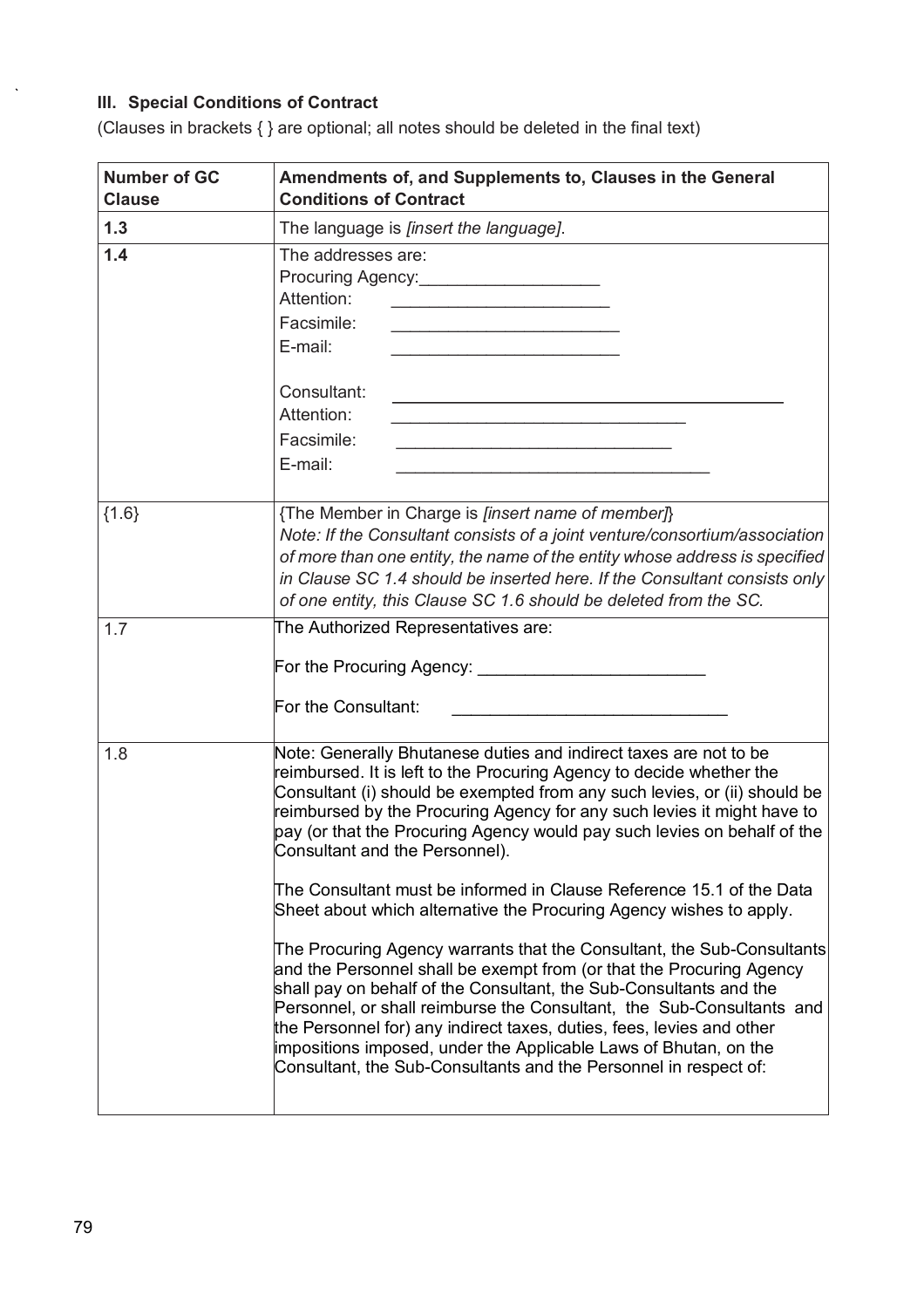### III. Special Conditions of Contract

(Clauses in brackets { } are optional; all notes should be deleted in the final text)

| Number of GC Clause | Amendments of, and Supplements to, Clauses in the General Conditions of Contract |
|---|---|
| **1.3** | The language is *[insert the language]*. |
| **1.4** | The addresses are:<br>Procuring Agency:___________________<br>Attention: _______________________<br>Facsimile: ________________________<br>E-mail: ________________________<br><br>Consultant: ________________________________________<br>Attention: _______________________________<br>Facsimile: _____________________________<br>E-mail: _________________________________ |
| {1.6} | {The Member in Charge is *[insert name of member]*}<br>*Note: If the Consultant consists of a joint venture/consortium/association of more than one entity, the name of the entity whose address is specified in Clause SC 1.4 should be inserted here. If the Consultant consists only of one entity, this Clause SC 1.6 should be deleted from the SC.* |
| 1.7 | The Authorized Representatives are:<br><br>For the Procuring Agency: ________________________<br><br>For the Consultant: ____________________________ |
| 1.8 | Note: Generally Bhutanese duties and indirect taxes are not to be reimbursed. It is left to the Procuring Agency to decide whether the Consultant (i) should be exempted from any such levies, or (ii) should be reimbursed by the Procuring Agency for any such levies it might have to pay (or that the Procuring Agency would pay such levies on behalf of the Consultant and the Personnel).<br><br>The Consultant must be informed in Clause Reference 15.1 of the Data Sheet about which alternative the Procuring Agency wishes to apply.<br><br>The Procuring Agency warrants that the Consultant, the Sub-Consultants and the Personnel shall be exempt from (or that the Procuring Agency shall pay on behalf of the Consultant, the Sub-Consultants and the Personnel, or shall reimburse the Consultant, the Sub-Consultants and the Personnel for) any indirect taxes, duties, fees, levies and other impositions imposed, under the Applicable Laws of Bhutan, on the Consultant, the Sub-Consultants and the Personnel in respect of: |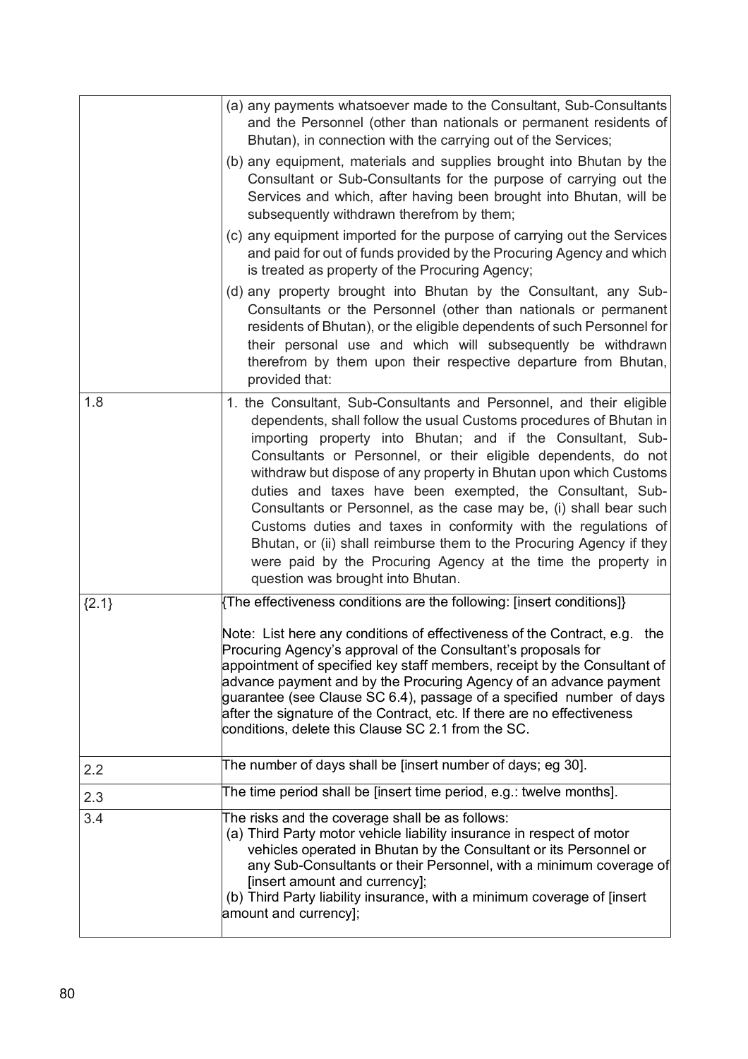| | |
|---|---|
| | (a) any payments whatsoever made to the Consultant, Sub-Consultants and the Personnel (other than nationals or permanent residents of Bhutan), in connection with the carrying out of the Services;<br>(b) any equipment, materials and supplies brought into Bhutan by the Consultant or Sub-Consultants for the purpose of carrying out the Services and which, after having been brought into Bhutan, will be subsequently withdrawn therefrom by them;<br>(c) any equipment imported for the purpose of carrying out the Services and paid for out of funds provided by the Procuring Agency and which is treated as property of the Procuring Agency;<br>(d) any property brought into Bhutan by the Consultant, any Sub-Consultants or the Personnel (other than nationals or permanent residents of Bhutan), or the eligible dependents of such Personnel for their personal use and which will subsequently be withdrawn therefrom by them upon their respective departure from Bhutan, provided that: |
| 1.8 | 1. the Consultant, Sub-Consultants and Personnel, and their eligible dependents, shall follow the usual Customs procedures of Bhutan in importing property into Bhutan; and if the Consultant, Sub-Consultants or Personnel, or their eligible dependents, do not withdraw but dispose of any property in Bhutan upon which Customs duties and taxes have been exempted, the Consultant, Sub-Consultants or Personnel, as the case may be, (i) shall bear such Customs duties and taxes in conformity with the regulations of Bhutan, or (ii) shall reimburse them to the Procuring Agency if they were paid by the Procuring Agency at the time the property in question was brought into Bhutan. |
| {2.1} | {The effectiveness conditions are the following: [insert conditions]}<br><br>Note: List here any conditions of effectiveness of the Contract, e.g. the Procuring Agency's approval of the Consultant's proposals for appointment of specified key staff members, receipt by the Consultant of advance payment and by the Procuring Agency of an advance payment guarantee (see Clause SC 6.4), passage of a specified number of days after the signature of the Contract, etc. If there are no effectiveness conditions, delete this Clause SC 2.1 from the SC. |
| 2.2 | The number of days shall be [insert number of days; eg 30]. |
| 2.3 | The time period shall be [insert time period, e.g.: twelve months]. |
| 3.4 | The risks and the coverage shall be as follows:<br>(a) Third Party motor vehicle liability insurance in respect of motor vehicles operated in Bhutan by the Consultant or its Personnel or any Sub-Consultants or their Personnel, with a minimum coverage of [insert amount and currency];<br>(b) Third Party liability insurance, with a minimum coverage of [insert amount and currency]; |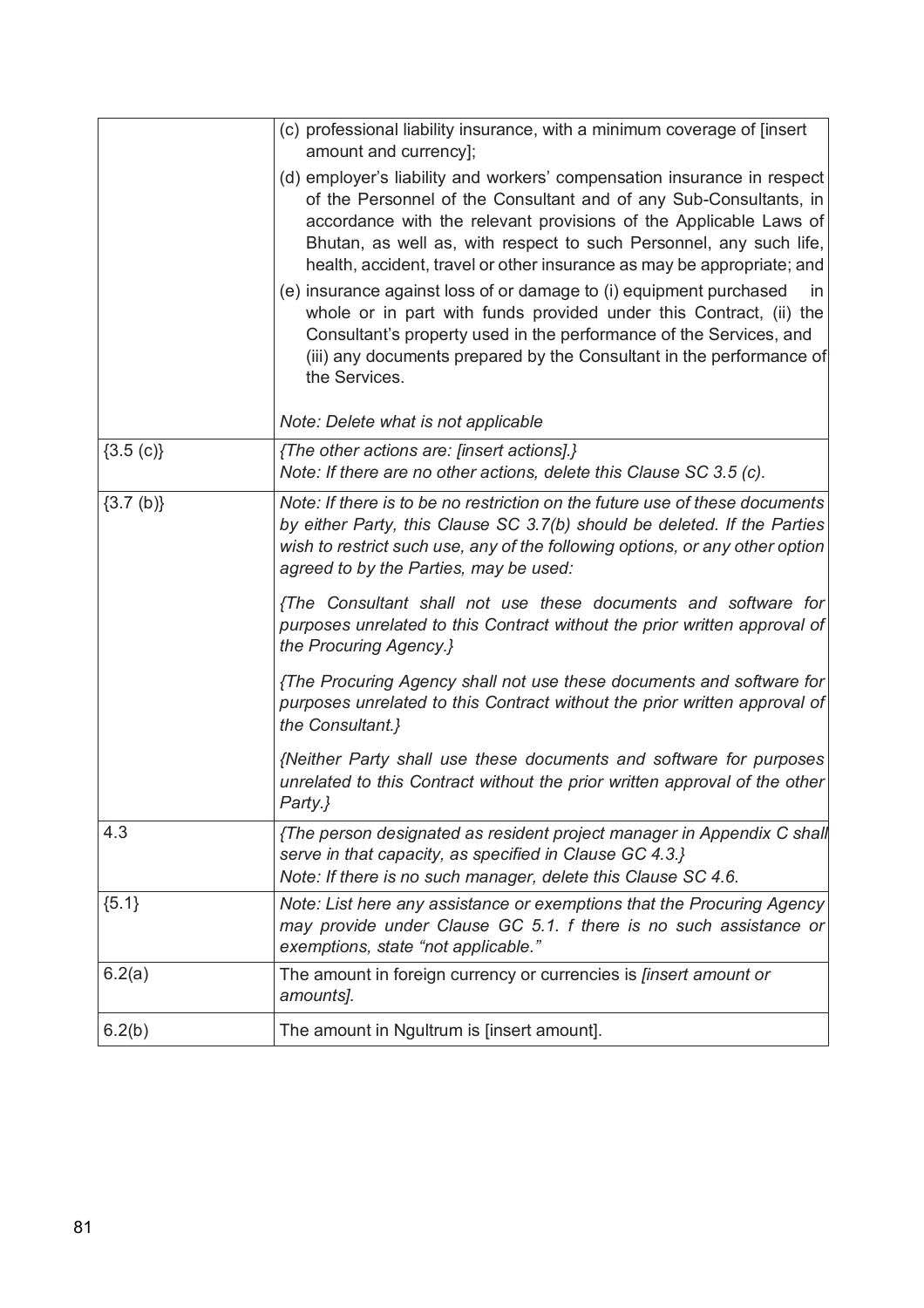| | |
|---|---|
| | (c) professional liability insurance, with a minimum coverage of [insert amount and currency];<br>(d) employer's liability and workers' compensation insurance in respect of the Personnel of the Consultant and of any Sub-Consultants, in accordance with the relevant provisions of the Applicable Laws of Bhutan, as well as, with respect to such Personnel, any such life, health, accident, travel or other insurance as may be appropriate; and<br>(e) insurance against loss of or damage to (i) equipment purchased in whole or in part with funds provided under this Contract, (ii) the Consultant's property used in the performance of the Services, and (iii) any documents prepared by the Consultant in the performance of the Services.<br><br>*Note: Delete what is not applicable* |
| {3.5 (c)} | *{The other actions are: [insert actions].}*<br>*Note: If there are no other actions, delete this Clause SC 3.5 (c).* |
| {3.7 (b)} | *Note: If there is to be no restriction on the future use of these documents by either Party, this Clause SC 3.7(b) should be deleted. If the Parties wish to restrict such use, any of the following options, or any other option agreed to by the Parties, may be used:*<br><br>*{The Consultant shall not use these documents and software for purposes unrelated to this Contract without the prior written approval of the Procuring Agency.}*<br><br>*{The Procuring Agency shall not use these documents and software for purposes unrelated to this Contract without the prior written approval of the Consultant.}*<br><br>*{Neither Party shall use these documents and software for purposes unrelated to this Contract without the prior written approval of the other Party.}* |
| 4.3 | *{The person designated as resident project manager in Appendix C shall serve in that capacity, as specified in Clause GC 4.3.}*<br>*Note: If there is no such manager, delete this Clause SC 4.6.* |
| {5.1} | *Note: List here any assistance or exemptions that the Procuring Agency may provide under Clause GC 5.1. f there is no such assistance or exemptions, state "not applicable."* |
| 6.2(a) | The amount in foreign currency or currencies is *[insert amount or amounts].* |
| 6.2(b) | The amount in Ngultrum is [insert amount]. |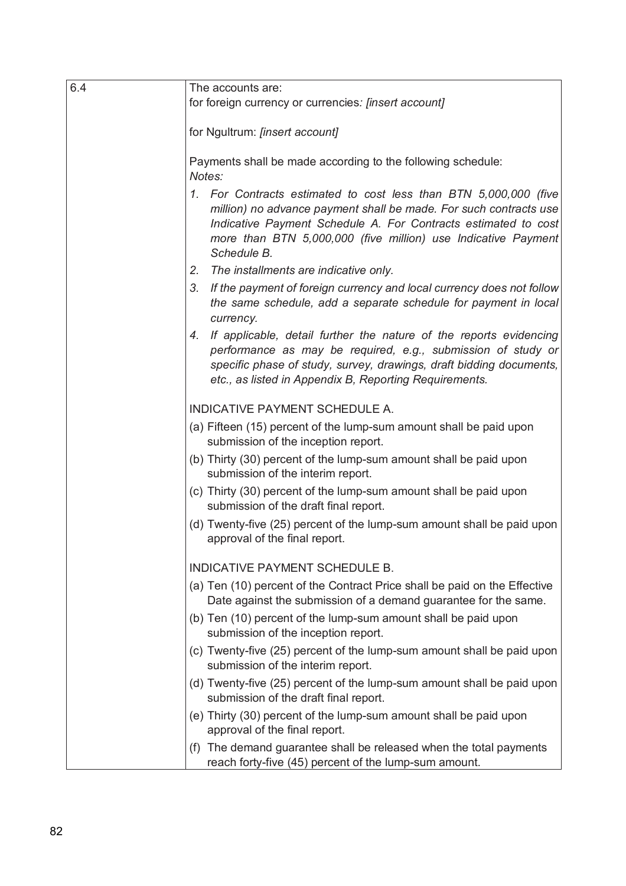| 6.4 | The accounts are:<br>for foreign currency or currencies*: [insert account]*<br><br>for Ngultrum: *[insert account]*<br><br>Payments shall be made according to the following schedule:<br>*Notes:*<br>*1. For Contracts estimated to cost less than BTN 5,000,000 (five million) no advance payment shall be made. For such contracts use Indicative Payment Schedule A. For Contracts estimated to cost more than BTN 5,000,000 (five million) use Indicative Payment Schedule B.*<br>*2. The installments are indicative only.*<br>*3. If the payment of foreign currency and local currency does not follow the same schedule, add a separate schedule for payment in local currency.*<br>*4. If applicable, detail further the nature of the reports evidencing performance as may be required, e.g., submission of study or specific phase of study, survey, drawings, draft bidding documents, etc., as listed in Appendix B, Reporting Requirements.*<br><br>INDICATIVE PAYMENT SCHEDULE A.<br>(a) Fifteen (15) percent of the lump-sum amount shall be paid upon submission of the inception report.<br>(b) Thirty (30) percent of the lump-sum amount shall be paid upon submission of the interim report.<br>(c) Thirty (30) percent of the lump-sum amount shall be paid upon submission of the draft final report.<br>(d) Twenty-five (25) percent of the lump-sum amount shall be paid upon approval of the final report.<br><br>INDICATIVE PAYMENT SCHEDULE B.<br>(a) Ten (10) percent of the Contract Price shall be paid on the Effective Date against the submission of a demand guarantee for the same.<br>(b) Ten (10) percent of the lump-sum amount shall be paid upon submission of the inception report.<br>(c) Twenty-five (25) percent of the lump-sum amount shall be paid upon submission of the interim report.<br>(d) Twenty-five (25) percent of the lump-sum amount shall be paid upon submission of the draft final report.<br>(e) Thirty (30) percent of the lump-sum amount shall be paid upon approval of the final report.<br>(f) The demand guarantee shall be released when the total payments reach forty-five (45) percent of the lump-sum amount. |
|---|---|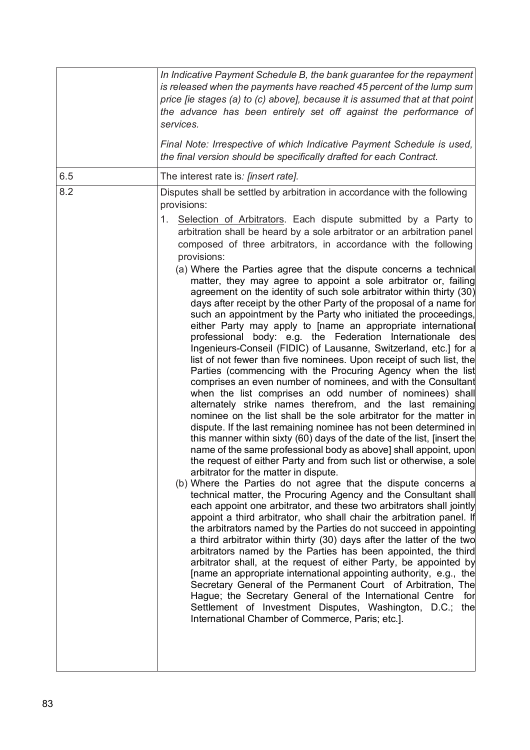| | |
|---|---|
| | *In Indicative Payment Schedule B, the bank guarantee for the repayment is released when the payments have reached 45 percent of the lump sum price [ie stages (a) to (c) above], because it is assumed that at that point the advance has been entirely set off against the performance of services.*<br><br>*Final Note: Irrespective of which Indicative Payment Schedule is used, the final version should be specifically drafted for each Contract.* |
| 6.5 | The interest rate is*: [insert rate].* |
| 8.2 | Disputes shall be settled by arbitration in accordance with the following provisions:<br><br>1. <u>Selection of Arbitrators</u>. Each dispute submitted by a Party to arbitration shall be heard by a sole arbitrator or an arbitration panel composed of three arbitrators, in accordance with the following provisions:<br><br>(a) Where the Parties agree that the dispute concerns a technical matter, they may agree to appoint a sole arbitrator or, failing agreement on the identity of such sole arbitrator within thirty (30) days after receipt by the other Party of the proposal of a name for such an appointment by the Party who initiated the proceedings, either Party may apply to [name an appropriate international professional body: e.g. the Federation Internationale des Ingenieurs-Conseil (FIDIC) of Lausanne, Switzerland, etc.] for a list of not fewer than five nominees. Upon receipt of such list, the Parties (commencing with the Procuring Agency when the list comprises an even number of nominees, and with the Consultant when the list comprises an odd number of nominees) shall alternately strike names therefrom, and the last remaining nominee on the list shall be the sole arbitrator for the matter in dispute. If the last remaining nominee has not been determined in this manner within sixty (60) days of the date of the list, [insert the name of the same professional body as above] shall appoint, upon the request of either Party and from such list or otherwise, a sole arbitrator for the matter in dispute.<br><br>(b) Where the Parties do not agree that the dispute concerns a technical matter, the Procuring Agency and the Consultant shall each appoint one arbitrator, and these two arbitrators shall jointly appoint a third arbitrator, who shall chair the arbitration panel. If the arbitrators named by the Parties do not succeed in appointing a third arbitrator within thirty (30) days after the latter of the two arbitrators named by the Parties has been appointed, the third arbitrator shall, at the request of either Party, be appointed by [name an appropriate international appointing authority, e.g., the Secretary General of the Permanent Court of Arbitration, The Hague; the Secretary General of the International Centre for Settlement of Investment Disputes, Washington, D.C.; the International Chamber of Commerce, Paris; etc.]. |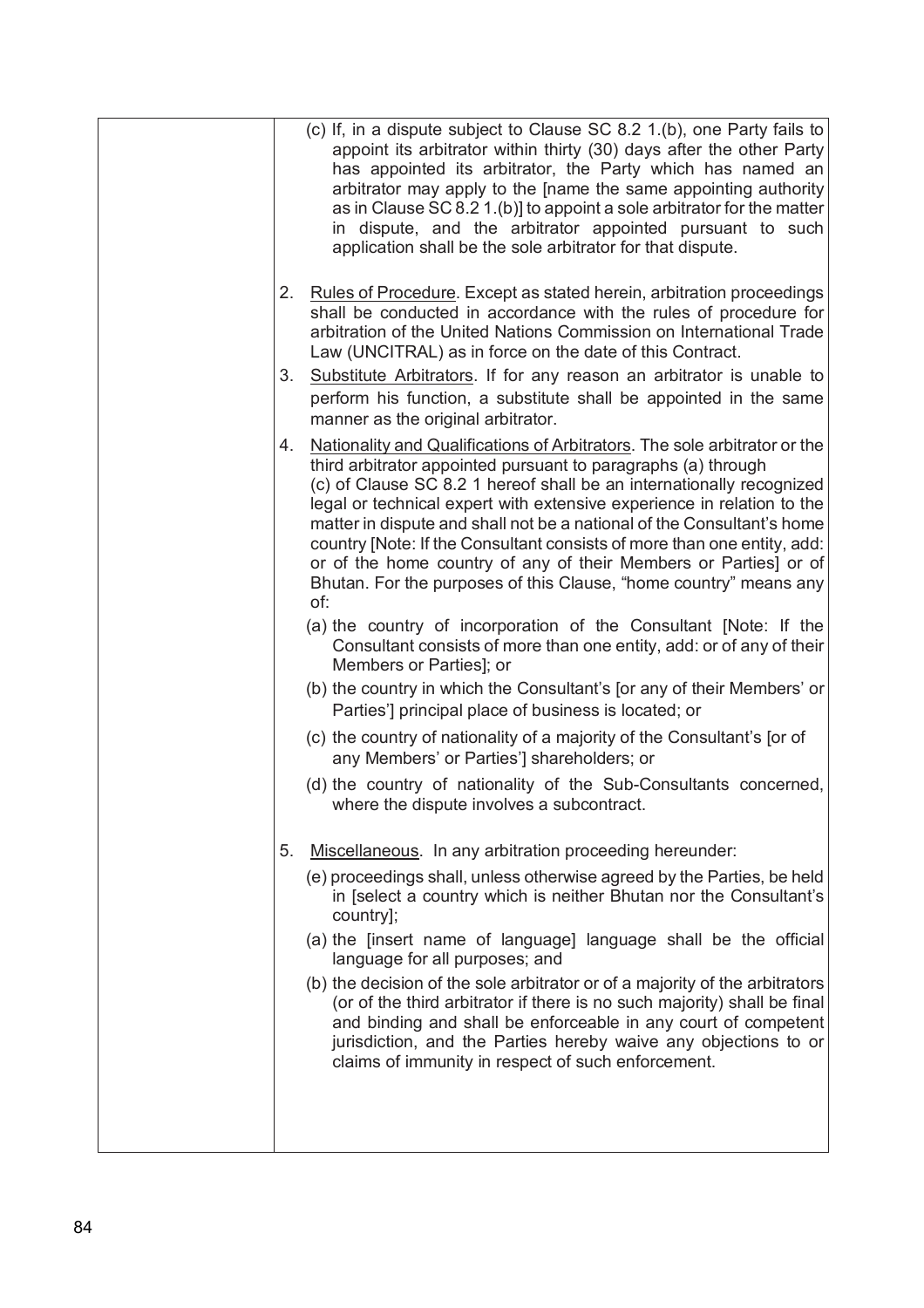(c) If, in a dispute subject to Clause SC 8.2 1.(b), one Party fails to appoint its arbitrator within thirty (30) days after the other Party has appointed its arbitrator, the Party which has named an arbitrator may apply to the [name the same appointing authority as in Clause SC 8.2 1.(b)] to appoint a sole arbitrator for the matter in dispute, and the arbitrator appointed pursuant to such application shall be the sole arbitrator for that dispute.

2. Rules of Procedure. Except as stated herein, arbitration proceedings shall be conducted in accordance with the rules of procedure for arbitration of the United Nations Commission on International Trade Law (UNCITRAL) as in force on the date of this Contract.

3. Substitute Arbitrators. If for any reason an arbitrator is unable to perform his function, a substitute shall be appointed in the same manner as the original arbitrator.

4. Nationality and Qualifications of Arbitrators. The sole arbitrator or the third arbitrator appointed pursuant to paragraphs (a) through (c) of Clause SC 8.2 1 hereof shall be an internationally recognized legal or technical expert with extensive experience in relation to the matter in dispute and shall not be a national of the Consultant's home country [Note: If the Consultant consists of more than one entity, add: or of the home country of any of their Members or Parties] or of Bhutan. For the purposes of this Clause, "home country" means any of:

   (a) the country of incorporation of the Consultant [Note: If the Consultant consists of more than one entity, add: or of any of their Members or Parties]; or

   (b) the country in which the Consultant's [or any of their Members' or Parties'] principal place of business is located; or

   (c) the country of nationality of a majority of the Consultant's [or of any Members' or Parties'] shareholders; or

   (d) the country of nationality of the Sub-Consultants concerned, where the dispute involves a subcontract.

5. Miscellaneous. In any arbitration proceeding hereunder:

   (e) proceedings shall, unless otherwise agreed by the Parties, be held in [select a country which is neither Bhutan nor the Consultant's country];

   (a) the [insert name of language] language shall be the official language for all purposes; and

   (b) the decision of the sole arbitrator or of a majority of the arbitrators (or of the third arbitrator if there is no such majority) shall be final and binding and shall be enforceable in any court of competent jurisdiction, and the Parties hereby waive any objections to or claims of immunity in respect of such enforcement.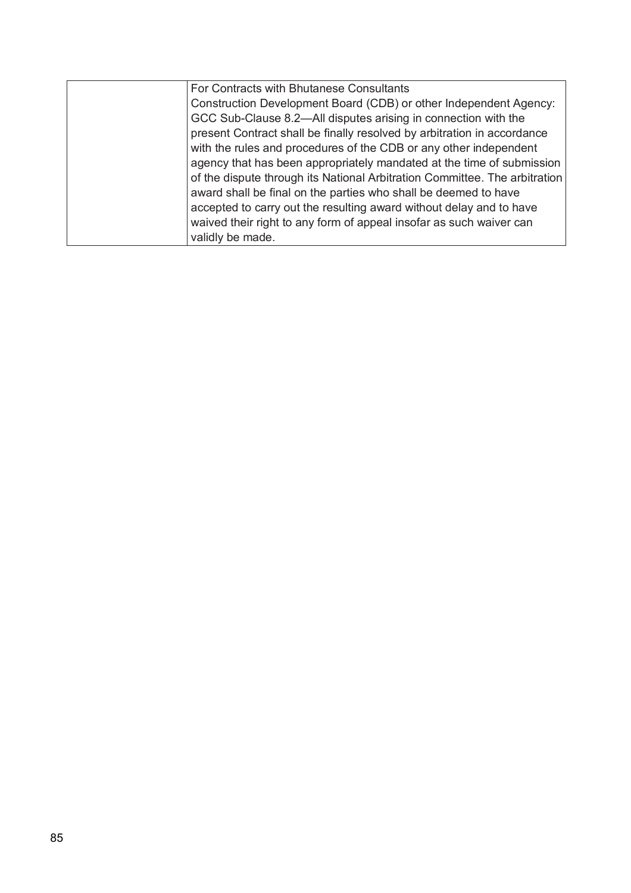|  | For Contracts with Bhutanese Consultants<br>Construction Development Board (CDB) or other Independent Agency: GCC Sub-Clause 8.2—All disputes arising in connection with the present Contract shall be finally resolved by arbitration in accordance with the rules and procedures of the CDB or any other independent agency that has been appropriately mandated at the time of submission of the dispute through its National Arbitration Committee. The arbitration award shall be final on the parties who shall be deemed to have accepted to carry out the resulting award without delay and to have waived their right to any form of appeal insofar as such waiver can validly be made. |
| --- | --- |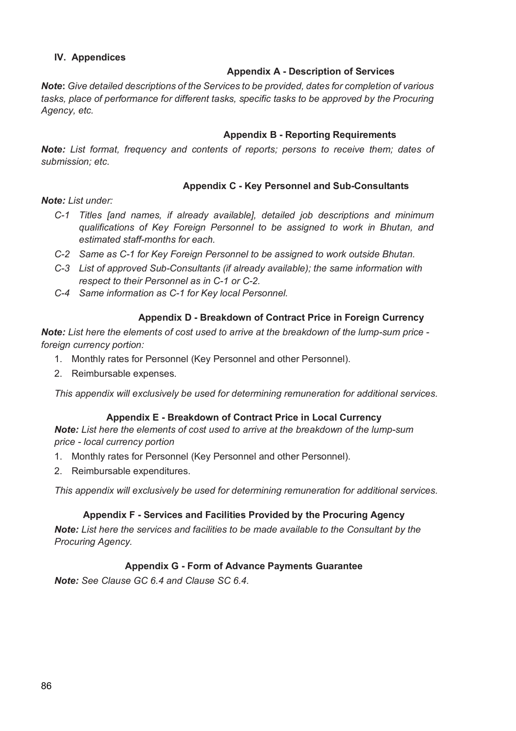## IV. Appendices

### Appendix A - Description of Services

***Note*: *Give detailed descriptions of the Services to be provided, dates for completion of various tasks, place of performance for different tasks, specific tasks to be approved by the Procuring Agency, etc.***

### Appendix B - Reporting Requirements

***Note:** List format, frequency and contents of reports; persons to receive them; dates of submission; etc.*

### Appendix C - Key Personnel and Sub-Consultants

***Note:** List under:*

- *C-1 Titles [and names, if already available], detailed job descriptions and minimum qualifications of Key Foreign Personnel to be assigned to work in Bhutan, and estimated staff-months for each.*
- *C-2 Same as C-1 for Key Foreign Personnel to be assigned to work outside Bhutan.*
- *C-3 List of approved Sub-Consultants (if already available); the same information with respect to their Personnel as in C-1 or C-2.*
- *C-4 Same information as C-1 for Key local Personnel.*

### Appendix D - Breakdown of Contract Price in Foreign Currency

***Note:** List here the elements of cost used to arrive at the breakdown of the lump-sum price - foreign currency portion:*

1. Monthly rates for Personnel (Key Personnel and other Personnel).
2. Reimbursable expenses.

*This appendix will exclusively be used for determining remuneration for additional services.*

### Appendix E - Breakdown of Contract Price in Local Currency

***Note:** List here the elements of cost used to arrive at the breakdown of the lump-sum price - local currency portion*

1. Monthly rates for Personnel (Key Personnel and other Personnel).
2. Reimbursable expenditures.

*This appendix will exclusively be used for determining remuneration for additional services.*

### Appendix F - Services and Facilities Provided by the Procuring Agency

***Note:** List here the services and facilities to be made available to the Consultant by the Procuring Agency.*

### Appendix G - Form of Advance Payments Guarantee

***Note:** See Clause GC 6.4 and Clause SC 6.4.*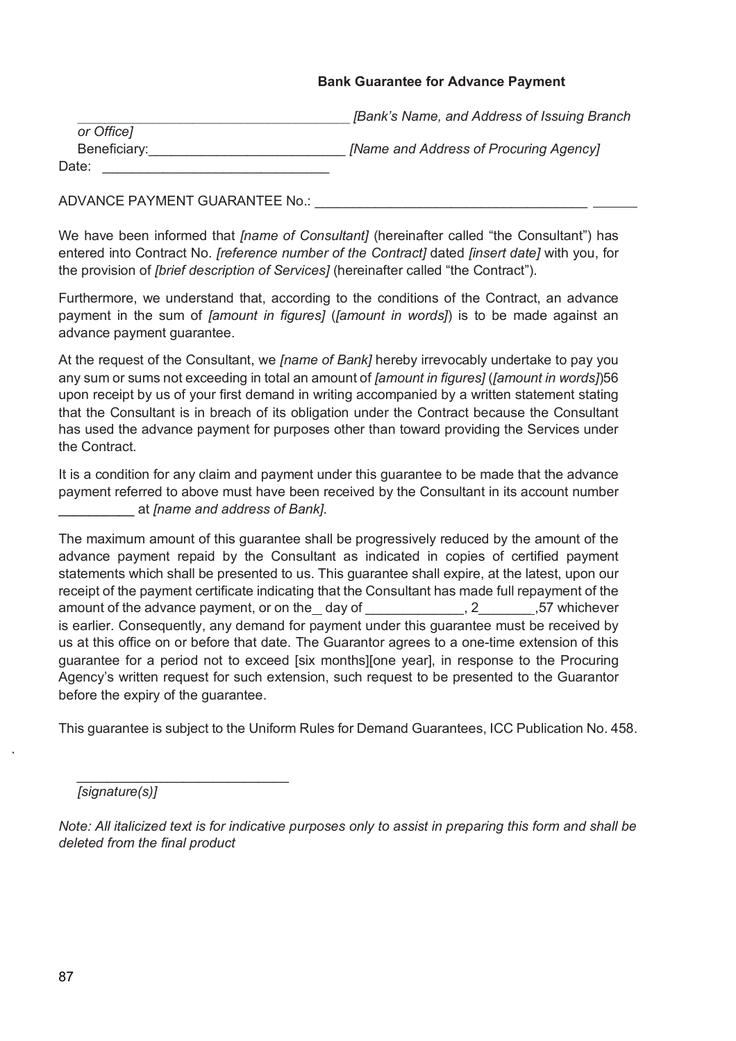**Bank Guarantee for Advance Payment**

\_\_\_\_\_\_\_\_\_\_\_\_\_\_\_\_\_\_\_\_\_\_\_\_\_\_\_\_\_\_\_\_\_\_\_ *[Bank's Name, and Address of Issuing Branch or Office]*

Beneficiary:\_\_\_\_\_\_\_\_\_\_\_\_\_\_\_\_\_\_\_\_\_\_\_\_\_\_ *[Name and Address of Procuring Agency]*

Date: \_\_\_\_\_\_\_\_\_\_\_\_\_\_\_\_\_\_\_\_\_\_\_\_\_\_\_\_\_\_

ADVANCE PAYMENT GUARANTEE No.: \_\_\_\_\_\_\_\_\_\_\_\_\_\_\_\_\_\_\_\_\_\_\_\_\_\_\_\_\_\_\_\_\_\_\_\_ \_\_\_\_\_\_

We have been informed that *[name of Consultant]* (hereinafter called "the Consultant") has entered into Contract No. *[reference number of the Contract]* dated *[insert date]* with you, for the provision of *[brief description of Services]* (hereinafter called "the Contract").

Furthermore, we understand that, according to the conditions of the Contract, an advance payment in the sum of *[amount in figures]* (*[amount in words]*) is to be made against an advance payment guarantee.

At the request of the Consultant, we *[name of Bank]* hereby irrevocably undertake to pay you any sum or sums not exceeding in total an amount of *[amount in figures]* (*[amount in words]*)[56] upon receipt by us of your first demand in writing accompanied by a written statement stating that the Consultant is in breach of its obligation under the Contract because the Consultant has used the advance payment for purposes other than toward providing the Services under the Contract.

It is a condition for any claim and payment under this guarantee to be made that the advance payment referred to above must have been received by the Consultant in its account number \_\_\_\_\_\_\_\_\_\_ at *[name and address of Bank]*.

The maximum amount of this guarantee shall be progressively reduced by the amount of the advance payment repaid by the Consultant as indicated in copies of certified payment statements which shall be presented to us. This guarantee shall expire, at the latest, upon our receipt of the payment certificate indicating that the Consultant has made full repayment of the amount of the advance payment, or on the\_\_ day of \_\_\_\_\_\_\_\_\_\_\_\_\_, 2\_\_\_\_\_\_\_,[57] whichever is earlier. Consequently, any demand for payment under this guarantee must be received by us at this office on or before that date. The Guarantor agrees to a one-time extension of this guarantee for a period not to exceed [six months][one year], in response to the Procuring Agency's written request for such extension, such request to be presented to the Guarantor before the expiry of the guarantee.

This guarantee is subject to the Uniform Rules for Demand Guarantees, ICC Publication No. 458.

\_\_\_\_\_\_\_\_\_\_\_\_\_\_\_\_\_\_\_\_\_\_\_\_\_\_\_\_

*[signature(s)]*

*Note: All italicized text is for indicative purposes only to assist in preparing this form and shall be deleted from the final product*